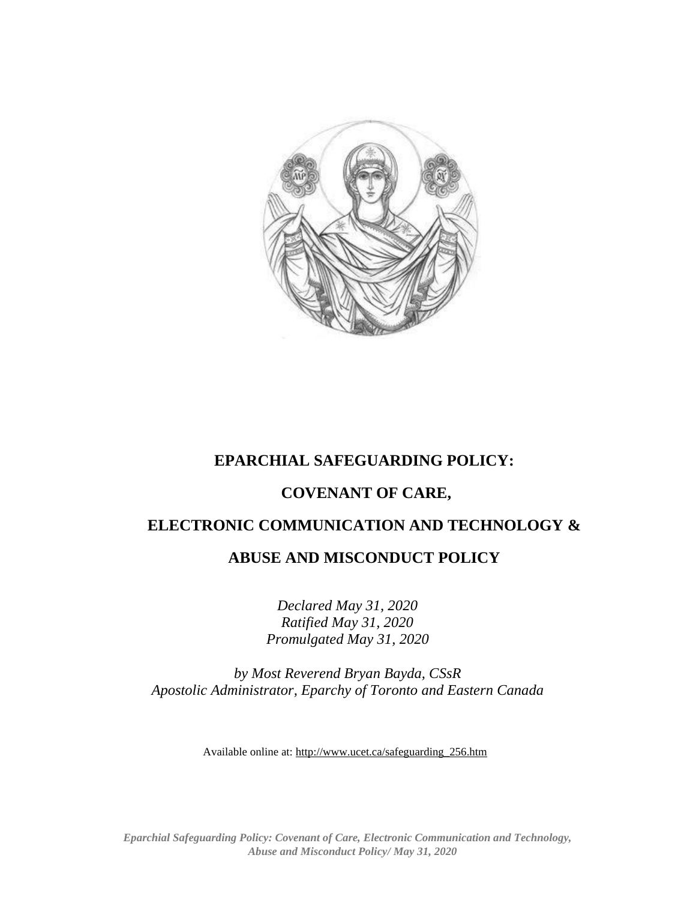# EPARCHIAL SAFEGUARDING POLICY:

# COVENANT OF CARE,

# ELECTRONIC COMMUNICATION AND TECHNOLOGY &

# ABUSE AND MISCONDUCT POLICY

*Declared May 31, 2020*
*Ratified May 31, 2020*
*Promulgated May 31, 2020*

*by Most Reverend Bryan Bayda, CSsR*
*Apostolic Administrator, Eparchy of Toronto and Eastern Canada*

Available online at: http://www.ucet.ca/safeguarding_256.htm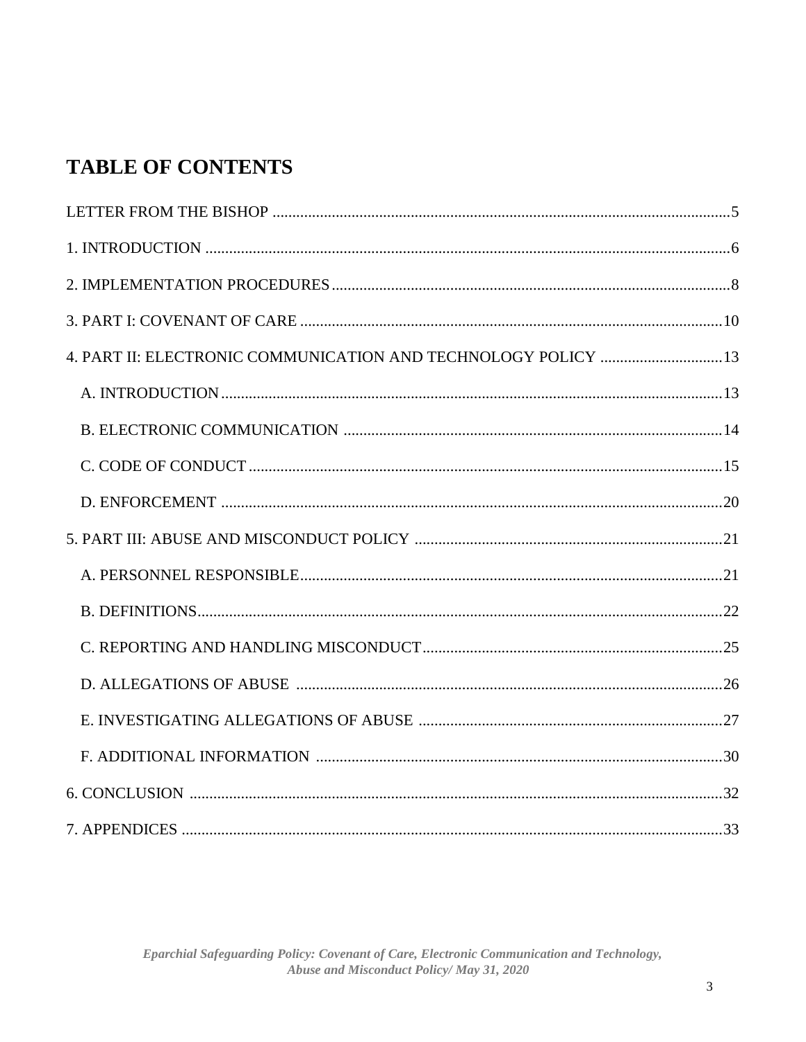# TABLE OF CONTENTS

LETTER FROM THE BISHOP ..................................................................................................................5

1. INTRODUCTION ..................................................................................................................6

2. IMPLEMENTATION PROCEDURES ..................................................................................................................8

3. PART I: COVENANT OF CARE ..................................................................................................................10

4. PART II: ELECTRONIC COMMUNICATION AND TECHNOLOGY POLICY ..............................13

- A. INTRODUCTION ..................................................................................................................13
- B. ELECTRONIC COMMUNICATION ..................................................................................................................14
- C. CODE OF CONDUCT ..................................................................................................................15
- D. ENFORCEMENT ..................................................................................................................20

5. PART III: ABUSE AND MISCONDUCT POLICY ..................................................................................................................21

- A. PERSONNEL RESPONSIBLE ..................................................................................................................21
- B. DEFINITIONS ..................................................................................................................22
- C. REPORTING AND HANDLING MISCONDUCT ..................................................................................................................25
- D. ALLEGATIONS OF ABUSE ..................................................................................................................26
- E. INVESTIGATING ALLEGATIONS OF ABUSE ..................................................................................................................27
- F. ADDITIONAL INFORMATION ..................................................................................................................30

6. CONCLUSION ..................................................................................................................32

7. APPENDICES ..................................................................................................................33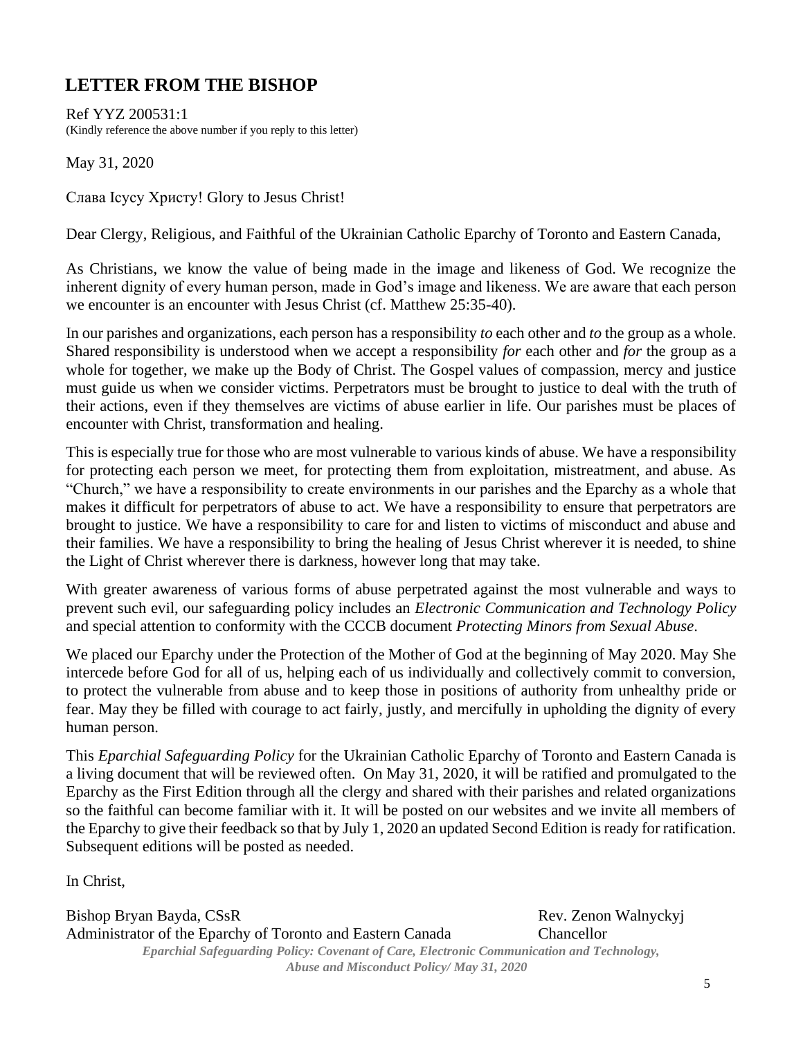## LETTER FROM THE BISHOP

Ref YYZ 200531:1
(Kindly reference the above number if you reply to this letter)

May 31, 2020

Слава Ісусу Христу! Glory to Jesus Christ!

Dear Clergy, Religious, and Faithful of the Ukrainian Catholic Eparchy of Toronto and Eastern Canada,

As Christians, we know the value of being made in the image and likeness of God. We recognize the inherent dignity of every human person, made in God's image and likeness. We are aware that each person we encounter is an encounter with Jesus Christ (cf. Matthew 25:35-40).

In our parishes and organizations, each person has a responsibility *to* each other and *to* the group as a whole. Shared responsibility is understood when we accept a responsibility *for* each other and *for* the group as a whole for together, we make up the Body of Christ. The Gospel values of compassion, mercy and justice must guide us when we consider victims. Perpetrators must be brought to justice to deal with the truth of their actions, even if they themselves are victims of abuse earlier in life. Our parishes must be places of encounter with Christ, transformation and healing.

This is especially true for those who are most vulnerable to various kinds of abuse. We have a responsibility for protecting each person we meet, for protecting them from exploitation, mistreatment, and abuse. As "Church," we have a responsibility to create environments in our parishes and the Eparchy as a whole that makes it difficult for perpetrators of abuse to act. We have a responsibility to ensure that perpetrators are brought to justice. We have a responsibility to care for and listen to victims of misconduct and abuse and their families. We have a responsibility to bring the healing of Jesus Christ wherever it is needed, to shine the Light of Christ wherever there is darkness, however long that may take.

With greater awareness of various forms of abuse perpetrated against the most vulnerable and ways to prevent such evil, our safeguarding policy includes an *Electronic Communication and Technology Policy* and special attention to conformity with the CCCB document *Protecting Minors from Sexual Abuse*.

We placed our Eparchy under the Protection of the Mother of God at the beginning of May 2020. May She intercede before God for all of us, helping each of us individually and collectively commit to conversion, to protect the vulnerable from abuse and to keep those in positions of authority from unhealthy pride or fear. May they be filled with courage to act fairly, justly, and mercifully in upholding the dignity of every human person.

This *Eparchial Safeguarding Policy* for the Ukrainian Catholic Eparchy of Toronto and Eastern Canada is a living document that will be reviewed often. On May 31, 2020, it will be ratified and promulgated to the Eparchy as the First Edition through all the clergy and shared with their parishes and related organizations so the faithful can become familiar with it. It will be posted on our websites and we invite all members of the Eparchy to give their feedback so that by July 1, 2020 an updated Second Edition is ready for ratification. Subsequent editions will be posted as needed.

In Christ,

Bishop Bryan Bayda, CSsR
Administrator of the Eparchy of Toronto and Eastern Canada

Rev. Zenon Walnyckyj
Chancellor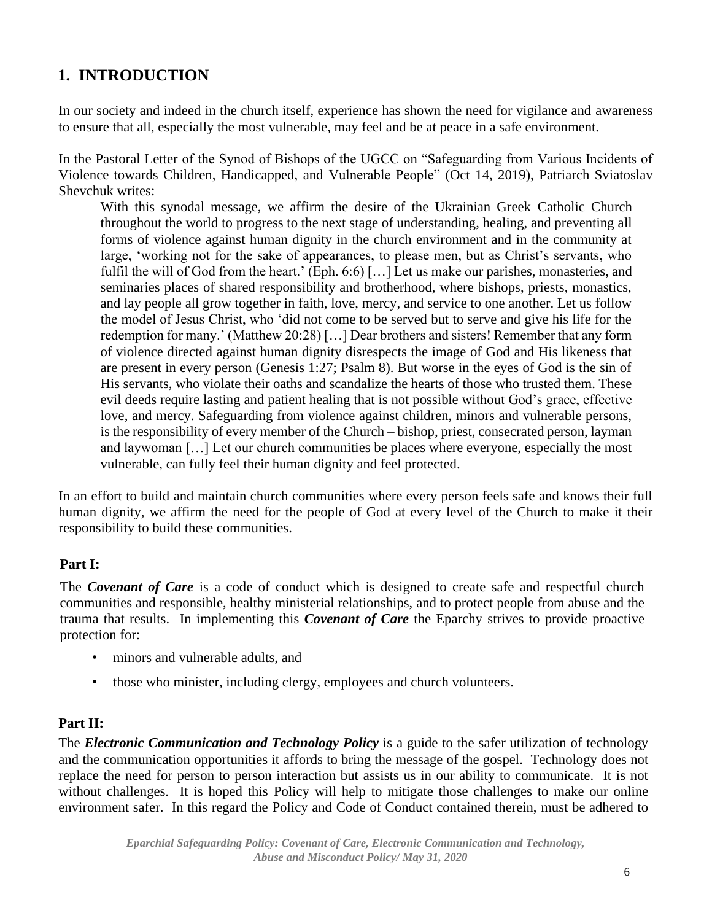## 1. INTRODUCTION

In our society and indeed in the church itself, experience has shown the need for vigilance and awareness to ensure that all, especially the most vulnerable, may feel and be at peace in a safe environment.

In the Pastoral Letter of the Synod of Bishops of the UGCC on "Safeguarding from Various Incidents of Violence towards Children, Handicapped, and Vulnerable People" (Oct 14, 2019), Patriarch Sviatoslav Shevchuk writes:

> With this synodal message, we affirm the desire of the Ukrainian Greek Catholic Church throughout the world to progress to the next stage of understanding, healing, and preventing all forms of violence against human dignity in the church environment and in the community at large, 'working not for the sake of appearances, to please men, but as Christ's servants, who fulfil the will of God from the heart.' (Eph. 6:6) […] Let us make our parishes, monasteries, and seminaries places of shared responsibility and brotherhood, where bishops, priests, monastics, and lay people all grow together in faith, love, mercy, and service to one another. Let us follow the model of Jesus Christ, who 'did not come to be served but to serve and give his life for the redemption for many.' (Matthew 20:28) […] Dear brothers and sisters! Remember that any form of violence directed against human dignity disrespects the image of God and His likeness that are present in every person (Genesis 1:27; Psalm 8). But worse in the eyes of God is the sin of His servants, who violate their oaths and scandalize the hearts of those who trusted them. These evil deeds require lasting and patient healing that is not possible without God's grace, effective love, and mercy. Safeguarding from violence against children, minors and vulnerable persons, is the responsibility of every member of the Church – bishop, priest, consecrated person, layman and laywoman […] Let our church communities be places where everyone, especially the most vulnerable, can fully feel their human dignity and feel protected.

In an effort to build and maintain church communities where every person feels safe and knows their full human dignity, we affirm the need for the people of God at every level of the Church to make it their responsibility to build these communities.

### Part I:

The ***Covenant of Care*** is a code of conduct which is designed to create safe and respectful church communities and responsible, healthy ministerial relationships, and to protect people from abuse and the trauma that results. In implementing this ***Covenant of Care*** the Eparchy strives to provide proactive protection for:

- minors and vulnerable adults, and
- those who minister, including clergy, employees and church volunteers.

### Part II:

The ***Electronic Communication and Technology Policy*** is a guide to the safer utilization of technology and the communication opportunities it affords to bring the message of the gospel. Technology does not replace the need for person to person interaction but assists us in our ability to communicate. It is not without challenges. It is hoped this Policy will help to mitigate those challenges to make our online environment safer. In this regard the Policy and Code of Conduct contained therein, must be adhered to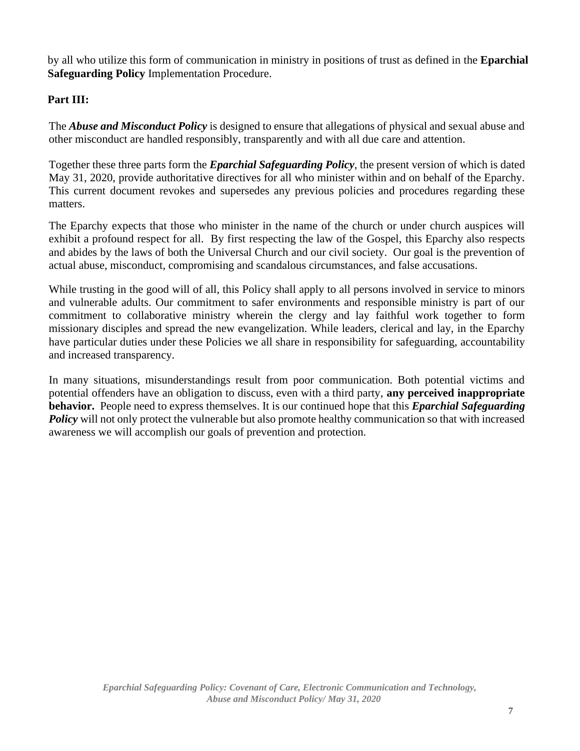by all who utilize this form of communication in ministry in positions of trust as defined in the **Eparchial Safeguarding Policy** Implementation Procedure.

**Part III:**

The ***Abuse and Misconduct Policy*** is designed to ensure that allegations of physical and sexual abuse and other misconduct are handled responsibly, transparently and with all due care and attention.

Together these three parts form the ***Eparchial Safeguarding Policy***, the present version of which is dated May 31, 2020, provide authoritative directives for all who minister within and on behalf of the Eparchy. This current document revokes and supersedes any previous policies and procedures regarding these matters.

The Eparchy expects that those who minister in the name of the church or under church auspices will exhibit a profound respect for all. By first respecting the law of the Gospel, this Eparchy also respects and abides by the laws of both the Universal Church and our civil society. Our goal is the prevention of actual abuse, misconduct, compromising and scandalous circumstances, and false accusations.

While trusting in the good will of all, this Policy shall apply to all persons involved in service to minors and vulnerable adults. Our commitment to safer environments and responsible ministry is part of our commitment to collaborative ministry wherein the clergy and lay faithful work together to form missionary disciples and spread the new evangelization. While leaders, clerical and lay, in the Eparchy have particular duties under these Policies we all share in responsibility for safeguarding, accountability and increased transparency.

In many situations, misunderstandings result from poor communication. Both potential victims and potential offenders have an obligation to discuss, even with a third party, **any perceived inappropriate behavior.** People need to express themselves. It is our continued hope that this ***Eparchial Safeguarding Policy*** will not only protect the vulnerable but also promote healthy communication so that with increased awareness we will accomplish our goals of prevention and protection.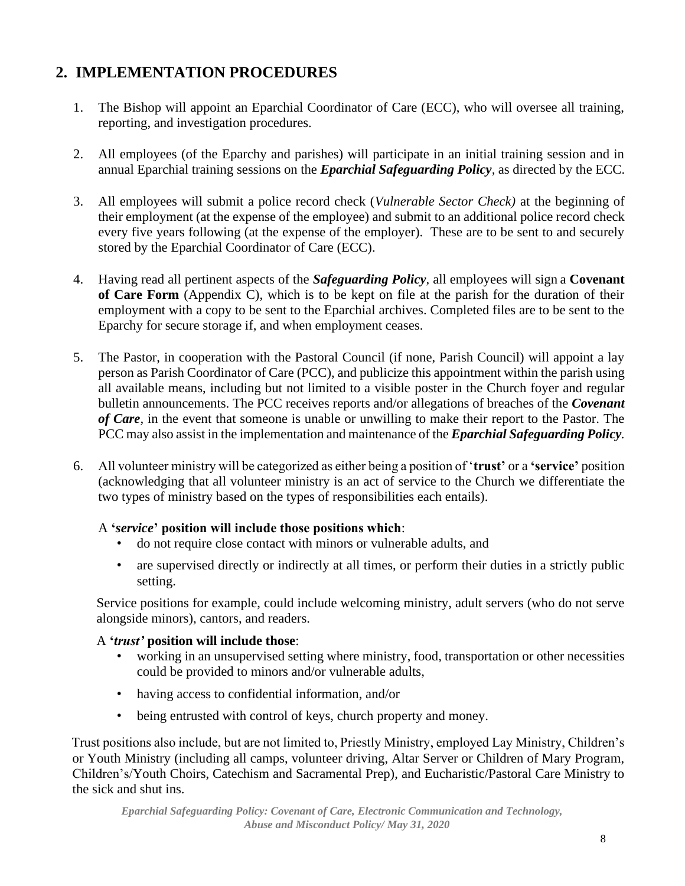## 2. IMPLEMENTATION PROCEDURES

1. The Bishop will appoint an Eparchial Coordinator of Care (ECC), who will oversee all training, reporting, and investigation procedures.

2. All employees (of the Eparchy and parishes) will participate in an initial training session and in annual Eparchial training sessions on the ***Eparchial Safeguarding Policy***, as directed by the ECC.

3. All employees will submit a police record check (*Vulnerable Sector Check)* at the beginning of their employment (at the expense of the employee) and submit to an additional police record check every five years following (at the expense of the employer). These are to be sent to and securely stored by the Eparchial Coordinator of Care (ECC).

4. Having read all pertinent aspects of the ***Safeguarding Policy***, all employees will sign a **Covenant of Care Form** (Appendix C), which is to be kept on file at the parish for the duration of their employment with a copy to be sent to the Eparchial archives. Completed files are to be sent to the Eparchy for secure storage if, and when employment ceases.

5. The Pastor, in cooperation with the Pastoral Council (if none, Parish Council) will appoint a lay person as Parish Coordinator of Care (PCC), and publicize this appointment within the parish using all available means, including but not limited to a visible poster in the Church foyer and regular bulletin announcements. The PCC receives reports and/or allegations of breaches of the ***Covenant of Care***, in the event that someone is unable or unwilling to make their report to the Pastor. The PCC may also assist in the implementation and maintenance of the ***Eparchial Safeguarding Policy***.

6. All volunteer ministry will be categorized as either being a position of '**trust'** or a **'service'** position (acknowledging that all volunteer ministry is an act of service to the Church we differentiate the two types of ministry based on the types of responsibilities each entails).

   A **'*service*' position will include those positions which**:
   - do not require close contact with minors or vulnerable adults, and
   - are supervised directly or indirectly at all times, or perform their duties in a strictly public setting.

   Service positions for example, could include welcoming ministry, adult servers (who do not serve alongside minors), cantors, and readers.

   A **'*trust'* position will include those**:
   - working in an unsupervised setting where ministry, food, transportation or other necessities could be provided to minors and/or vulnerable adults,
   - having access to confidential information, and/or
   - being entrusted with control of keys, church property and money.

Trust positions also include, but are not limited to, Priestly Ministry, employed Lay Ministry, Children's or Youth Ministry (including all camps, volunteer driving, Altar Server or Children of Mary Program, Children's/Youth Choirs, Catechism and Sacramental Prep), and Eucharistic/Pastoral Care Ministry to the sick and shut ins.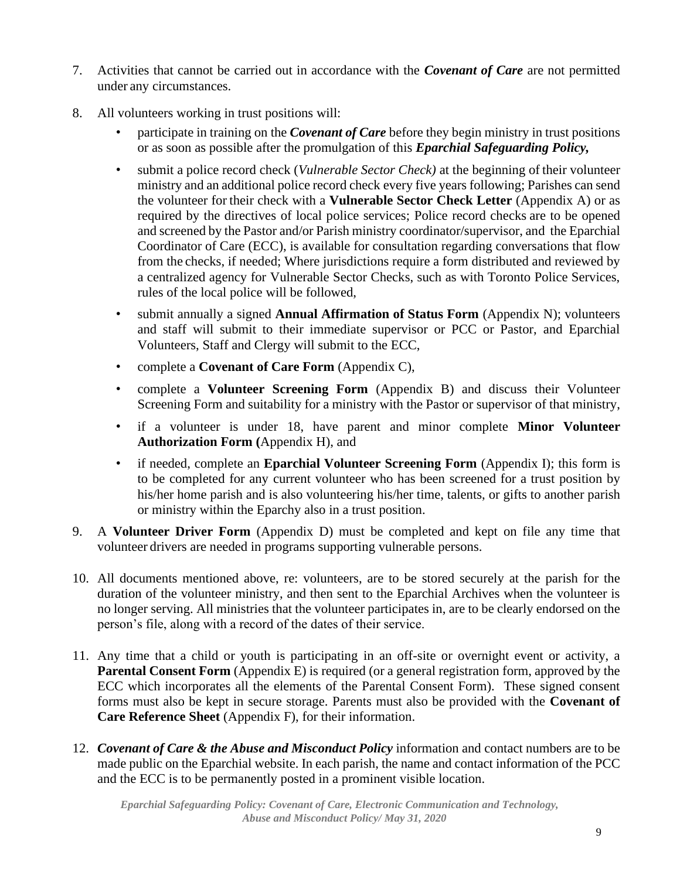7. Activities that cannot be carried out in accordance with the ***Covenant of Care*** are not permitted under any circumstances.

8. All volunteers working in trust positions will:

   - participate in training on the ***Covenant of Care*** before they begin ministry in trust positions or as soon as possible after the promulgation of this ***Eparchial Safeguarding Policy,***
   - submit a police record check (*Vulnerable Sector Check)* at the beginning of their volunteer ministry and an additional police record check every five years following; Parishes can send the volunteer for their check with a **Vulnerable Sector Check Letter** (Appendix A) or as required by the directives of local police services; Police record checks are to be opened and screened by the Pastor and/or Parish ministry coordinator/supervisor, and the Eparchial Coordinator of Care (ECC), is available for consultation regarding conversations that flow from the checks, if needed; Where jurisdictions require a form distributed and reviewed by a centralized agency for Vulnerable Sector Checks, such as with Toronto Police Services, rules of the local police will be followed,
   - submit annually a signed **Annual Affirmation of Status Form** (Appendix N); volunteers and staff will submit to their immediate supervisor or PCC or Pastor, and Eparchial Volunteers, Staff and Clergy will submit to the ECC,
   - complete a **Covenant of Care Form** (Appendix C),
   - complete a **Volunteer Screening Form** (Appendix B) and discuss their Volunteer Screening Form and suitability for a ministry with the Pastor or supervisor of that ministry,
   - if a volunteer is under 18, have parent and minor complete **Minor Volunteer Authorization Form (**Appendix H), and
   - if needed, complete an **Eparchial Volunteer Screening Form** (Appendix I); this form is to be completed for any current volunteer who has been screened for a trust position by his/her home parish and is also volunteering his/her time, talents, or gifts to another parish or ministry within the Eparchy also in a trust position.

9. A **Volunteer Driver Form** (Appendix D) must be completed and kept on file any time that volunteer drivers are needed in programs supporting vulnerable persons.

10. All documents mentioned above, re: volunteers, are to be stored securely at the parish for the duration of the volunteer ministry, and then sent to the Eparchial Archives when the volunteer is no longer serving. All ministries that the volunteer participates in, are to be clearly endorsed on the person's file, along with a record of the dates of their service.

11. Any time that a child or youth is participating in an off-site or overnight event or activity, a **Parental Consent Form** (Appendix E) is required (or a general registration form, approved by the ECC which incorporates all the elements of the Parental Consent Form). These signed consent forms must also be kept in secure storage. Parents must also be provided with the **Covenant of Care Reference Sheet** (Appendix F), for their information.

12. ***Covenant of Care & the Abuse and Misconduct Policy*** information and contact numbers are to be made public on the Eparchial website. In each parish, the name and contact information of the PCC and the ECC is to be permanently posted in a prominent visible location.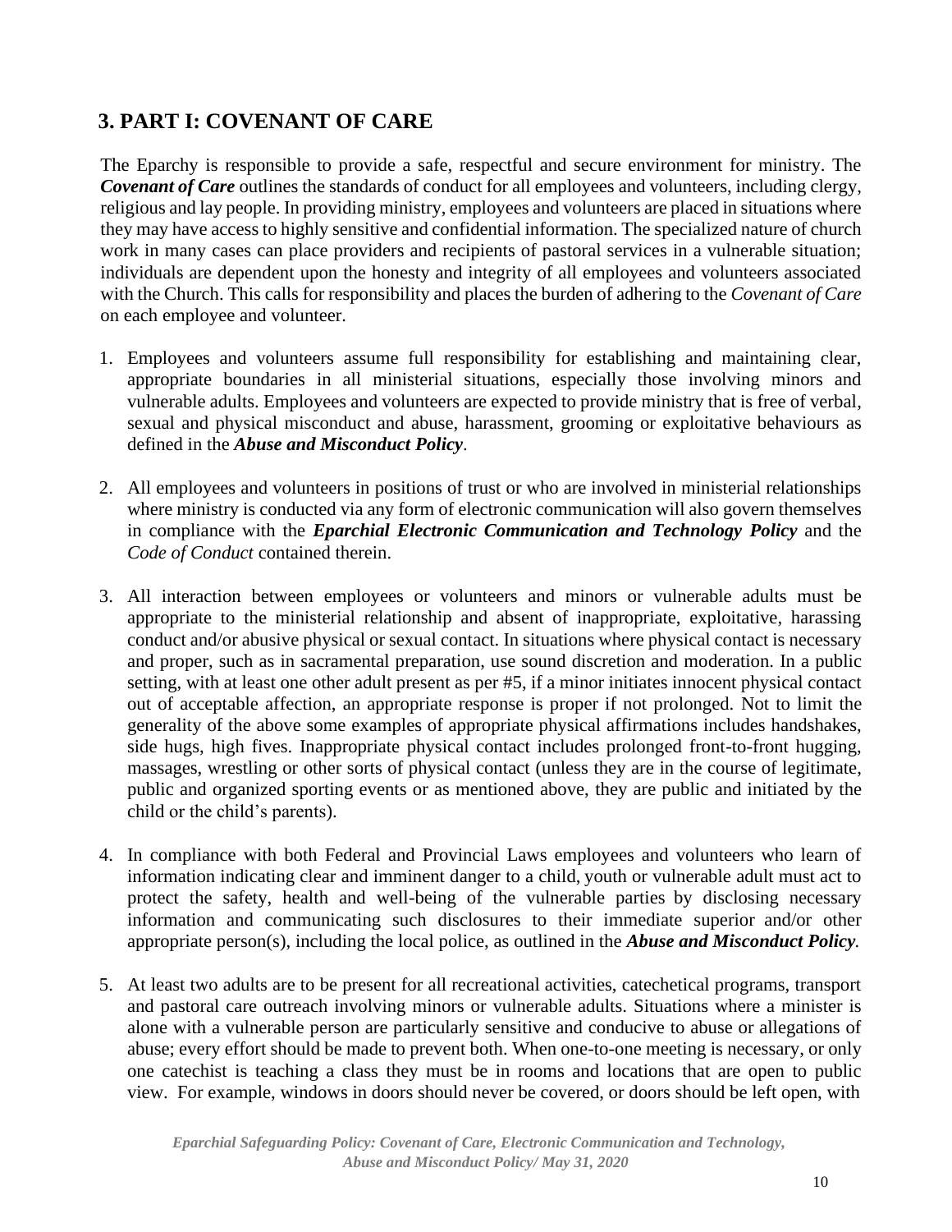## 3. PART I: COVENANT OF CARE

The Eparchy is responsible to provide a safe, respectful and secure environment for ministry. The ***Covenant of Care*** outlines the standards of conduct for all employees and volunteers, including clergy, religious and lay people. In providing ministry, employees and volunteers are placed in situations where they may have access to highly sensitive and confidential information. The specialized nature of church work in many cases can place providers and recipients of pastoral services in a vulnerable situation; individuals are dependent upon the honesty and integrity of all employees and volunteers associated with the Church. This calls for responsibility and places the burden of adhering to the *Covenant of Care* on each employee and volunteer.

1. Employees and volunteers assume full responsibility for establishing and maintaining clear, appropriate boundaries in all ministerial situations, especially those involving minors and vulnerable adults. Employees and volunteers are expected to provide ministry that is free of verbal, sexual and physical misconduct and abuse, harassment, grooming or exploitative behaviours as defined in the ***Abuse and Misconduct Policy***.

2. All employees and volunteers in positions of trust or who are involved in ministerial relationships where ministry is conducted via any form of electronic communication will also govern themselves in compliance with the ***Eparchial Electronic Communication and Technology Policy*** and the *Code of Conduct* contained therein.

3. All interaction between employees or volunteers and minors or vulnerable adults must be appropriate to the ministerial relationship and absent of inappropriate, exploitative, harassing conduct and/or abusive physical or sexual contact. In situations where physical contact is necessary and proper, such as in sacramental preparation, use sound discretion and moderation. In a public setting, with at least one other adult present as per #5, if a minor initiates innocent physical contact out of acceptable affection, an appropriate response is proper if not prolonged. Not to limit the generality of the above some examples of appropriate physical affirmations includes handshakes, side hugs, high fives. Inappropriate physical contact includes prolonged front-to-front hugging, massages, wrestling or other sorts of physical contact (unless they are in the course of legitimate, public and organized sporting events or as mentioned above, they are public and initiated by the child or the child's parents).

4. In compliance with both Federal and Provincial Laws employees and volunteers who learn of information indicating clear and imminent danger to a child, youth or vulnerable adult must act to protect the safety, health and well-being of the vulnerable parties by disclosing necessary information and communicating such disclosures to their immediate superior and/or other appropriate person(s), including the local police, as outlined in the ***Abuse and Misconduct Policy.***

5. At least two adults are to be present for all recreational activities, catechetical programs, transport and pastoral care outreach involving minors or vulnerable adults. Situations where a minister is alone with a vulnerable person are particularly sensitive and conducive to abuse or allegations of abuse; every effort should be made to prevent both. When one-to-one meeting is necessary, or only one catechist is teaching a class they must be in rooms and locations that are open to public view. For example, windows in doors should never be covered, or doors should be left open, with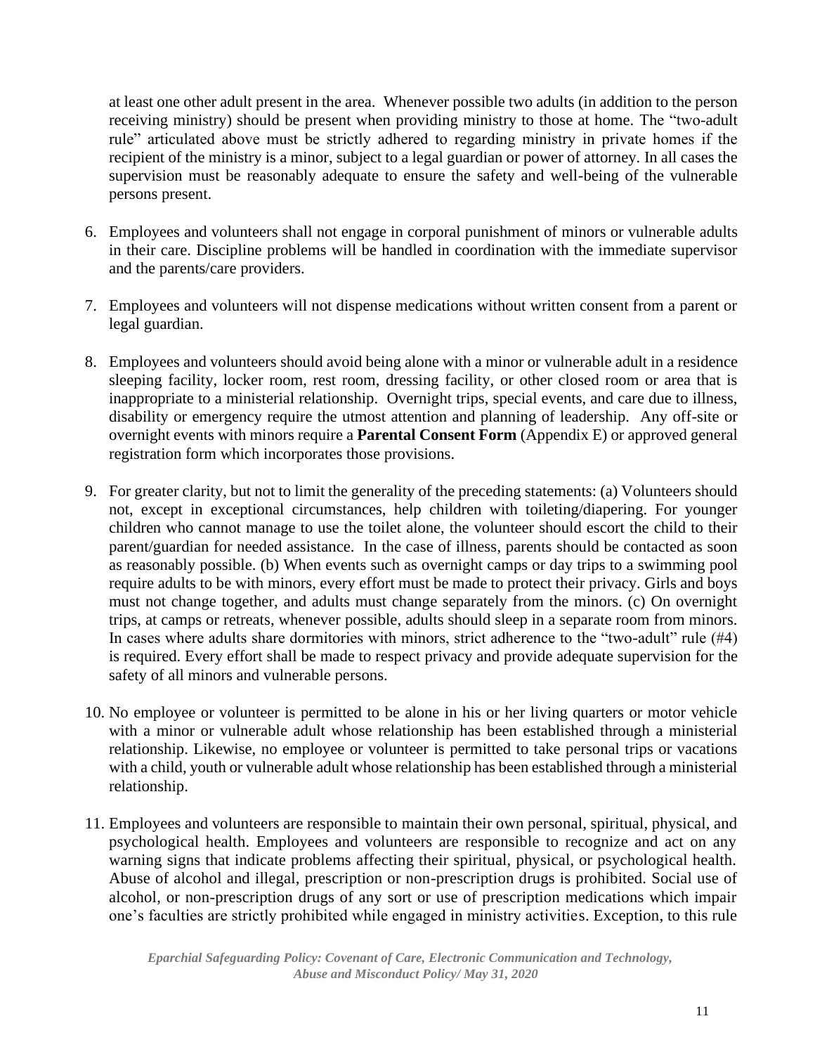at least one other adult present in the area. Whenever possible two adults (in addition to the person receiving ministry) should be present when providing ministry to those at home. The "two-adult rule" articulated above must be strictly adhered to regarding ministry in private homes if the recipient of the ministry is a minor, subject to a legal guardian or power of attorney. In all cases the supervision must be reasonably adequate to ensure the safety and well-being of the vulnerable persons present.

6. Employees and volunteers shall not engage in corporal punishment of minors or vulnerable adults in their care. Discipline problems will be handled in coordination with the immediate supervisor and the parents/care providers.

7. Employees and volunteers will not dispense medications without written consent from a parent or legal guardian.

8. Employees and volunteers should avoid being alone with a minor or vulnerable adult in a residence sleeping facility, locker room, rest room, dressing facility, or other closed room or area that is inappropriate to a ministerial relationship. Overnight trips, special events, and care due to illness, disability or emergency require the utmost attention and planning of leadership. Any off-site or overnight events with minors require a **Parental Consent Form** (Appendix E) or approved general registration form which incorporates those provisions.

9. For greater clarity, but not to limit the generality of the preceding statements: (a) Volunteers should not, except in exceptional circumstances, help children with toileting/diapering. For younger children who cannot manage to use the toilet alone, the volunteer should escort the child to their parent/guardian for needed assistance. In the case of illness, parents should be contacted as soon as reasonably possible. (b) When events such as overnight camps or day trips to a swimming pool require adults to be with minors, every effort must be made to protect their privacy. Girls and boys must not change together, and adults must change separately from the minors. (c) On overnight trips, at camps or retreats, whenever possible, adults should sleep in a separate room from minors. In cases where adults share dormitories with minors, strict adherence to the "two-adult" rule (#4) is required. Every effort shall be made to respect privacy and provide adequate supervision for the safety of all minors and vulnerable persons.

10. No employee or volunteer is permitted to be alone in his or her living quarters or motor vehicle with a minor or vulnerable adult whose relationship has been established through a ministerial relationship. Likewise, no employee or volunteer is permitted to take personal trips or vacations with a child, youth or vulnerable adult whose relationship has been established through a ministerial relationship.

11. Employees and volunteers are responsible to maintain their own personal, spiritual, physical, and psychological health. Employees and volunteers are responsible to recognize and act on any warning signs that indicate problems affecting their spiritual, physical, or psychological health. Abuse of alcohol and illegal, prescription or non-prescription drugs is prohibited. Social use of alcohol, or non-prescription drugs of any sort or use of prescription medications which impair one's faculties are strictly prohibited while engaged in ministry activities. Exception, to this rule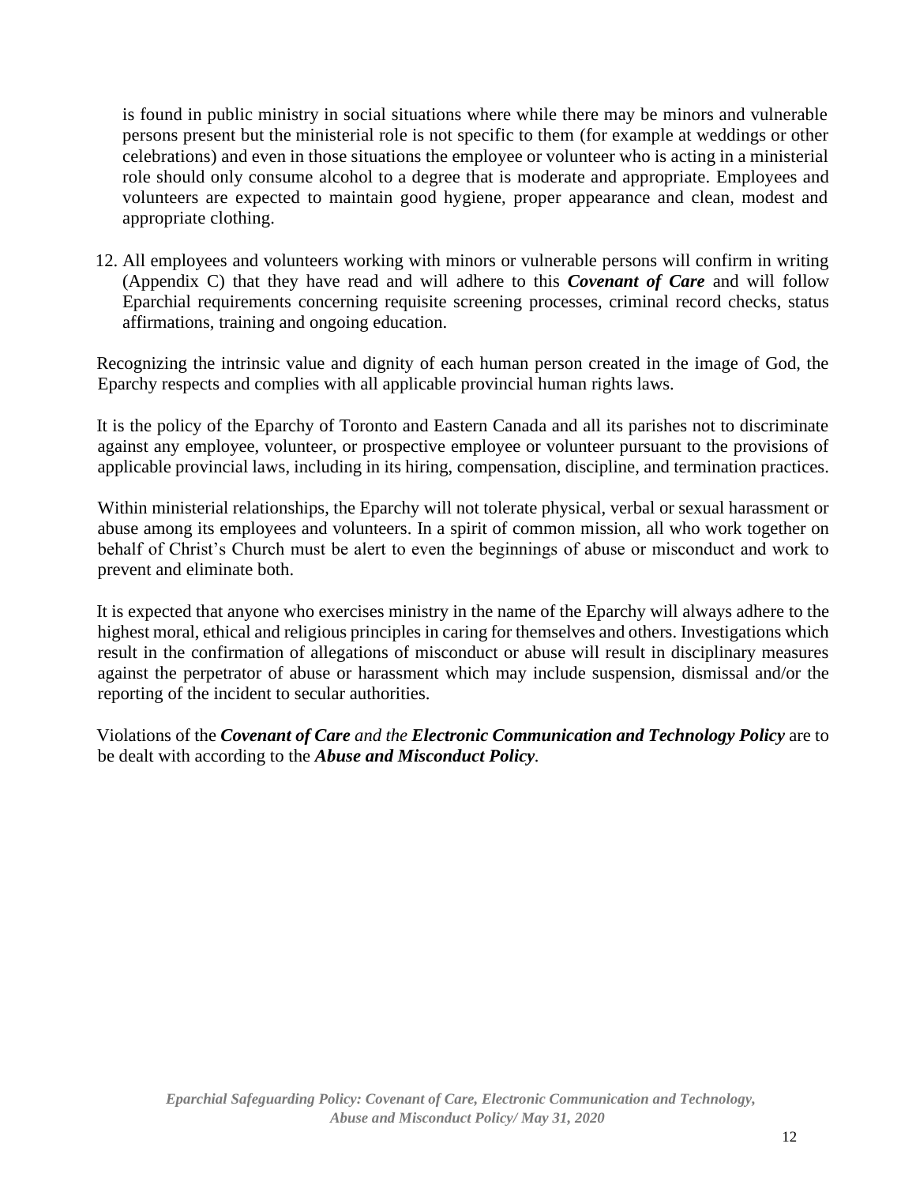is found in public ministry in social situations where while there may be minors and vulnerable persons present but the ministerial role is not specific to them (for example at weddings or other celebrations) and even in those situations the employee or volunteer who is acting in a ministerial role should only consume alcohol to a degree that is moderate and appropriate. Employees and volunteers are expected to maintain good hygiene, proper appearance and clean, modest and appropriate clothing.

12. All employees and volunteers working with minors or vulnerable persons will confirm in writing (Appendix C) that they have read and will adhere to this ***Covenant of Care*** and will follow Eparchial requirements concerning requisite screening processes, criminal record checks, status affirmations, training and ongoing education.

Recognizing the intrinsic value and dignity of each human person created in the image of God, the Eparchy respects and complies with all applicable provincial human rights laws.

It is the policy of the Eparchy of Toronto and Eastern Canada and all its parishes not to discriminate against any employee, volunteer, or prospective employee or volunteer pursuant to the provisions of applicable provincial laws, including in its hiring, compensation, discipline, and termination practices.

Within ministerial relationships, the Eparchy will not tolerate physical, verbal or sexual harassment or abuse among its employees and volunteers. In a spirit of common mission, all who work together on behalf of Christ's Church must be alert to even the beginnings of abuse or misconduct and work to prevent and eliminate both.

It is expected that anyone who exercises ministry in the name of the Eparchy will always adhere to the highest moral, ethical and religious principles in caring for themselves and others. Investigations which result in the confirmation of allegations of misconduct or abuse will result in disciplinary measures against the perpetrator of abuse or harassment which may include suspension, dismissal and/or the reporting of the incident to secular authorities.

Violations of the ***Covenant of Care*** *and the* ***Electronic Communication and Technology Policy*** are to be dealt with according to the ***Abuse and Misconduct Policy****.*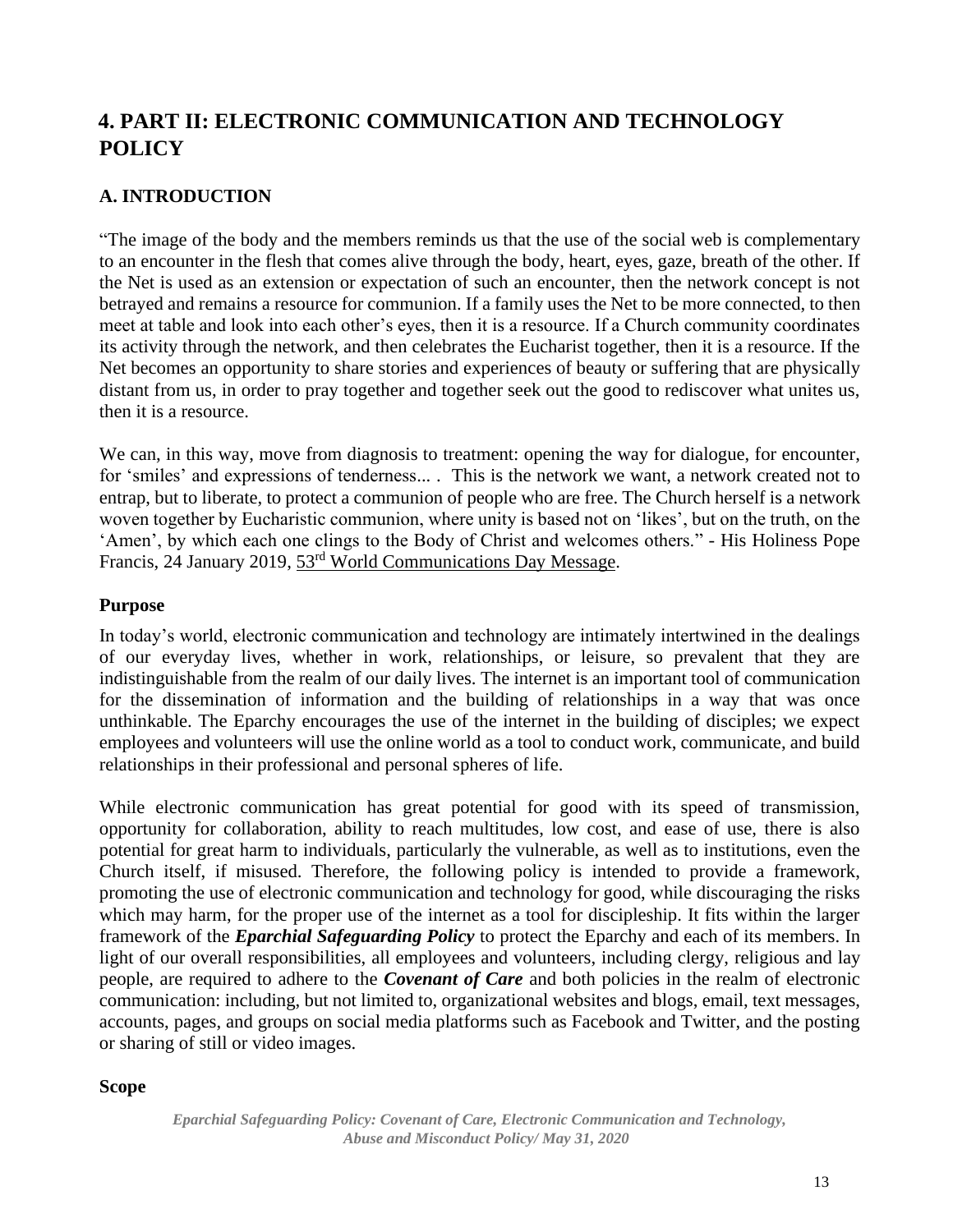# 4. PART II: ELECTRONIC COMMUNICATION AND TECHNOLOGY POLICY

## A. INTRODUCTION

"The image of the body and the members reminds us that the use of the social web is complementary to an encounter in the flesh that comes alive through the body, heart, eyes, gaze, breath of the other. If the Net is used as an extension or expectation of such an encounter, then the network concept is not betrayed and remains a resource for communion. If a family uses the Net to be more connected, to then meet at table and look into each other's eyes, then it is a resource. If a Church community coordinates its activity through the network, and then celebrates the Eucharist together, then it is a resource. If the Net becomes an opportunity to share stories and experiences of beauty or suffering that are physically distant from us, in order to pray together and together seek out the good to rediscover what unites us, then it is a resource.

We can, in this way, move from diagnosis to treatment: opening the way for dialogue, for encounter, for 'smiles' and expressions of tenderness... . This is the network we want, a network created not to entrap, but to liberate, to protect a communion of people who are free. The Church herself is a network woven together by Eucharistic communion, where unity is based not on 'likes', but on the truth, on the 'Amen', by which each one clings to the Body of Christ and welcomes others." - His Holiness Pope Francis, 24 January 2019, 53rd World Communications Day Message.

### Purpose

In today's world, electronic communication and technology are intimately intertwined in the dealings of our everyday lives, whether in work, relationships, or leisure, so prevalent that they are indistinguishable from the realm of our daily lives. The internet is an important tool of communication for the dissemination of information and the building of relationships in a way that was once unthinkable. The Eparchy encourages the use of the internet in the building of disciples; we expect employees and volunteers will use the online world as a tool to conduct work, communicate, and build relationships in their professional and personal spheres of life.

While electronic communication has great potential for good with its speed of transmission, opportunity for collaboration, ability to reach multitudes, low cost, and ease of use, there is also potential for great harm to individuals, particularly the vulnerable, as well as to institutions, even the Church itself, if misused. Therefore, the following policy is intended to provide a framework, promoting the use of electronic communication and technology for good, while discouraging the risks which may harm, for the proper use of the internet as a tool for discipleship. It fits within the larger framework of the ***Eparchial Safeguarding Policy*** to protect the Eparchy and each of its members. In light of our overall responsibilities, all employees and volunteers, including clergy, religious and lay people, are required to adhere to the ***Covenant of Care*** and both policies in the realm of electronic communication: including, but not limited to, organizational websites and blogs, email, text messages, accounts, pages, and groups on social media platforms such as Facebook and Twitter, and the posting or sharing of still or video images.

### Scope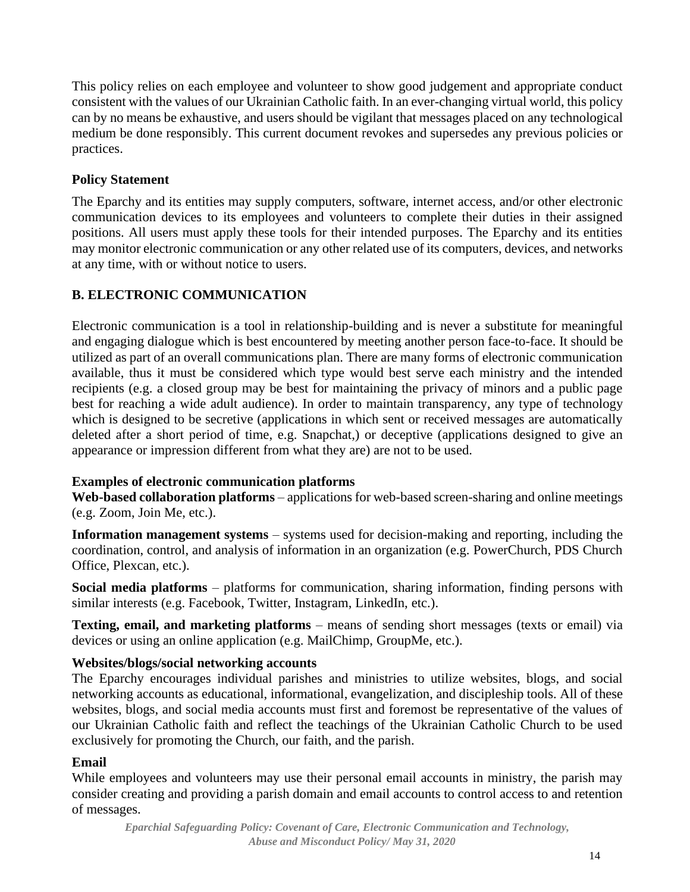This policy relies on each employee and volunteer to show good judgement and appropriate conduct consistent with the values of our Ukrainian Catholic faith. In an ever-changing virtual world, this policy can by no means be exhaustive, and users should be vigilant that messages placed on any technological medium be done responsibly. This current document revokes and supersedes any previous policies or practices.

### Policy Statement

The Eparchy and its entities may supply computers, software, internet access, and/or other electronic communication devices to its employees and volunteers to complete their duties in their assigned positions. All users must apply these tools for their intended purposes. The Eparchy and its entities may monitor electronic communication or any other related use of its computers, devices, and networks at any time, with or without notice to users.

## B. ELECTRONIC COMMUNICATION

Electronic communication is a tool in relationship-building and is never a substitute for meaningful and engaging dialogue which is best encountered by meeting another person face-to-face. It should be utilized as part of an overall communications plan. There are many forms of electronic communication available, thus it must be considered which type would best serve each ministry and the intended recipients (e.g. a closed group may be best for maintaining the privacy of minors and a public page best for reaching a wide adult audience). In order to maintain transparency, any type of technology which is designed to be secretive (applications in which sent or received messages are automatically deleted after a short period of time, e.g. Snapchat,) or deceptive (applications designed to give an appearance or impression different from what they are) are not to be used.

### Examples of electronic communication platforms

**Web-based collaboration platforms** – applications for web-based screen-sharing and online meetings (e.g. Zoom, Join Me, etc.).

**Information management systems** – systems used for decision-making and reporting, including the coordination, control, and analysis of information in an organization (e.g. PowerChurch, PDS Church Office, Plexcan, etc.).

**Social media platforms** – platforms for communication, sharing information, finding persons with similar interests (e.g. Facebook, Twitter, Instagram, LinkedIn, etc.).

**Texting, email, and marketing platforms** – means of sending short messages (texts or email) via devices or using an online application (e.g. MailChimp, GroupMe, etc.).

### Websites/blogs/social networking accounts

The Eparchy encourages individual parishes and ministries to utilize websites, blogs, and social networking accounts as educational, informational, evangelization, and discipleship tools. All of these websites, blogs, and social media accounts must first and foremost be representative of the values of our Ukrainian Catholic faith and reflect the teachings of the Ukrainian Catholic Church to be used exclusively for promoting the Church, our faith, and the parish.

### Email

While employees and volunteers may use their personal email accounts in ministry, the parish may consider creating and providing a parish domain and email accounts to control access to and retention of messages.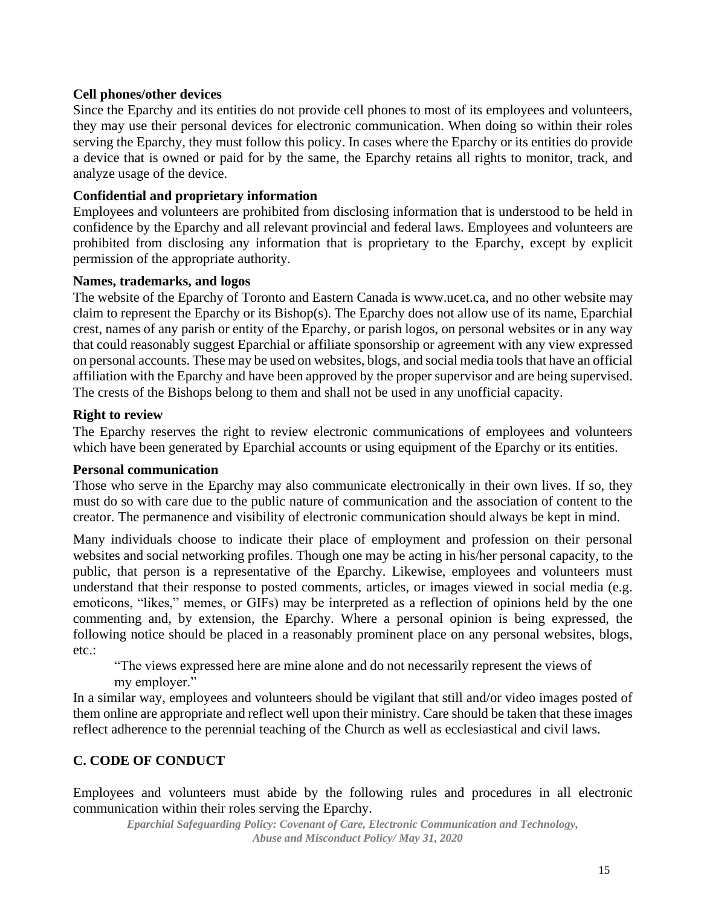**Cell phones/other devices**

Since the Eparchy and its entities do not provide cell phones to most of its employees and volunteers, they may use their personal devices for electronic communication. When doing so within their roles serving the Eparchy, they must follow this policy. In cases where the Eparchy or its entities do provide a device that is owned or paid for by the same, the Eparchy retains all rights to monitor, track, and analyze usage of the device.

**Confidential and proprietary information**

Employees and volunteers are prohibited from disclosing information that is understood to be held in confidence by the Eparchy and all relevant provincial and federal laws. Employees and volunteers are prohibited from disclosing any information that is proprietary to the Eparchy, except by explicit permission of the appropriate authority.

**Names, trademarks, and logos**

The website of the Eparchy of Toronto and Eastern Canada is www.ucet.ca, and no other website may claim to represent the Eparchy or its Bishop(s). The Eparchy does not allow use of its name, Eparchial crest, names of any parish or entity of the Eparchy, or parish logos, on personal websites or in any way that could reasonably suggest Eparchial or affiliate sponsorship or agreement with any view expressed on personal accounts. These may be used on websites, blogs, and social media tools that have an official affiliation with the Eparchy and have been approved by the proper supervisor and are being supervised. The crests of the Bishops belong to them and shall not be used in any unofficial capacity.

**Right to review**

The Eparchy reserves the right to review electronic communications of employees and volunteers which have been generated by Eparchial accounts or using equipment of the Eparchy or its entities.

**Personal communication**

Those who serve in the Eparchy may also communicate electronically in their own lives. If so, they must do so with care due to the public nature of communication and the association of content to the creator. The permanence and visibility of electronic communication should always be kept in mind.

Many individuals choose to indicate their place of employment and profession on their personal websites and social networking profiles. Though one may be acting in his/her personal capacity, to the public, that person is a representative of the Eparchy. Likewise, employees and volunteers must understand that their response to posted comments, articles, or images viewed in social media (e.g. emoticons, "likes," memes, or GIFs) may be interpreted as a reflection of opinions held by the one commenting and, by extension, the Eparchy. Where a personal opinion is being expressed, the following notice should be placed in a reasonably prominent place on any personal websites, blogs, etc.:

> "The views expressed here are mine alone and do not necessarily represent the views of my employer."

In a similar way, employees and volunteers should be vigilant that still and/or video images posted of them online are appropriate and reflect well upon their ministry. Care should be taken that these images reflect adherence to the perennial teaching of the Church as well as ecclesiastical and civil laws.

## C. CODE OF CONDUCT

Employees and volunteers must abide by the following rules and procedures in all electronic communication within their roles serving the Eparchy.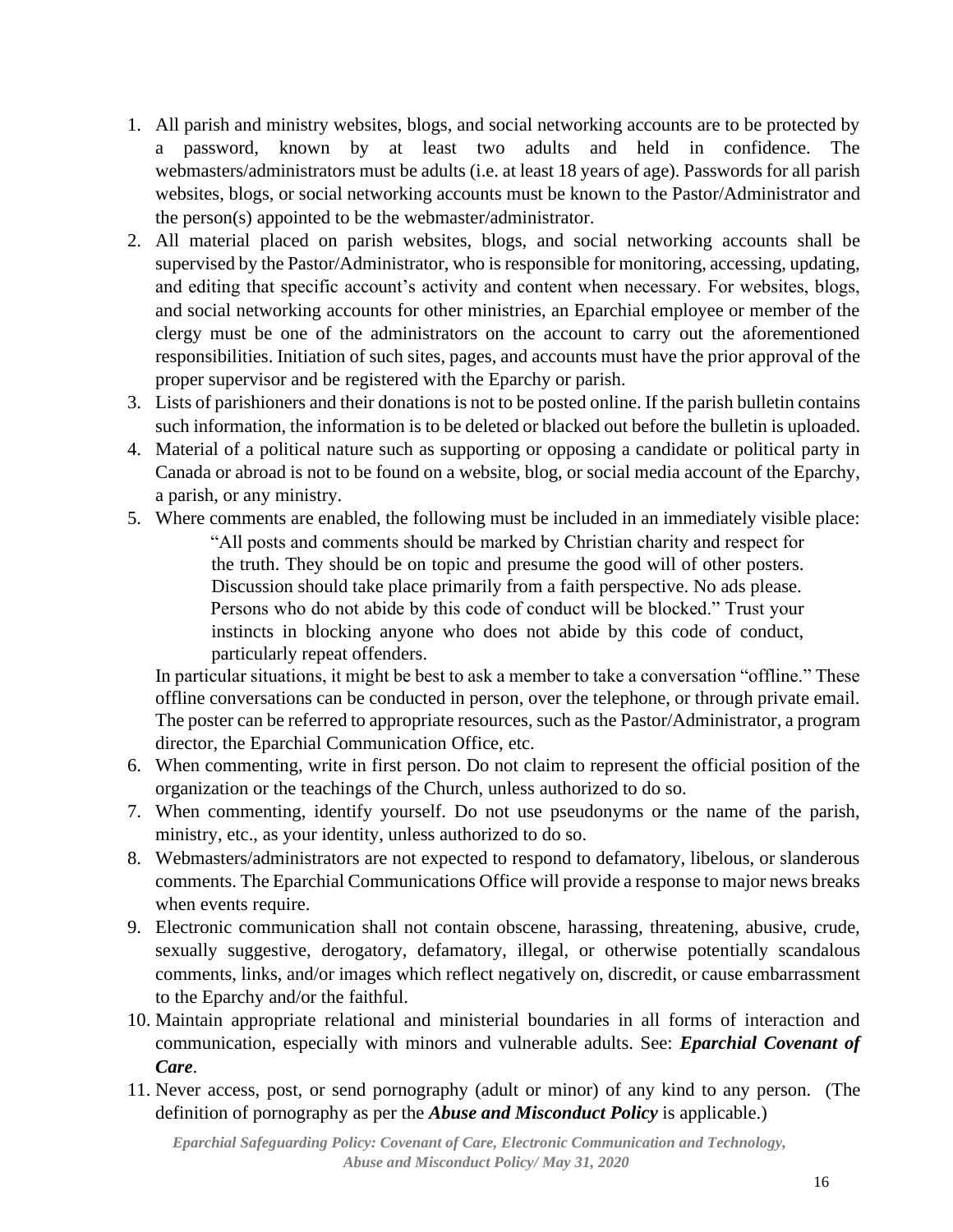1. All parish and ministry websites, blogs, and social networking accounts are to be protected by a password, known by at least two adults and held in confidence. The webmasters/administrators must be adults (i.e. at least 18 years of age). Passwords for all parish websites, blogs, or social networking accounts must be known to the Pastor/Administrator and the person(s) appointed to be the webmaster/administrator.
2. All material placed on parish websites, blogs, and social networking accounts shall be supervised by the Pastor/Administrator, who is responsible for monitoring, accessing, updating, and editing that specific account's activity and content when necessary. For websites, blogs, and social networking accounts for other ministries, an Eparchial employee or member of the clergy must be one of the administrators on the account to carry out the aforementioned responsibilities. Initiation of such sites, pages, and accounts must have the prior approval of the proper supervisor and be registered with the Eparchy or parish.
3. Lists of parishioners and their donations is not to be posted online. If the parish bulletin contains such information, the information is to be deleted or blacked out before the bulletin is uploaded.
4. Material of a political nature such as supporting or opposing a candidate or political party in Canada or abroad is not to be found on a website, blog, or social media account of the Eparchy, a parish, or any ministry.
5. Where comments are enabled, the following must be included in an immediately visible place:

   > "All posts and comments should be marked by Christian charity and respect for the truth. They should be on topic and presume the good will of other posters. Discussion should take place primarily from a faith perspective. No ads please. Persons who do not abide by this code of conduct will be blocked." Trust your instincts in blocking anyone who does not abide by this code of conduct, particularly repeat offenders.

   In particular situations, it might be best to ask a member to take a conversation "offline." These offline conversations can be conducted in person, over the telephone, or through private email. The poster can be referred to appropriate resources, such as the Pastor/Administrator, a program director, the Eparchial Communication Office, etc.
6. When commenting, write in first person. Do not claim to represent the official position of the organization or the teachings of the Church, unless authorized to do so.
7. When commenting, identify yourself. Do not use pseudonyms or the name of the parish, ministry, etc., as your identity, unless authorized to do so.
8. Webmasters/administrators are not expected to respond to defamatory, libelous, or slanderous comments. The Eparchial Communications Office will provide a response to major news breaks when events require.
9. Electronic communication shall not contain obscene, harassing, threatening, abusive, crude, sexually suggestive, derogatory, defamatory, illegal, or otherwise potentially scandalous comments, links, and/or images which reflect negatively on, discredit, or cause embarrassment to the Eparchy and/or the faithful.
10. Maintain appropriate relational and ministerial boundaries in all forms of interaction and communication, especially with minors and vulnerable adults. See: ***Eparchial Covenant of Care***.
11. Never access, post, or send pornography (adult or minor) of any kind to any person. (The definition of pornography as per the ***Abuse and Misconduct Policy*** is applicable.)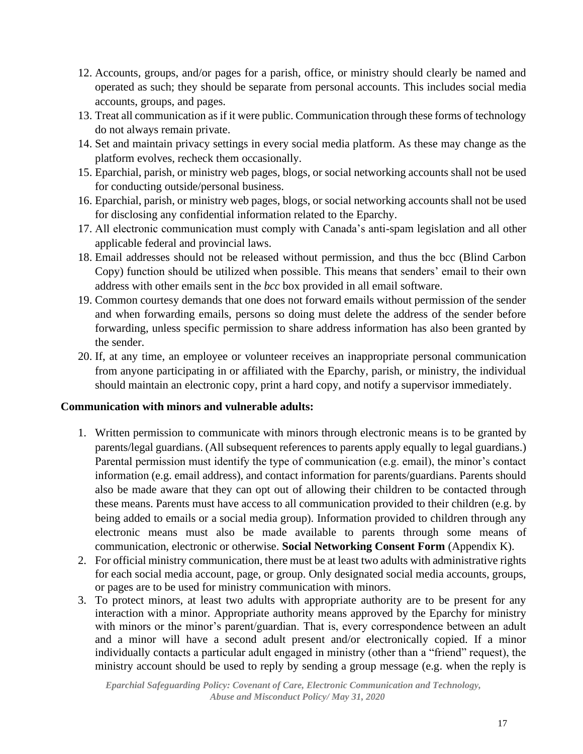12. Accounts, groups, and/or pages for a parish, office, or ministry should clearly be named and operated as such; they should be separate from personal accounts. This includes social media accounts, groups, and pages.
13. Treat all communication as if it were public. Communication through these forms of technology do not always remain private.
14. Set and maintain privacy settings in every social media platform. As these may change as the platform evolves, recheck them occasionally.
15. Eparchial, parish, or ministry web pages, blogs, or social networking accounts shall not be used for conducting outside/personal business.
16. Eparchial, parish, or ministry web pages, blogs, or social networking accounts shall not be used for disclosing any confidential information related to the Eparchy.
17. All electronic communication must comply with Canada's anti-spam legislation and all other applicable federal and provincial laws.
18. Email addresses should not be released without permission, and thus the bcc (Blind Carbon Copy) function should be utilized when possible. This means that senders' email to their own address with other emails sent in the *bcc* box provided in all email software.
19. Common courtesy demands that one does not forward emails without permission of the sender and when forwarding emails, persons so doing must delete the address of the sender before forwarding, unless specific permission to share address information has also been granted by the sender.
20. If, at any time, an employee or volunteer receives an inappropriate personal communication from anyone participating in or affiliated with the Eparchy, parish, or ministry, the individual should maintain an electronic copy, print a hard copy, and notify a supervisor immediately.

**Communication with minors and vulnerable adults:**

1. Written permission to communicate with minors through electronic means is to be granted by parents/legal guardians. (All subsequent references to parents apply equally to legal guardians.) Parental permission must identify the type of communication (e.g. email), the minor's contact information (e.g. email address), and contact information for parents/guardians. Parents should also be made aware that they can opt out of allowing their children to be contacted through these means. Parents must have access to all communication provided to their children (e.g. by being added to emails or a social media group). Information provided to children through any electronic means must also be made available to parents through some means of communication, electronic or otherwise. **Social Networking Consent Form** (Appendix K).
2. For official ministry communication, there must be at least two adults with administrative rights for each social media account, page, or group. Only designated social media accounts, groups, or pages are to be used for ministry communication with minors.
3. To protect minors, at least two adults with appropriate authority are to be present for any interaction with a minor. Appropriate authority means approved by the Eparchy for ministry with minors or the minor's parent/guardian. That is, every correspondence between an adult and a minor will have a second adult present and/or electronically copied. If a minor individually contacts a particular adult engaged in ministry (other than a "friend" request), the ministry account should be used to reply by sending a group message (e.g. when the reply is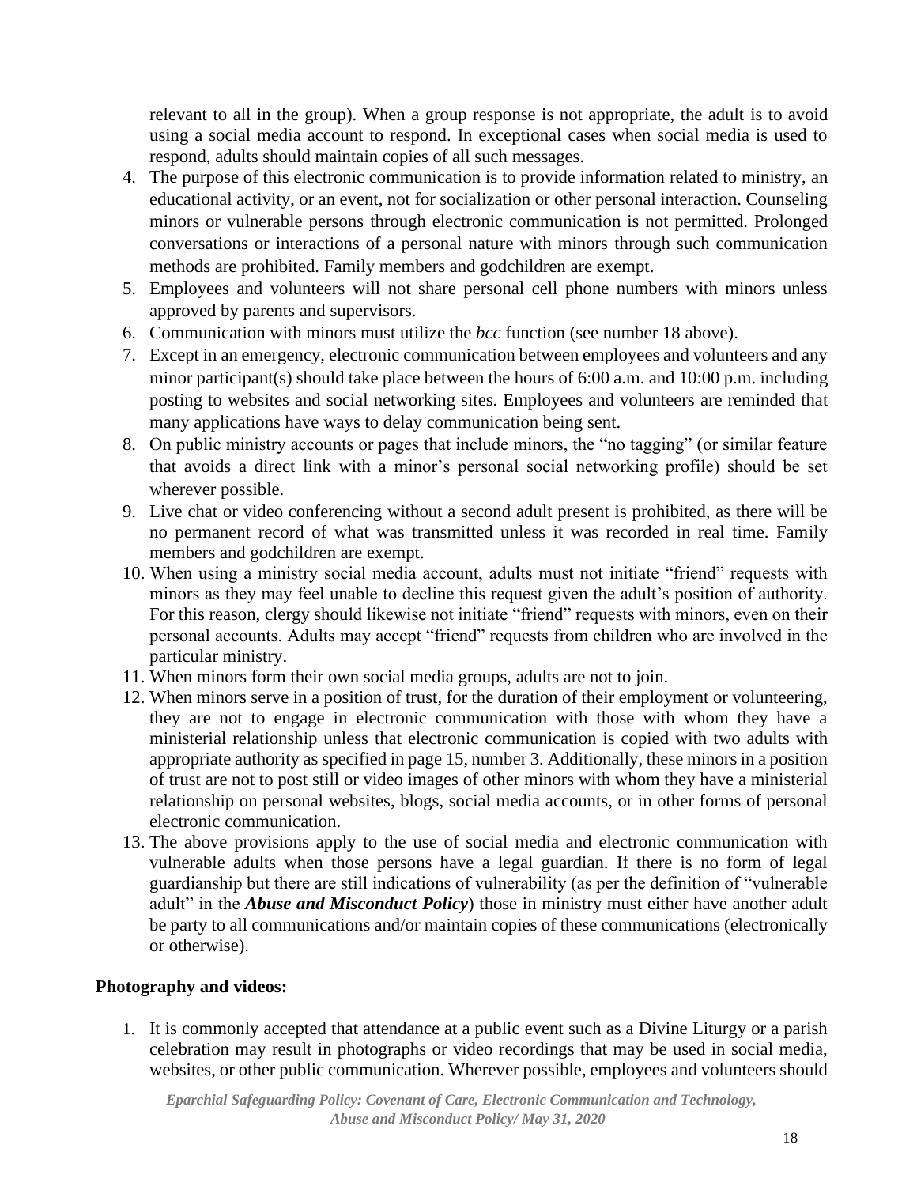relevant to all in the group). When a group response is not appropriate, the adult is to avoid using a social media account to respond. In exceptional cases when social media is used to respond, adults should maintain copies of all such messages.

4. The purpose of this electronic communication is to provide information related to ministry, an educational activity, or an event, not for socialization or other personal interaction. Counseling minors or vulnerable persons through electronic communication is not permitted. Prolonged conversations or interactions of a personal nature with minors through such communication methods are prohibited. Family members and godchildren are exempt.
5. Employees and volunteers will not share personal cell phone numbers with minors unless approved by parents and supervisors.
6. Communication with minors must utilize the *bcc* function (see number 18 above).
7. Except in an emergency, electronic communication between employees and volunteers and any minor participant(s) should take place between the hours of 6:00 a.m. and 10:00 p.m. including posting to websites and social networking sites. Employees and volunteers are reminded that many applications have ways to delay communication being sent.
8. On public ministry accounts or pages that include minors, the "no tagging" (or similar feature that avoids a direct link with a minor's personal social networking profile) should be set wherever possible.
9. Live chat or video conferencing without a second adult present is prohibited, as there will be no permanent record of what was transmitted unless it was recorded in real time. Family members and godchildren are exempt.
10. When using a ministry social media account, adults must not initiate "friend" requests with minors as they may feel unable to decline this request given the adult's position of authority. For this reason, clergy should likewise not initiate "friend" requests with minors, even on their personal accounts. Adults may accept "friend" requests from children who are involved in the particular ministry.
11. When minors form their own social media groups, adults are not to join.
12. When minors serve in a position of trust, for the duration of their employment or volunteering, they are not to engage in electronic communication with those with whom they have a ministerial relationship unless that electronic communication is copied with two adults with appropriate authority as specified in page 15, number 3. Additionally, these minors in a position of trust are not to post still or video images of other minors with whom they have a ministerial relationship on personal websites, blogs, social media accounts, or in other forms of personal electronic communication.
13. The above provisions apply to the use of social media and electronic communication with vulnerable adults when those persons have a legal guardian. If there is no form of legal guardianship but there are still indications of vulnerability (as per the definition of "vulnerable adult" in the ***Abuse and Misconduct Policy***) those in ministry must either have another adult be party to all communications and/or maintain copies of these communications (electronically or otherwise).

**Photography and videos:**

1. It is commonly accepted that attendance at a public event such as a Divine Liturgy or a parish celebration may result in photographs or video recordings that may be used in social media, websites, or other public communication. Wherever possible, employees and volunteers should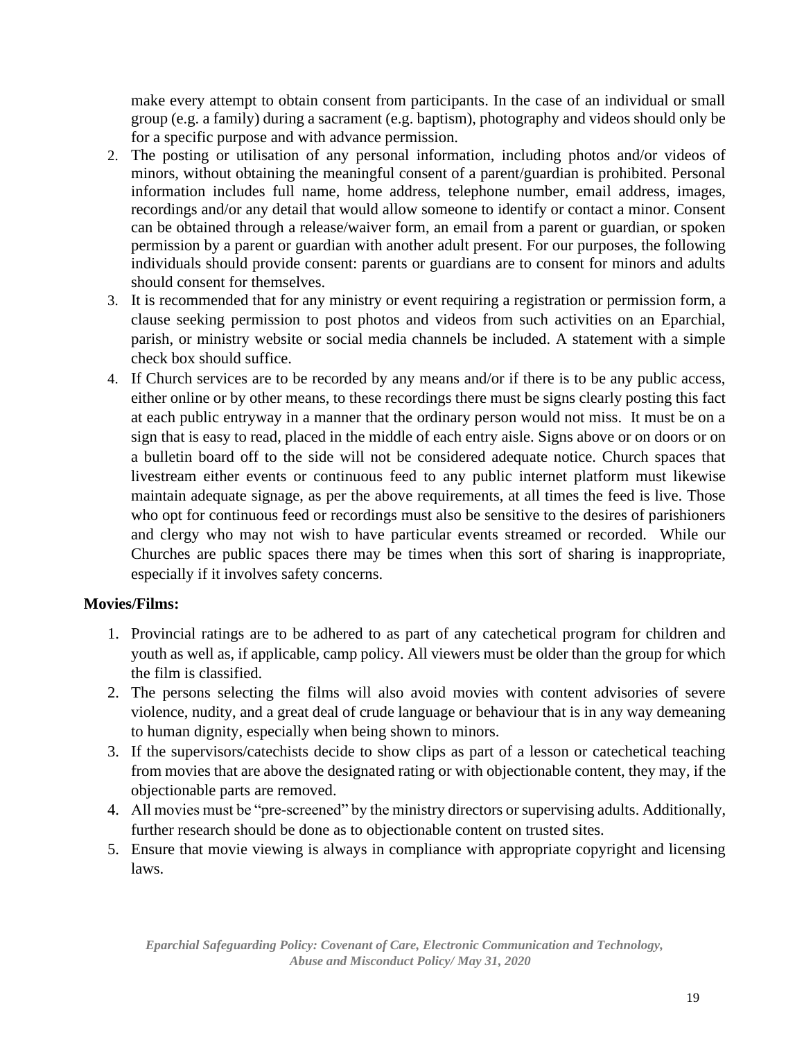make every attempt to obtain consent from participants. In the case of an individual or small group (e.g. a family) during a sacrament (e.g. baptism), photography and videos should only be for a specific purpose and with advance permission.

2. The posting or utilisation of any personal information, including photos and/or videos of minors, without obtaining the meaningful consent of a parent/guardian is prohibited. Personal information includes full name, home address, telephone number, email address, images, recordings and/or any detail that would allow someone to identify or contact a minor. Consent can be obtained through a release/waiver form, an email from a parent or guardian, or spoken permission by a parent or guardian with another adult present. For our purposes, the following individuals should provide consent: parents or guardians are to consent for minors and adults should consent for themselves.
3. It is recommended that for any ministry or event requiring a registration or permission form, a clause seeking permission to post photos and videos from such activities on an Eparchial, parish, or ministry website or social media channels be included. A statement with a simple check box should suffice.
4. If Church services are to be recorded by any means and/or if there is to be any public access, either online or by other means, to these recordings there must be signs clearly posting this fact at each public entryway in a manner that the ordinary person would not miss. It must be on a sign that is easy to read, placed in the middle of each entry aisle. Signs above or on doors or on a bulletin board off to the side will not be considered adequate notice. Church spaces that livestream either events or continuous feed to any public internet platform must likewise maintain adequate signage, as per the above requirements, at all times the feed is live. Those who opt for continuous feed or recordings must also be sensitive to the desires of parishioners and clergy who may not wish to have particular events streamed or recorded. While our Churches are public spaces there may be times when this sort of sharing is inappropriate, especially if it involves safety concerns.

**Movies/Films:**

1. Provincial ratings are to be adhered to as part of any catechetical program for children and youth as well as, if applicable, camp policy. All viewers must be older than the group for which the film is classified.
2. The persons selecting the films will also avoid movies with content advisories of severe violence, nudity, and a great deal of crude language or behaviour that is in any way demeaning to human dignity, especially when being shown to minors.
3. If the supervisors/catechists decide to show clips as part of a lesson or catechetical teaching from movies that are above the designated rating or with objectionable content, they may, if the objectionable parts are removed.
4. All movies must be "pre-screened" by the ministry directors or supervising adults. Additionally, further research should be done as to objectionable content on trusted sites.
5. Ensure that movie viewing is always in compliance with appropriate copyright and licensing laws.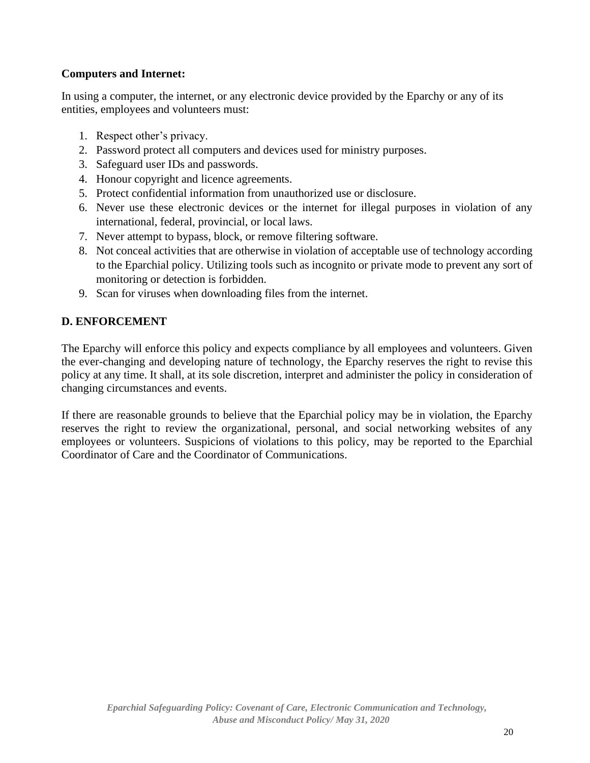**Computers and Internet:**

In using a computer, the internet, or any electronic device provided by the Eparchy or any of its entities, employees and volunteers must:

1. Respect other's privacy.
2. Password protect all computers and devices used for ministry purposes.
3. Safeguard user IDs and passwords.
4. Honour copyright and licence agreements.
5. Protect confidential information from unauthorized use or disclosure.
6. Never use these electronic devices or the internet for illegal purposes in violation of any international, federal, provincial, or local laws.
7. Never attempt to bypass, block, or remove filtering software.
8. Not conceal activities that are otherwise in violation of acceptable use of technology according to the Eparchial policy. Utilizing tools such as incognito or private mode to prevent any sort of monitoring or detection is forbidden.
9. Scan for viruses when downloading files from the internet.

## D. ENFORCEMENT

The Eparchy will enforce this policy and expects compliance by all employees and volunteers. Given the ever-changing and developing nature of technology, the Eparchy reserves the right to revise this policy at any time. It shall, at its sole discretion, interpret and administer the policy in consideration of changing circumstances and events.

If there are reasonable grounds to believe that the Eparchial policy may be in violation, the Eparchy reserves the right to review the organizational, personal, and social networking websites of any employees or volunteers. Suspicions of violations to this policy, may be reported to the Eparchial Coordinator of Care and the Coordinator of Communications.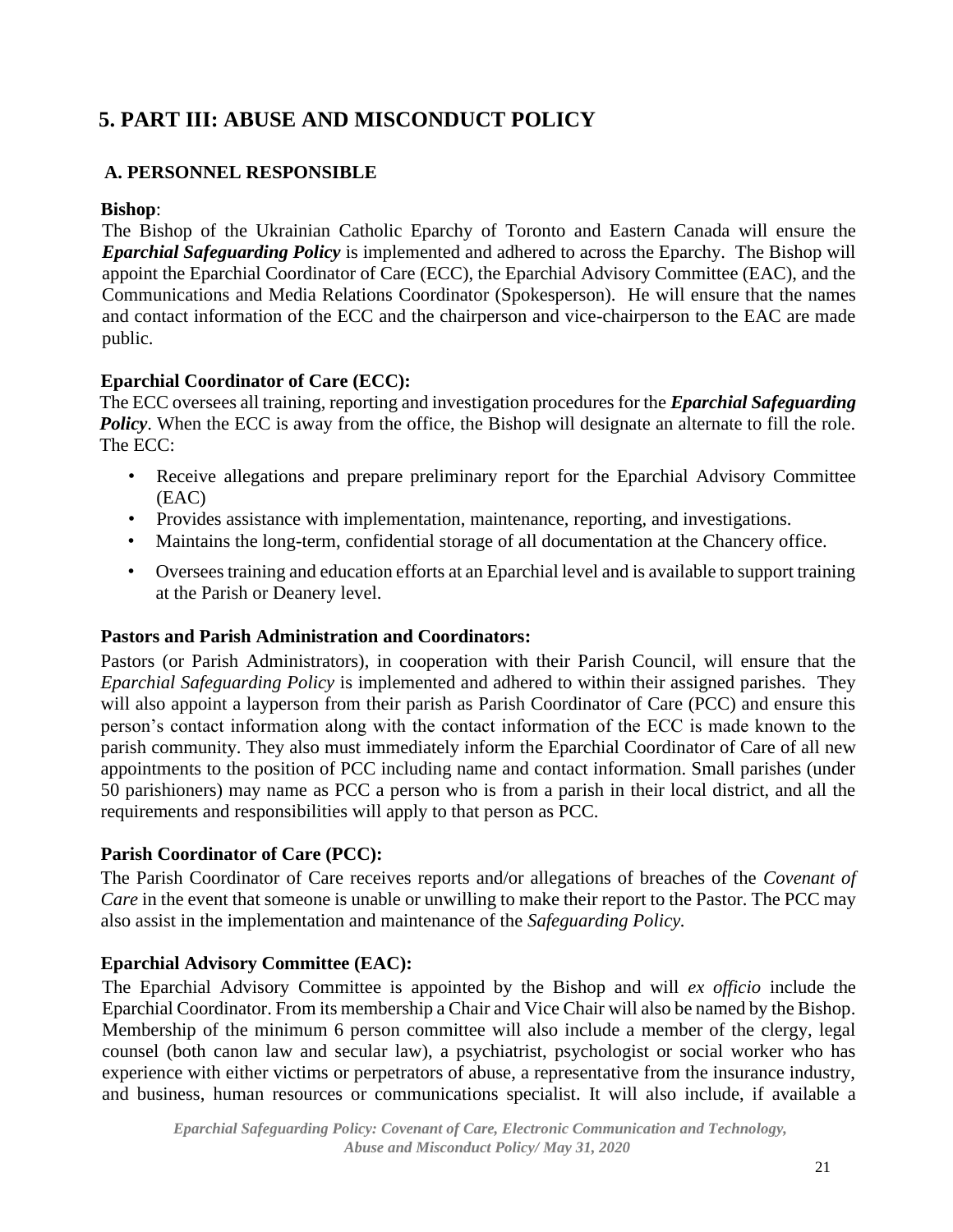# 5. PART III: ABUSE AND MISCONDUCT POLICY

## A. PERSONNEL RESPONSIBLE

**Bishop**:

The Bishop of the Ukrainian Catholic Eparchy of Toronto and Eastern Canada will ensure the ***Eparchial Safeguarding Policy*** is implemented and adhered to across the Eparchy. The Bishop will appoint the Eparchial Coordinator of Care (ECC), the Eparchial Advisory Committee (EAC), and the Communications and Media Relations Coordinator (Spokesperson). He will ensure that the names and contact information of the ECC and the chairperson and vice-chairperson to the EAC are made public.

**Eparchial Coordinator of Care (ECC):**

The ECC oversees all training, reporting and investigation procedures for the ***Eparchial Safeguarding Policy***. When the ECC is away from the office, the Bishop will designate an alternate to fill the role. The ECC:

- Receive allegations and prepare preliminary report for the Eparchial Advisory Committee (EAC)
- Provides assistance with implementation, maintenance, reporting, and investigations.
- Maintains the long-term, confidential storage of all documentation at the Chancery office.
- Oversees training and education efforts at an Eparchial level and is available to support training at the Parish or Deanery level.

**Pastors and Parish Administration and Coordinators:**

Pastors (or Parish Administrators), in cooperation with their Parish Council, will ensure that the *Eparchial Safeguarding Policy* is implemented and adhered to within their assigned parishes. They will also appoint a layperson from their parish as Parish Coordinator of Care (PCC) and ensure this person's contact information along with the contact information of the ECC is made known to the parish community. They also must immediately inform the Eparchial Coordinator of Care of all new appointments to the position of PCC including name and contact information. Small parishes (under 50 parishioners) may name as PCC a person who is from a parish in their local district, and all the requirements and responsibilities will apply to that person as PCC.

**Parish Coordinator of Care (PCC):**

The Parish Coordinator of Care receives reports and/or allegations of breaches of the *Covenant of Care* in the event that someone is unable or unwilling to make their report to the Pastor. The PCC may also assist in the implementation and maintenance of the *Safeguarding Policy.*

**Eparchial Advisory Committee (EAC):**

The Eparchial Advisory Committee is appointed by the Bishop and will *ex officio* include the Eparchial Coordinator. From its membership a Chair and Vice Chair will also be named by the Bishop. Membership of the minimum 6 person committee will also include a member of the clergy, legal counsel (both canon law and secular law), a psychiatrist, psychologist or social worker who has experience with either victims or perpetrators of abuse, a representative from the insurance industry, and business, human resources or communications specialist. It will also include, if available a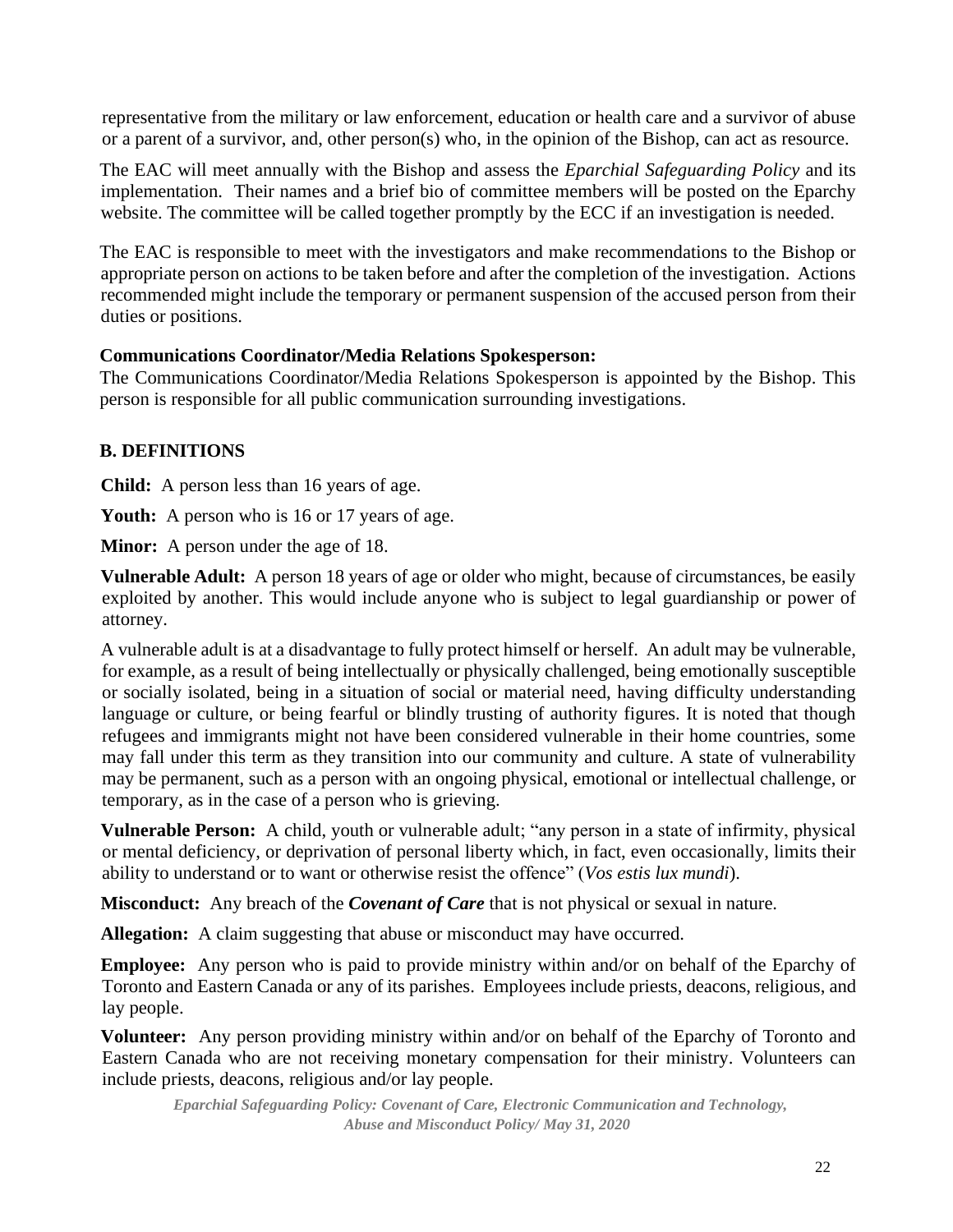representative from the military or law enforcement, education or health care and a survivor of abuse or a parent of a survivor, and, other person(s) who, in the opinion of the Bishop, can act as resource.

The EAC will meet annually with the Bishop and assess the *Eparchial Safeguarding Policy* and its implementation. Their names and a brief bio of committee members will be posted on the Eparchy website. The committee will be called together promptly by the ECC if an investigation is needed.

The EAC is responsible to meet with the investigators and make recommendations to the Bishop or appropriate person on actions to be taken before and after the completion of the investigation. Actions recommended might include the temporary or permanent suspension of the accused person from their duties or positions.

**Communications Coordinator/Media Relations Spokesperson:**
The Communications Coordinator/Media Relations Spokesperson is appointed by the Bishop. This person is responsible for all public communication surrounding investigations.

## B. DEFINITIONS

**Child:** A person less than 16 years of age.

**Youth:** A person who is 16 or 17 years of age.

**Minor:** A person under the age of 18.

**Vulnerable Adult:** A person 18 years of age or older who might, because of circumstances, be easily exploited by another. This would include anyone who is subject to legal guardianship or power of attorney.

A vulnerable adult is at a disadvantage to fully protect himself or herself. An adult may be vulnerable, for example, as a result of being intellectually or physically challenged, being emotionally susceptible or socially isolated, being in a situation of social or material need, having difficulty understanding language or culture, or being fearful or blindly trusting of authority figures. It is noted that though refugees and immigrants might not have been considered vulnerable in their home countries, some may fall under this term as they transition into our community and culture. A state of vulnerability may be permanent, such as a person with an ongoing physical, emotional or intellectual challenge, or temporary, as in the case of a person who is grieving.

**Vulnerable Person:** A child, youth or vulnerable adult; "any person in a state of infirmity, physical or mental deficiency, or deprivation of personal liberty which, in fact, even occasionally, limits their ability to understand or to want or otherwise resist the offence" (*Vos estis lux mundi*).

**Misconduct:** Any breach of the ***Covenant of Care*** that is not physical or sexual in nature.

**Allegation:** A claim suggesting that abuse or misconduct may have occurred.

**Employee:** Any person who is paid to provide ministry within and/or on behalf of the Eparchy of Toronto and Eastern Canada or any of its parishes. Employees include priests, deacons, religious, and lay people.

**Volunteer:** Any person providing ministry within and/or on behalf of the Eparchy of Toronto and Eastern Canada who are not receiving monetary compensation for their ministry. Volunteers can include priests, deacons, religious and/or lay people.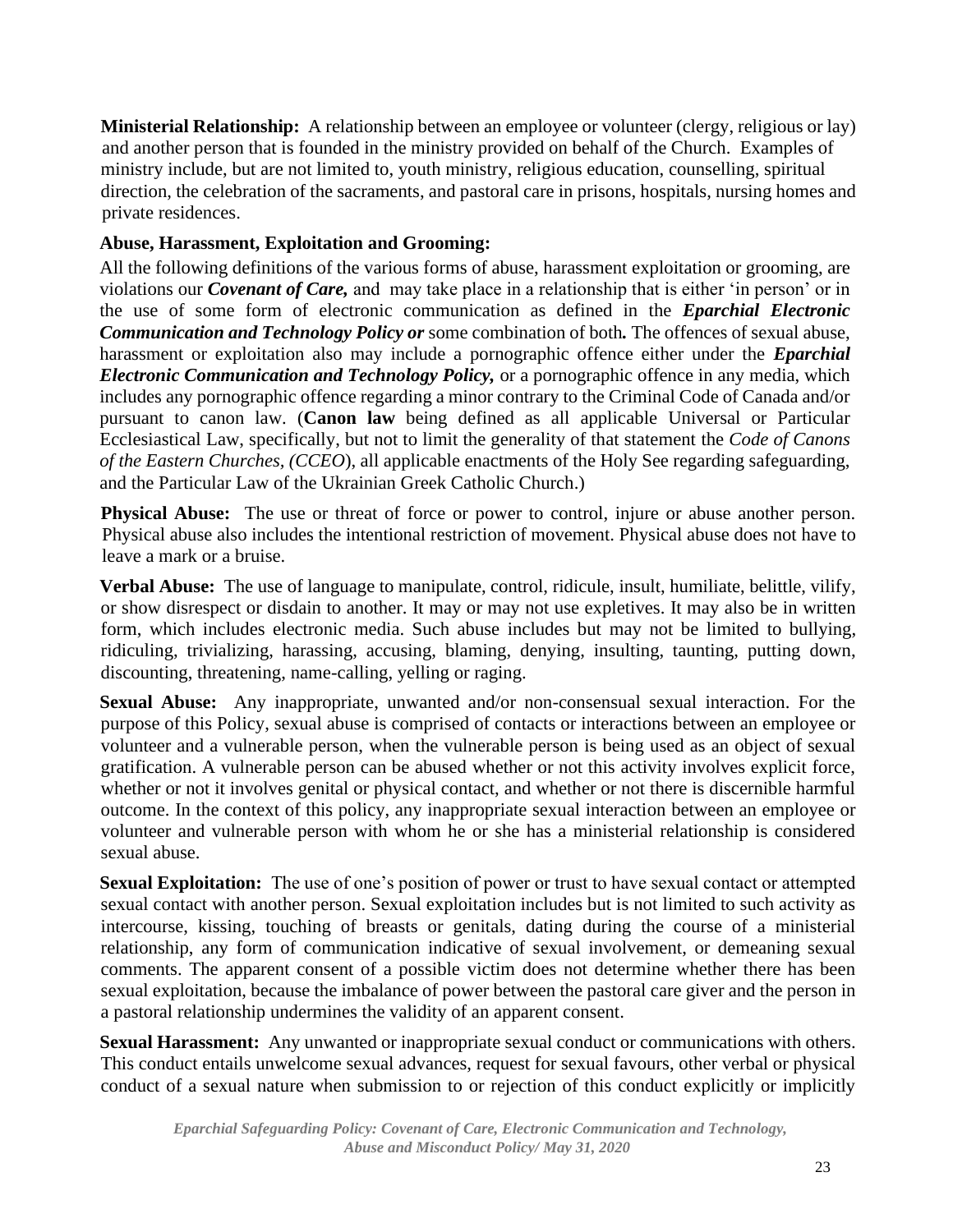**Ministerial Relationship:** A relationship between an employee or volunteer (clergy, religious or lay) and another person that is founded in the ministry provided on behalf of the Church. Examples of ministry include, but are not limited to, youth ministry, religious education, counselling, spiritual direction, the celebration of the sacraments, and pastoral care in prisons, hospitals, nursing homes and private residences.

**Abuse, Harassment, Exploitation and Grooming:**

All the following definitions of the various forms of abuse, harassment exploitation or grooming, are violations our ***Covenant of Care,*** and may take place in a relationship that is either 'in person' or in the use of some form of electronic communication as defined in the ***Eparchial Electronic Communication and Technology Policy or*** some combination of both***.*** The offences of sexual abuse, harassment or exploitation also may include a pornographic offence either under the ***Eparchial Electronic Communication and Technology Policy,*** or a pornographic offence in any media, which includes any pornographic offence regarding a minor contrary to the Criminal Code of Canada and/or pursuant to canon law. (**Canon law** being defined as all applicable Universal or Particular Ecclesiastical Law, specifically, but not to limit the generality of that statement the *Code of Canons of the Eastern Churches, (CCEO*), all applicable enactments of the Holy See regarding safeguarding, and the Particular Law of the Ukrainian Greek Catholic Church.)

**Physical Abuse:** The use or threat of force or power to control, injure or abuse another person. Physical abuse also includes the intentional restriction of movement. Physical abuse does not have to leave a mark or a bruise.

**Verbal Abuse:** The use of language to manipulate, control, ridicule, insult, humiliate, belittle, vilify, or show disrespect or disdain to another. It may or may not use expletives. It may also be in written form, which includes electronic media. Such abuse includes but may not be limited to bullying, ridiculing, trivializing, harassing, accusing, blaming, denying, insulting, taunting, putting down, discounting, threatening, name-calling, yelling or raging.

**Sexual Abuse:** Any inappropriate, unwanted and/or non-consensual sexual interaction. For the purpose of this Policy, sexual abuse is comprised of contacts or interactions between an employee or volunteer and a vulnerable person, when the vulnerable person is being used as an object of sexual gratification. A vulnerable person can be abused whether or not this activity involves explicit force, whether or not it involves genital or physical contact, and whether or not there is discernible harmful outcome. In the context of this policy, any inappropriate sexual interaction between an employee or volunteer and vulnerable person with whom he or she has a ministerial relationship is considered sexual abuse.

**Sexual Exploitation:** The use of one's position of power or trust to have sexual contact or attempted sexual contact with another person. Sexual exploitation includes but is not limited to such activity as intercourse, kissing, touching of breasts or genitals, dating during the course of a ministerial relationship, any form of communication indicative of sexual involvement, or demeaning sexual comments. The apparent consent of a possible victim does not determine whether there has been sexual exploitation, because the imbalance of power between the pastoral care giver and the person in a pastoral relationship undermines the validity of an apparent consent.

**Sexual Harassment:** Any unwanted or inappropriate sexual conduct or communications with others. This conduct entails unwelcome sexual advances, request for sexual favours, other verbal or physical conduct of a sexual nature when submission to or rejection of this conduct explicitly or implicitly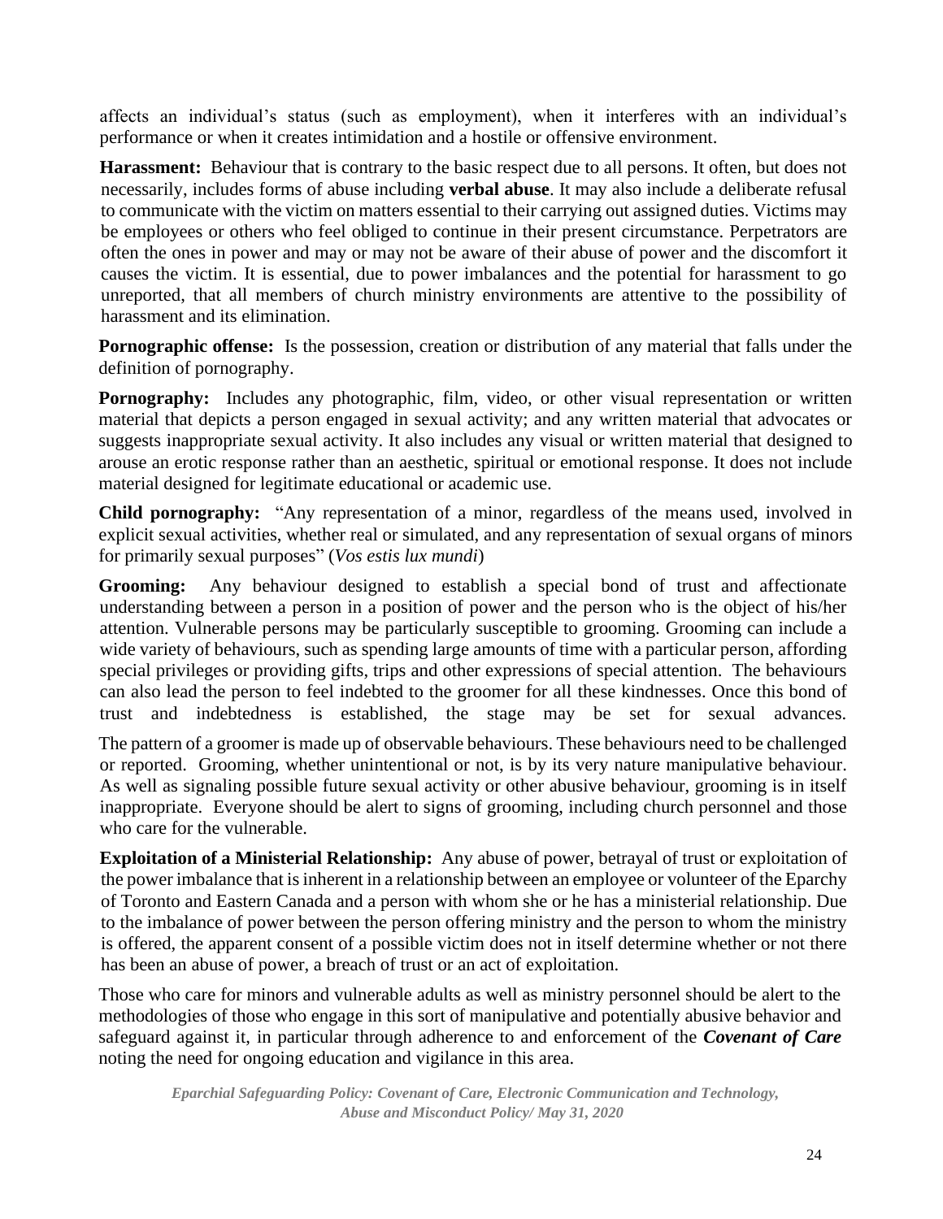affects an individual's status (such as employment), when it interferes with an individual's performance or when it creates intimidation and a hostile or offensive environment.

**Harassment:** Behaviour that is contrary to the basic respect due to all persons. It often, but does not necessarily, includes forms of abuse including **verbal abuse**. It may also include a deliberate refusal to communicate with the victim on matters essential to their carrying out assigned duties. Victims may be employees or others who feel obliged to continue in their present circumstance. Perpetrators are often the ones in power and may or may not be aware of their abuse of power and the discomfort it causes the victim. It is essential, due to power imbalances and the potential for harassment to go unreported, that all members of church ministry environments are attentive to the possibility of harassment and its elimination.

**Pornographic offense:** Is the possession, creation or distribution of any material that falls under the definition of pornography.

**Pornography:** Includes any photographic, film, video, or other visual representation or written material that depicts a person engaged in sexual activity; and any written material that advocates or suggests inappropriate sexual activity. It also includes any visual or written material that designed to arouse an erotic response rather than an aesthetic, spiritual or emotional response. It does not include material designed for legitimate educational or academic use.

**Child pornography:** "Any representation of a minor, regardless of the means used, involved in explicit sexual activities, whether real or simulated, and any representation of sexual organs of minors for primarily sexual purposes" (*Vos estis lux mundi*)

**Grooming:** Any behaviour designed to establish a special bond of trust and affectionate understanding between a person in a position of power and the person who is the object of his/her attention. Vulnerable persons may be particularly susceptible to grooming. Grooming can include a wide variety of behaviours, such as spending large amounts of time with a particular person, affording special privileges or providing gifts, trips and other expressions of special attention. The behaviours can also lead the person to feel indebted to the groomer for all these kindnesses. Once this bond of trust and indebtedness is established, the stage may be set for sexual advances.

The pattern of a groomer is made up of observable behaviours. These behaviours need to be challenged or reported. Grooming, whether unintentional or not, is by its very nature manipulative behaviour. As well as signaling possible future sexual activity or other abusive behaviour, grooming is in itself inappropriate. Everyone should be alert to signs of grooming, including church personnel and those who care for the vulnerable.

**Exploitation of a Ministerial Relationship:** Any abuse of power, betrayal of trust or exploitation of the power imbalance that is inherent in a relationship between an employee or volunteer of the Eparchy of Toronto and Eastern Canada and a person with whom she or he has a ministerial relationship. Due to the imbalance of power between the person offering ministry and the person to whom the ministry is offered, the apparent consent of a possible victim does not in itself determine whether or not there has been an abuse of power, a breach of trust or an act of exploitation.

Those who care for minors and vulnerable adults as well as ministry personnel should be alert to the methodologies of those who engage in this sort of manipulative and potentially abusive behavior and safeguard against it, in particular through adherence to and enforcement of the ***Covenant of Care*** noting the need for ongoing education and vigilance in this area.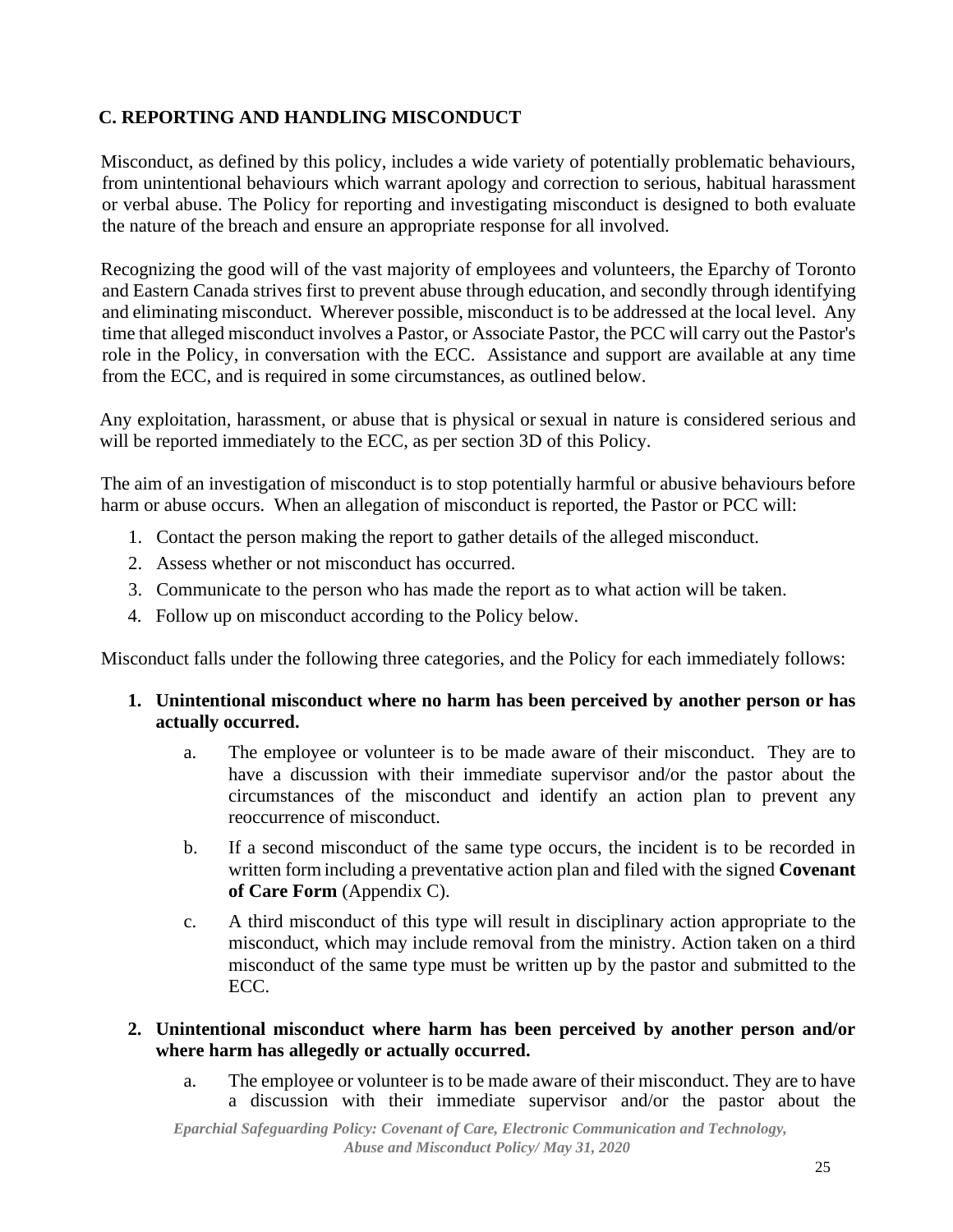## C. REPORTING AND HANDLING MISCONDUCT

Misconduct, as defined by this policy, includes a wide variety of potentially problematic behaviours, from unintentional behaviours which warrant apology and correction to serious, habitual harassment or verbal abuse. The Policy for reporting and investigating misconduct is designed to both evaluate the nature of the breach and ensure an appropriate response for all involved.

Recognizing the good will of the vast majority of employees and volunteers, the Eparchy of Toronto and Eastern Canada strives first to prevent abuse through education, and secondly through identifying and eliminating misconduct. Wherever possible, misconduct is to be addressed at the local level. Any time that alleged misconduct involves a Pastor, or Associate Pastor, the PCC will carry out the Pastor's role in the Policy, in conversation with the ECC. Assistance and support are available at any time from the ECC, and is required in some circumstances, as outlined below.

Any exploitation, harassment, or abuse that is physical or sexual in nature is considered serious and will be reported immediately to the ECC, as per section 3D of this Policy.

The aim of an investigation of misconduct is to stop potentially harmful or abusive behaviours before harm or abuse occurs. When an allegation of misconduct is reported, the Pastor or PCC will:

1. Contact the person making the report to gather details of the alleged misconduct.
2. Assess whether or not misconduct has occurred.
3. Communicate to the person who has made the report as to what action will be taken.
4. Follow up on misconduct according to the Policy below.

Misconduct falls under the following three categories, and the Policy for each immediately follows:

1. **Unintentional misconduct where no harm has been perceived by another person or has actually occurred.**
   a. The employee or volunteer is to be made aware of their misconduct. They are to have a discussion with their immediate supervisor and/or the pastor about the circumstances of the misconduct and identify an action plan to prevent any reoccurrence of misconduct.
   b. If a second misconduct of the same type occurs, the incident is to be recorded in written form including a preventative action plan and filed with the signed **Covenant of Care Form** (Appendix C).
   c. A third misconduct of this type will result in disciplinary action appropriate to the misconduct, which may include removal from the ministry. Action taken on a third misconduct of the same type must be written up by the pastor and submitted to the ECC.

2. **Unintentional misconduct where harm has been perceived by another person and/or where harm has allegedly or actually occurred.**
   a. The employee or volunteer is to be made aware of their misconduct. They are to have a discussion with their immediate supervisor and/or the pastor about the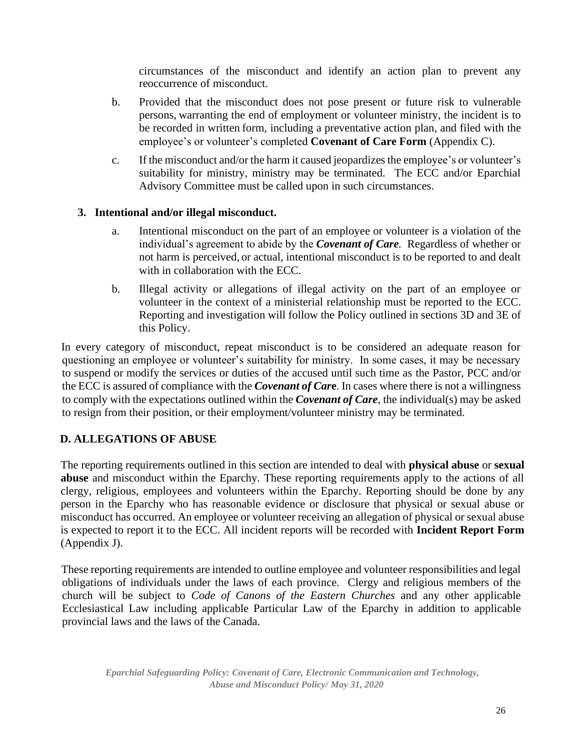circumstances of the misconduct and identify an action plan to prevent any reoccurrence of misconduct.

b. Provided that the misconduct does not pose present or future risk to vulnerable persons, warranting the end of employment or volunteer ministry, the incident is to be recorded in written form, including a preventative action plan, and filed with the employee's or volunteer's completed **Covenant of Care Form** (Appendix C).

c. If the misconduct and/or the harm it caused jeopardizes the employee's or volunteer's suitability for ministry, ministry may be terminated. The ECC and/or Eparchial Advisory Committee must be called upon in such circumstances.

**3. Intentional and/or illegal misconduct.**

a. Intentional misconduct on the part of an employee or volunteer is a violation of the individual's agreement to abide by the ***Covenant of Care***. Regardless of whether or not harm is perceived, or actual, intentional misconduct is to be reported to and dealt with in collaboration with the ECC.

b. Illegal activity or allegations of illegal activity on the part of an employee or volunteer in the context of a ministerial relationship must be reported to the ECC. Reporting and investigation will follow the Policy outlined in sections 3D and 3E of this Policy.

In every category of misconduct, repeat misconduct is to be considered an adequate reason for questioning an employee or volunteer's suitability for ministry. In some cases, it may be necessary to suspend or modify the services or duties of the accused until such time as the Pastor, PCC and/or the ECC is assured of compliance with the ***Covenant of Care***. In cases where there is not a willingness to comply with the expectations outlined within the ***Covenant of Care***, the individual(s) may be asked to resign from their position, or their employment/volunteer ministry may be terminated.

## D. ALLEGATIONS OF ABUSE

The reporting requirements outlined in this section are intended to deal with **physical abuse** or **sexual abuse** and misconduct within the Eparchy. These reporting requirements apply to the actions of all clergy, religious, employees and volunteers within the Eparchy. Reporting should be done by any person in the Eparchy who has reasonable evidence or disclosure that physical or sexual abuse or misconduct has occurred. An employee or volunteer receiving an allegation of physical or sexual abuse is expected to report it to the ECC. All incident reports will be recorded with **Incident Report Form** (Appendix J).

These reporting requirements are intended to outline employee and volunteer responsibilities and legal obligations of individuals under the laws of each province. Clergy and religious members of the church will be subject to *Code of Canons of the Eastern Churches* and any other applicable Ecclesiastical Law including applicable Particular Law of the Eparchy in addition to applicable provincial laws and the laws of the Canada.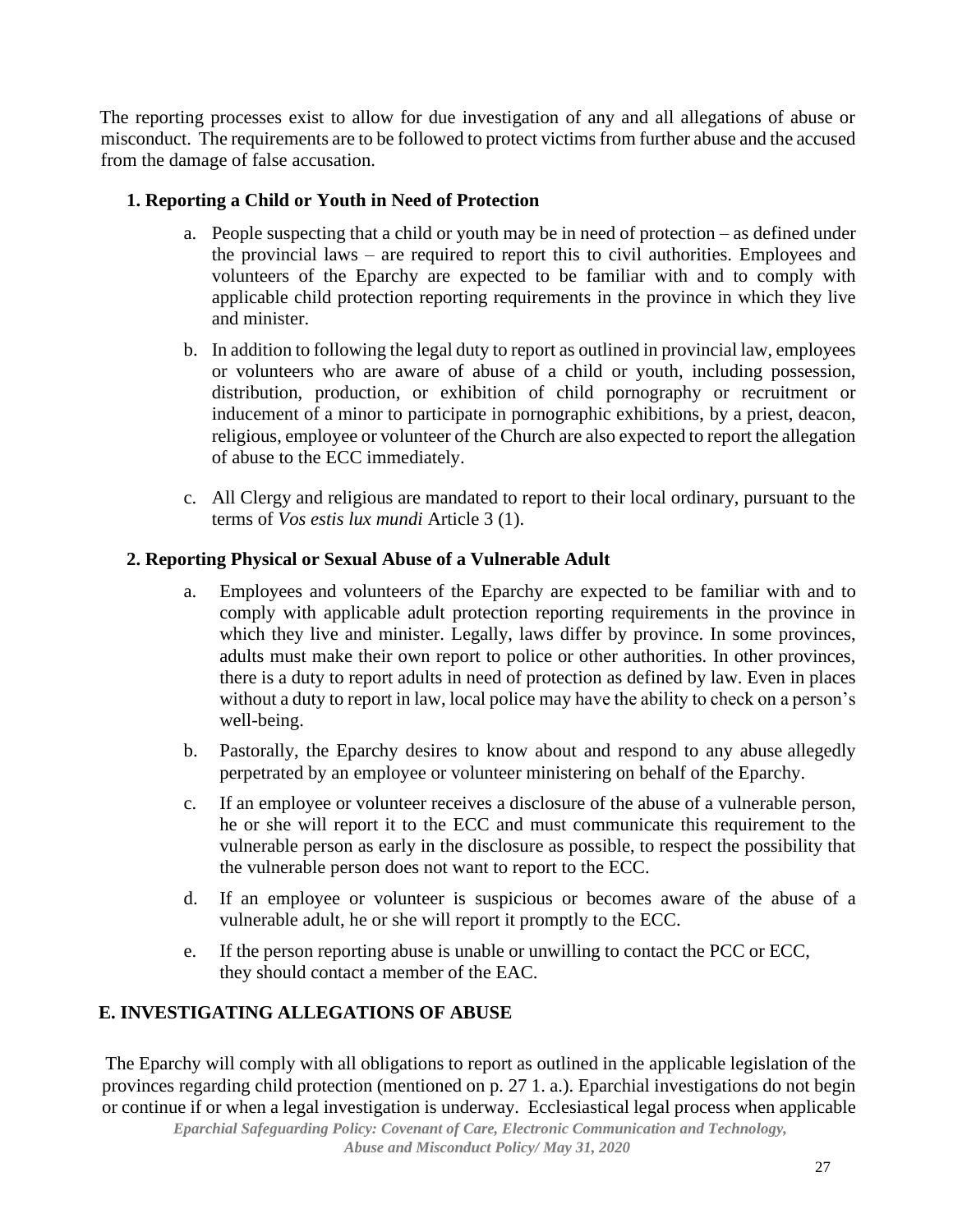The reporting processes exist to allow for due investigation of any and all allegations of abuse or misconduct. The requirements are to be followed to protect victims from further abuse and the accused from the damage of false accusation.

### 1. Reporting a Child or Youth in Need of Protection

a. People suspecting that a child or youth may be in need of protection – as defined under the provincial laws – are required to report this to civil authorities. Employees and volunteers of the Eparchy are expected to be familiar with and to comply with applicable child protection reporting requirements in the province in which they live and minister.

b. In addition to following the legal duty to report as outlined in provincial law, employees or volunteers who are aware of abuse of a child or youth, including possession, distribution, production, or exhibition of child pornography or recruitment or inducement of a minor to participate in pornographic exhibitions, by a priest, deacon, religious, employee or volunteer of the Church are also expected to report the allegation of abuse to the ECC immediately.

c. All Clergy and religious are mandated to report to their local ordinary, pursuant to the terms of *Vos estis lux mundi* Article 3 (1).

### 2. Reporting Physical or Sexual Abuse of a Vulnerable Adult

a. Employees and volunteers of the Eparchy are expected to be familiar with and to comply with applicable adult protection reporting requirements in the province in which they live and minister. Legally, laws differ by province. In some provinces, adults must make their own report to police or other authorities. In other provinces, there is a duty to report adults in need of protection as defined by law. Even in places without a duty to report in law, local police may have the ability to check on a person's well-being.

b. Pastorally, the Eparchy desires to know about and respond to any abuse allegedly perpetrated by an employee or volunteer ministering on behalf of the Eparchy.

c. If an employee or volunteer receives a disclosure of the abuse of a vulnerable person, he or she will report it to the ECC and must communicate this requirement to the vulnerable person as early in the disclosure as possible, to respect the possibility that the vulnerable person does not want to report to the ECC.

d. If an employee or volunteer is suspicious or becomes aware of the abuse of a vulnerable adult, he or she will report it promptly to the ECC.

e. If the person reporting abuse is unable or unwilling to contact the PCC or ECC, they should contact a member of the EAC.

## E. INVESTIGATING ALLEGATIONS OF ABUSE

The Eparchy will comply with all obligations to report as outlined in the applicable legislation of the provinces regarding child protection (mentioned on p. 27 1. a.). Eparchial investigations do not begin or continue if or when a legal investigation is underway. Ecclesiastical legal process when applicable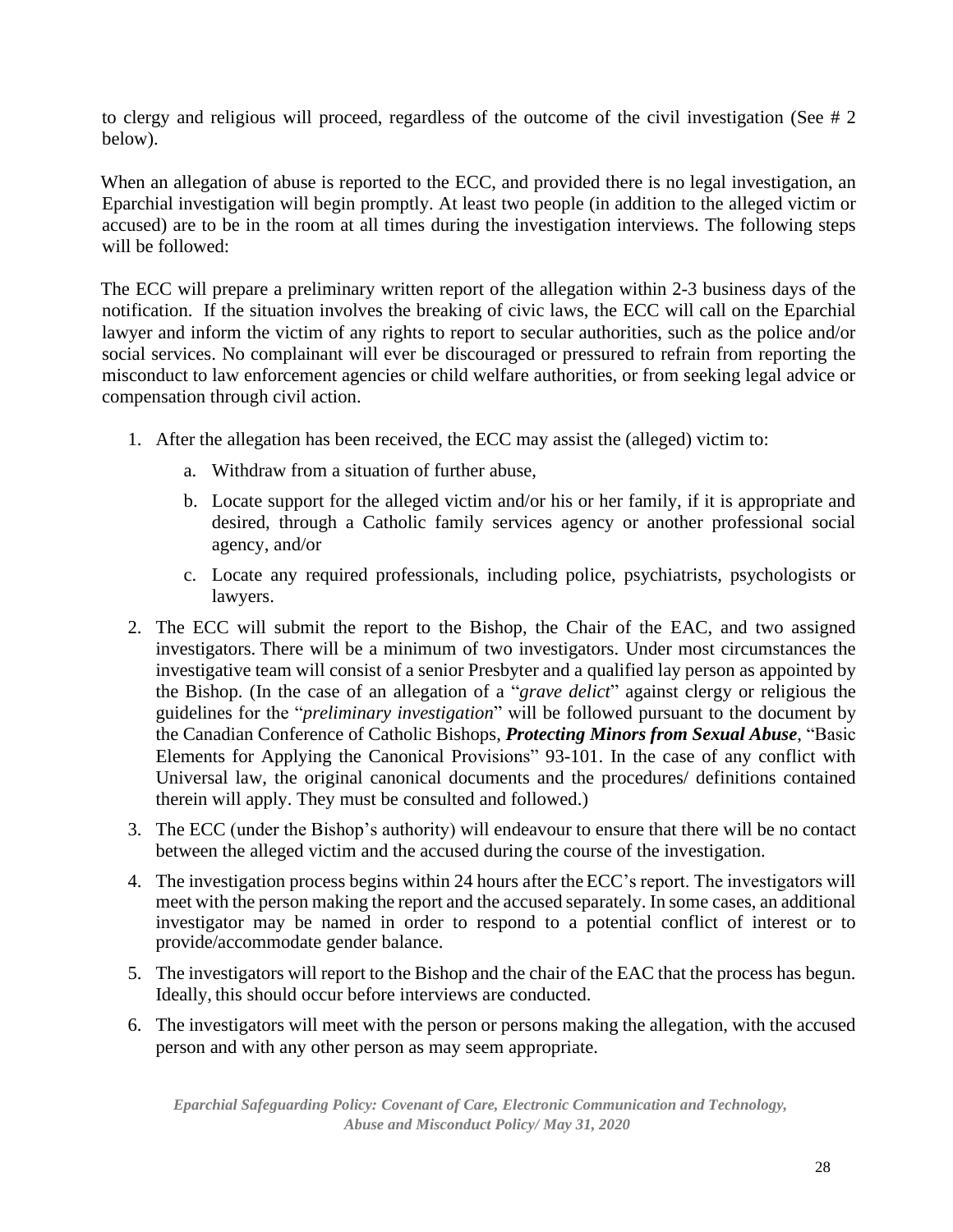to clergy and religious will proceed, regardless of the outcome of the civil investigation (See # 2 below).

When an allegation of abuse is reported to the ECC, and provided there is no legal investigation, an Eparchial investigation will begin promptly. At least two people (in addition to the alleged victim or accused) are to be in the room at all times during the investigation interviews. The following steps will be followed:

The ECC will prepare a preliminary written report of the allegation within 2-3 business days of the notification. If the situation involves the breaking of civic laws, the ECC will call on the Eparchial lawyer and inform the victim of any rights to report to secular authorities, such as the police and/or social services. No complainant will ever be discouraged or pressured to refrain from reporting the misconduct to law enforcement agencies or child welfare authorities, or from seeking legal advice or compensation through civil action.

1. After the allegation has been received, the ECC may assist the (alleged) victim to:
   a. Withdraw from a situation of further abuse,
   b. Locate support for the alleged victim and/or his or her family, if it is appropriate and desired, through a Catholic family services agency or another professional social agency, and/or
   c. Locate any required professionals, including police, psychiatrists, psychologists or lawyers.
2. The ECC will submit the report to the Bishop, the Chair of the EAC, and two assigned investigators. There will be a minimum of two investigators. Under most circumstances the investigative team will consist of a senior Presbyter and a qualified lay person as appointed by the Bishop. (In the case of an allegation of a "*grave delict*" against clergy or religious the guidelines for the "*preliminary investigation*" will be followed pursuant to the document by the Canadian Conference of Catholic Bishops, ***Protecting Minors from Sexual Abuse***, "Basic Elements for Applying the Canonical Provisions" 93-101. In the case of any conflict with Universal law, the original canonical documents and the procedures/ definitions contained therein will apply. They must be consulted and followed.)
3. The ECC (under the Bishop's authority) will endeavour to ensure that there will be no contact between the alleged victim and the accused during the course of the investigation.
4. The investigation process begins within 24 hours after the ECC's report. The investigators will meet with the person making the report and the accused separately. In some cases, an additional investigator may be named in order to respond to a potential conflict of interest or to provide/accommodate gender balance.
5. The investigators will report to the Bishop and the chair of the EAC that the process has begun. Ideally, this should occur before interviews are conducted.
6. The investigators will meet with the person or persons making the allegation, with the accused person and with any other person as may seem appropriate.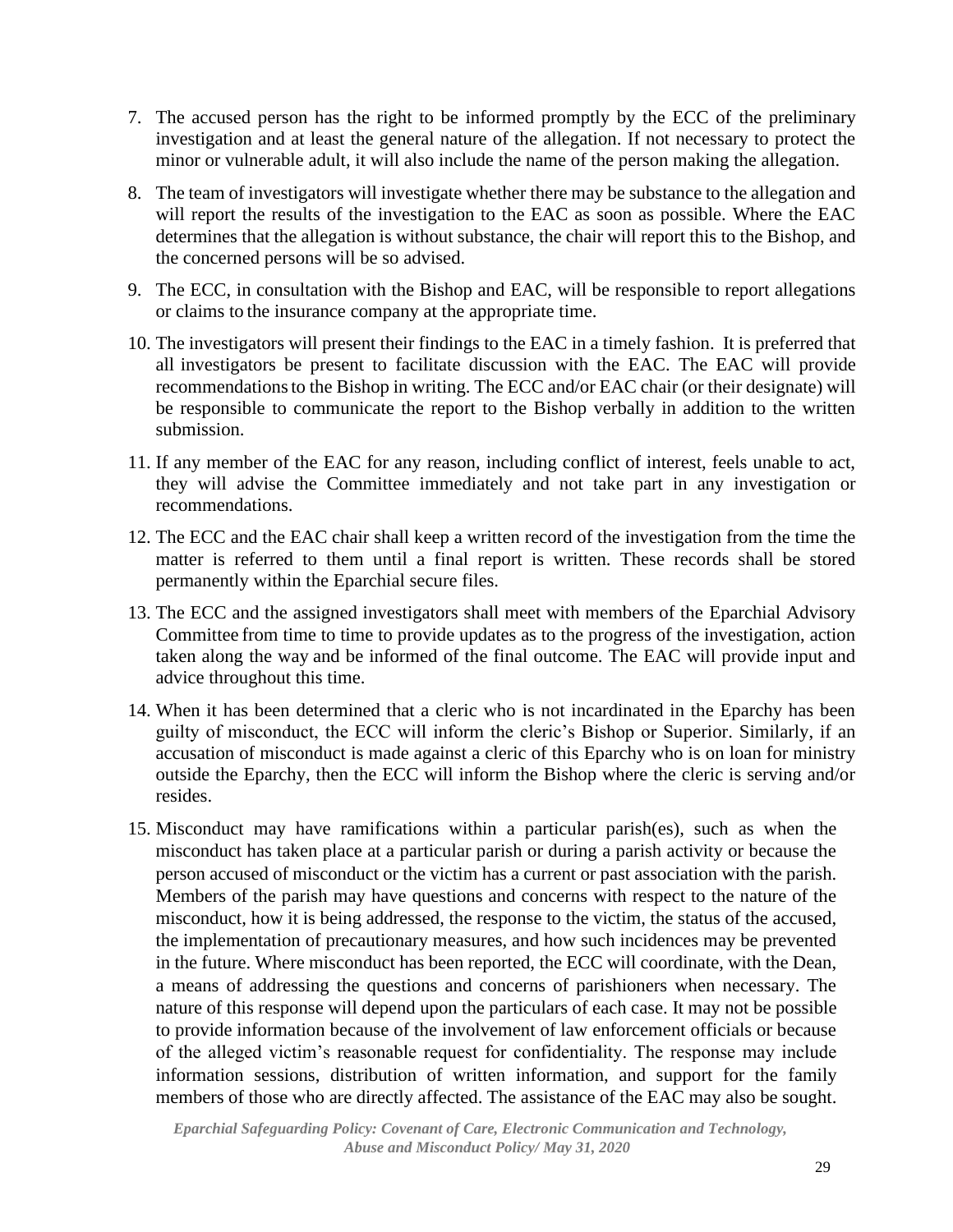7. The accused person has the right to be informed promptly by the ECC of the preliminary investigation and at least the general nature of the allegation. If not necessary to protect the minor or vulnerable adult, it will also include the name of the person making the allegation.

8. The team of investigators will investigate whether there may be substance to the allegation and will report the results of the investigation to the EAC as soon as possible. Where the EAC determines that the allegation is without substance, the chair will report this to the Bishop, and the concerned persons will be so advised.

9. The ECC, in consultation with the Bishop and EAC, will be responsible to report allegations or claims to the insurance company at the appropriate time.

10. The investigators will present their findings to the EAC in a timely fashion. It is preferred that all investigators be present to facilitate discussion with the EAC. The EAC will provide recommendations to the Bishop in writing. The ECC and/or EAC chair (or their designate) will be responsible to communicate the report to the Bishop verbally in addition to the written submission.

11. If any member of the EAC for any reason, including conflict of interest, feels unable to act, they will advise the Committee immediately and not take part in any investigation or recommendations.

12. The ECC and the EAC chair shall keep a written record of the investigation from the time the matter is referred to them until a final report is written. These records shall be stored permanently within the Eparchial secure files.

13. The ECC and the assigned investigators shall meet with members of the Eparchial Advisory Committee from time to time to provide updates as to the progress of the investigation, action taken along the way and be informed of the final outcome. The EAC will provide input and advice throughout this time.

14. When it has been determined that a cleric who is not incardinated in the Eparchy has been guilty of misconduct, the ECC will inform the cleric's Bishop or Superior. Similarly, if an accusation of misconduct is made against a cleric of this Eparchy who is on loan for ministry outside the Eparchy, then the ECC will inform the Bishop where the cleric is serving and/or resides.

15. Misconduct may have ramifications within a particular parish(es), such as when the misconduct has taken place at a particular parish or during a parish activity or because the person accused of misconduct or the victim has a current or past association with the parish. Members of the parish may have questions and concerns with respect to the nature of the misconduct, how it is being addressed, the response to the victim, the status of the accused, the implementation of precautionary measures, and how such incidences may be prevented in the future. Where misconduct has been reported, the ECC will coordinate, with the Dean, a means of addressing the questions and concerns of parishioners when necessary. The nature of this response will depend upon the particulars of each case. It may not be possible to provide information because of the involvement of law enforcement officials or because of the alleged victim's reasonable request for confidentiality. The response may include information sessions, distribution of written information, and support for the family members of those who are directly affected. The assistance of the EAC may also be sought.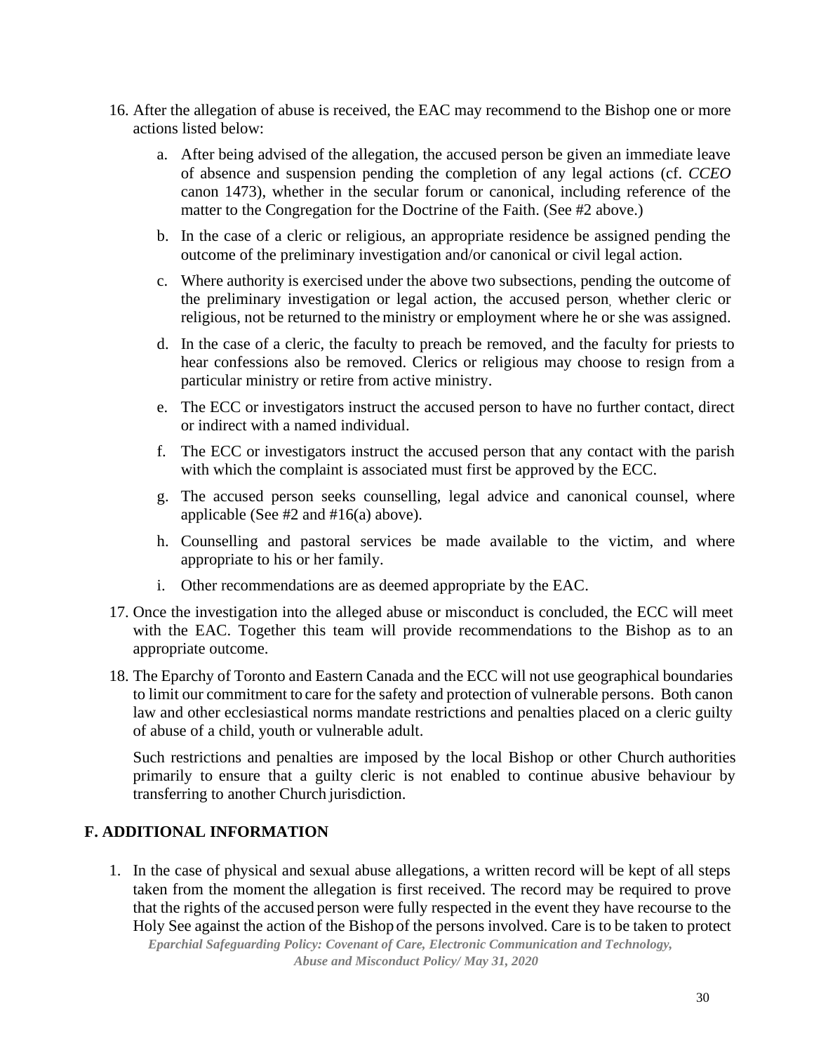16. After the allegation of abuse is received, the EAC may recommend to the Bishop one or more actions listed below:

    a. After being advised of the allegation, the accused person be given an immediate leave of absence and suspension pending the completion of any legal actions (cf. *CCEO* canon 1473), whether in the secular forum or canonical, including reference of the matter to the Congregation for the Doctrine of the Faith. (See #2 above.)

    b. In the case of a cleric or religious, an appropriate residence be assigned pending the outcome of the preliminary investigation and/or canonical or civil legal action.

    c. Where authority is exercised under the above two subsections, pending the outcome of the preliminary investigation or legal action, the accused person, whether cleric or religious, not be returned to the ministry or employment where he or she was assigned.

    d. In the case of a cleric, the faculty to preach be removed, and the faculty for priests to hear confessions also be removed. Clerics or religious may choose to resign from a particular ministry or retire from active ministry.

    e. The ECC or investigators instruct the accused person to have no further contact, direct or indirect with a named individual.

    f. The ECC or investigators instruct the accused person that any contact with the parish with which the complaint is associated must first be approved by the ECC.

    g. The accused person seeks counselling, legal advice and canonical counsel, where applicable (See #2 and #16(a) above).

    h. Counselling and pastoral services be made available to the victim, and where appropriate to his or her family.

    i. Other recommendations are as deemed appropriate by the EAC.

17. Once the investigation into the alleged abuse or misconduct is concluded, the ECC will meet with the EAC. Together this team will provide recommendations to the Bishop as to an appropriate outcome.

18. The Eparchy of Toronto and Eastern Canada and the ECC will not use geographical boundaries to limit our commitment to care for the safety and protection of vulnerable persons. Both canon law and other ecclesiastical norms mandate restrictions and penalties placed on a cleric guilty of abuse of a child, youth or vulnerable adult.

    Such restrictions and penalties are imposed by the local Bishop or other Church authorities primarily to ensure that a guilty cleric is not enabled to continue abusive behaviour by transferring to another Church jurisdiction.

## F. ADDITIONAL INFORMATION

1. In the case of physical and sexual abuse allegations, a written record will be kept of all steps taken from the moment the allegation is first received. The record may be required to prove that the rights of the accused person were fully respected in the event they have recourse to the Holy See against the action of the Bishop of the persons involved. Care is to be taken to protect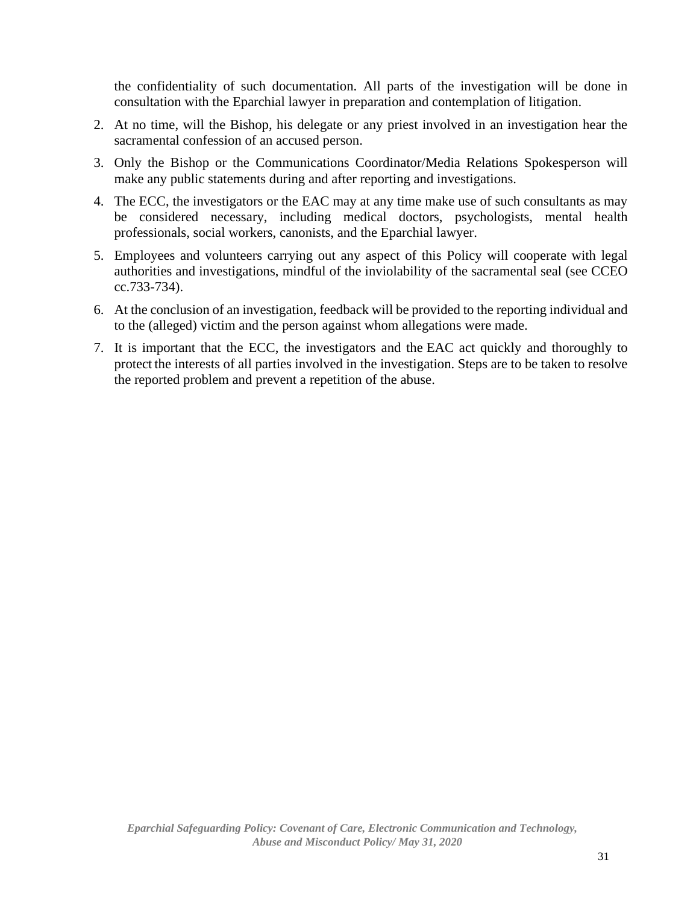the confidentiality of such documentation. All parts of the investigation will be done in consultation with the Eparchial lawyer in preparation and contemplation of litigation.

2. At no time, will the Bishop, his delegate or any priest involved in an investigation hear the sacramental confession of an accused person.
3. Only the Bishop or the Communications Coordinator/Media Relations Spokesperson will make any public statements during and after reporting and investigations.
4. The ECC, the investigators or the EAC may at any time make use of such consultants as may be considered necessary, including medical doctors, psychologists, mental health professionals, social workers, canonists, and the Eparchial lawyer.
5. Employees and volunteers carrying out any aspect of this Policy will cooperate with legal authorities and investigations, mindful of the inviolability of the sacramental seal (see CCEO cc.733-734).
6. At the conclusion of an investigation, feedback will be provided to the reporting individual and to the (alleged) victim and the person against whom allegations were made.
7. It is important that the ECC, the investigators and the EAC act quickly and thoroughly to protect the interests of all parties involved in the investigation. Steps are to be taken to resolve the reported problem and prevent a repetition of the abuse.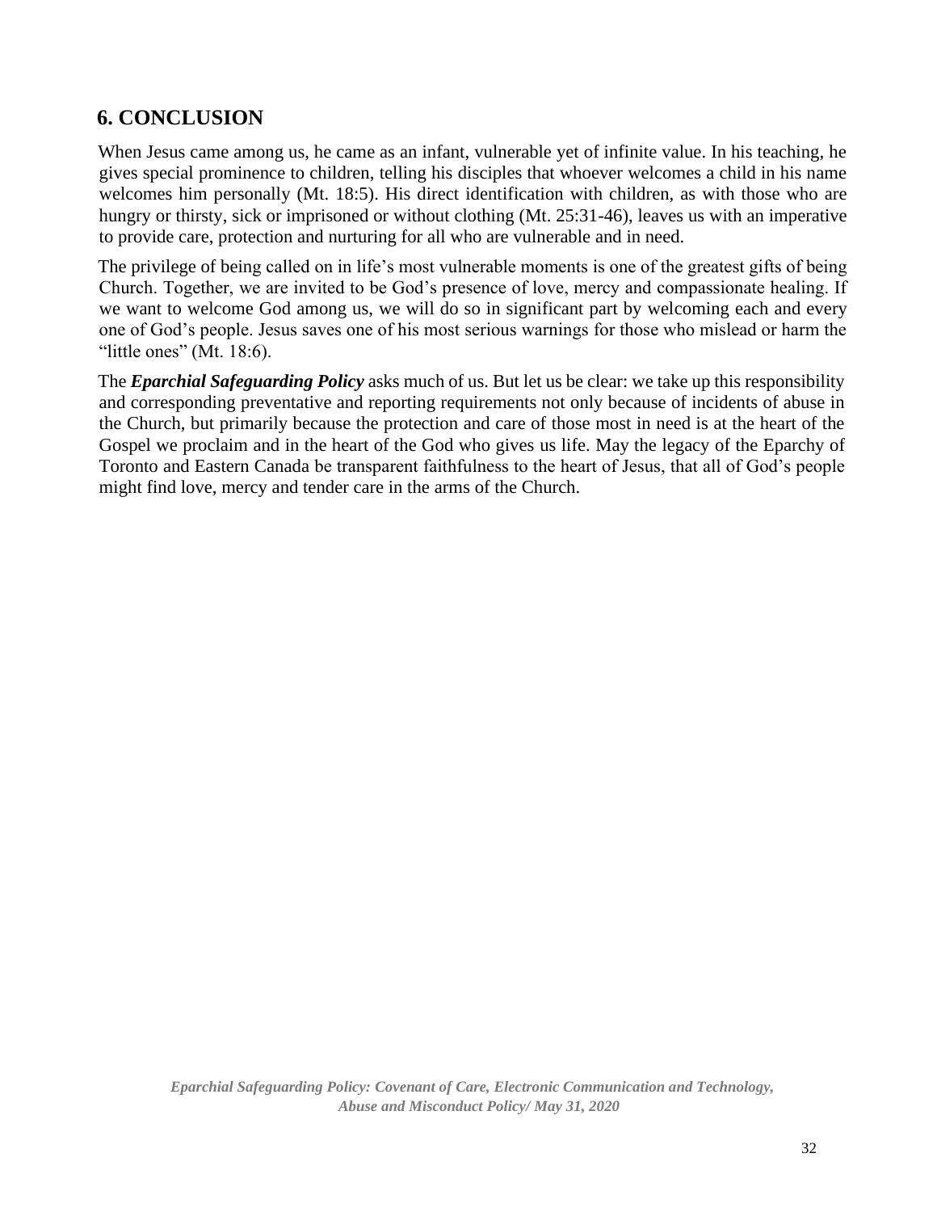## 6. CONCLUSION

When Jesus came among us, he came as an infant, vulnerable yet of infinite value. In his teaching, he gives special prominence to children, telling his disciples that whoever welcomes a child in his name welcomes him personally (Mt. 18:5). His direct identification with children, as with those who are hungry or thirsty, sick or imprisoned or without clothing (Mt. 25:31-46), leaves us with an imperative to provide care, protection and nurturing for all who are vulnerable and in need.

The privilege of being called on in life's most vulnerable moments is one of the greatest gifts of being Church. Together, we are invited to be God's presence of love, mercy and compassionate healing. If we want to welcome God among us, we will do so in significant part by welcoming each and every one of God's people. Jesus saves one of his most serious warnings for those who mislead or harm the "little ones" (Mt. 18:6).

The ***Eparchial Safeguarding Policy*** asks much of us. But let us be clear: we take up this responsibility and corresponding preventative and reporting requirements not only because of incidents of abuse in the Church, but primarily because the protection and care of those most in need is at the heart of the Gospel we proclaim and in the heart of the God who gives us life. May the legacy of the Eparchy of Toronto and Eastern Canada be transparent faithfulness to the heart of Jesus, that all of God's people might find love, mercy and tender care in the arms of the Church.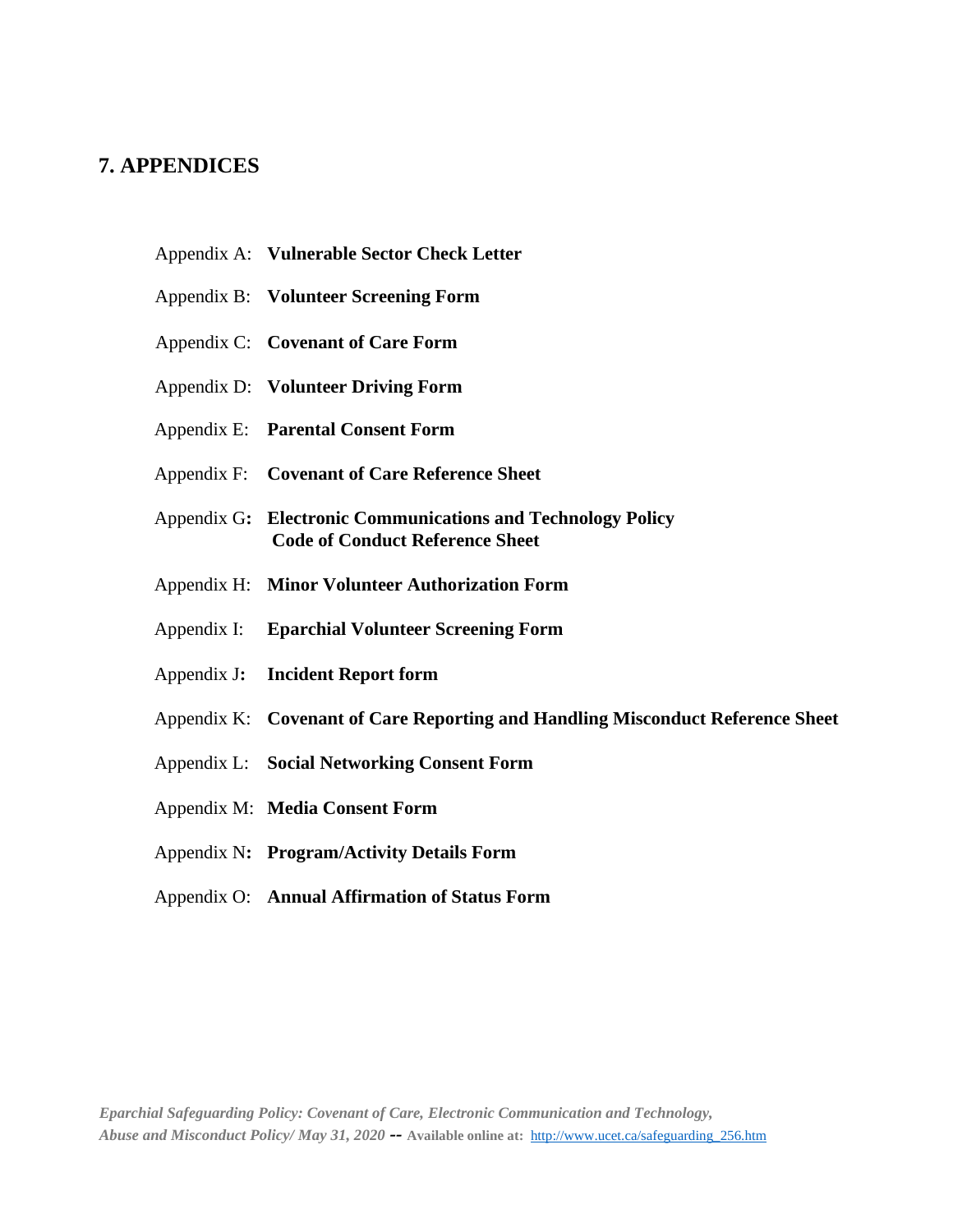## 7. APPENDICES

Appendix A: **Vulnerable Sector Check Letter**

Appendix B: **Volunteer Screening Form**

Appendix C: **Covenant of Care Form**

Appendix D: **Volunteer Driving Form**

Appendix E: **Parental Consent Form**

Appendix F: **Covenant of Care Reference Sheet**

Appendix G**: Electronic Communications and Technology Policy Code of Conduct Reference Sheet**

Appendix H: **Minor Volunteer Authorization Form**

Appendix I: **Eparchial Volunteer Screening Form**

Appendix J**: Incident Report form**

Appendix K: **Covenant of Care Reporting and Handling Misconduct Reference Sheet**

Appendix L: **Social Networking Consent Form**

Appendix M: **Media Consent Form**

Appendix N**: Program/Activity Details Form**

Appendix O: **Annual Affirmation of Status Form**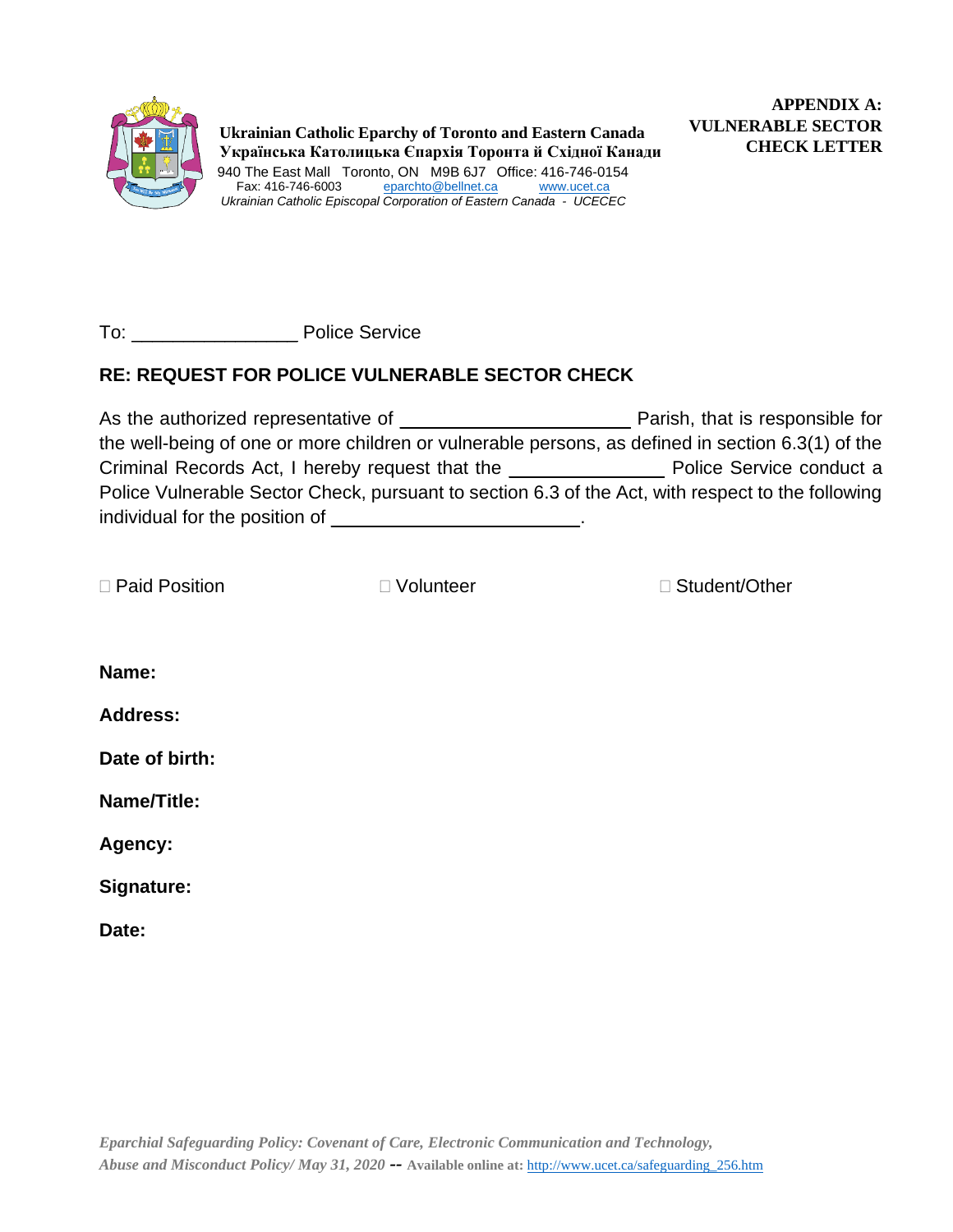**Ukrainian Catholic Eparchy of Toronto and Eastern Canada**
**Українська Католицька Єпархія Торонта й Східної Канади**
940 The East Mall Toronto, ON M9B 6J7 Office: 416-746-0154
Fax: 416-746-6003 eparchto@bellnet.ca www.ucet.ca
*Ukrainian Catholic Episcopal Corporation of Eastern Canada - UCECEC*

**APPENDIX A: VULNERABLE SECTOR CHECK LETTER**

To: ________________ Police Service

**RE: REQUEST FOR POLICE VULNERABLE SECTOR CHECK**

As the authorized representative of ______________________ Parish, that is responsible for the well-being of one or more children or vulnerable persons, as defined in section 6.3(1) of the Criminal Records Act, I hereby request that the _______________ Police Service conduct a Police Vulnerable Sector Check, pursuant to section 6.3 of the Act, with respect to the following individual for the position of ________________________.

☐ Paid Position ☐ Volunteer ☐ Student/Other

**Name:**

**Address:**

**Date of birth:**

**Name/Title:**

**Agency:**

**Signature:**

**Date:**

*Eparchial Safeguarding Policy: Covenant of Care, Electronic Communication and Technology, Abuse and Misconduct Policy/ May 31, 2020* -- **Available online at:** http://www.ucet.ca/safeguarding_256.htm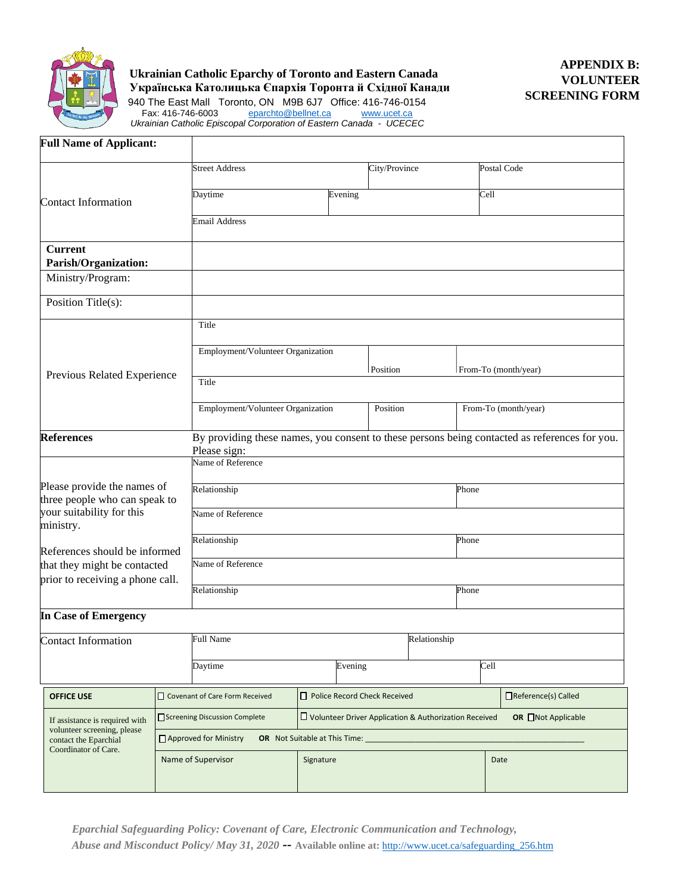**Ukrainian Catholic Eparchy of Toronto and Eastern Canada**
**Українська Католицька Єпархія Торонта й Східної Канади**
940 The East Mall Toronto, ON M9B 6J7 Office: 416-746-0154
Fax: 416-746-6003 eparchto@bellnet.ca www.ucet.ca
*Ukrainian Catholic Episcopal Corporation of Eastern Canada - UCECEC*

# APPENDIX B: VOLUNTEER SCREENING FORM

| | | | | |
|---|---|---|---|---|
| **Full Name of Applicant:** | | | | |
| Contact Information | Street Address | | City/Province | Postal Code |
| | Daytime | Evening | | Cell |
| | Email Address | | | |
| **Current Parish/Organization:** | | | | |
| Ministry/Program: | | | | |
| Position Title(s): | | | | |
| Previous Related Experience | Title | | | |
| | Employment/Volunteer Organization | | Position | From-To (month/year) |
| | Title | | | |
| | Employment/Volunteer Organization | | Position | From-To (month/year) |
| **References** | By providing these names, you consent to these persons being contacted as references for you. Please sign: | | | |
| Please provide the names of three people who can speak to your suitability for this ministry. References should be informed that they might be contacted prior to receiving a phone call. | Name of Reference | | | |
| | Relationship | | | Phone |
| | Name of Reference | | | |
| | Relationship | | | Phone |
| | Name of Reference | | | |
| | Relationship | | | Phone |
| **In Case of Emergency** | | | | |
| Contact Information | Full Name | | Relationship | |
| | Daytime | Evening | | Cell |

| | | | |
|---|---|---|---|
| **OFFICE USE** | ☐ Covenant of Care Form Received | ☐ Police Record Check Received | ☐Reference(s) Called |
| If assistance is required with volunteer screening, please contact the Eparchial Coordinator of Care. | ☐Screening Discussion Complete | ☐ Volunteer Driver Application & Authorization Received | **OR** ☐Not Applicable |
| | ☐ Approved for Ministry **OR** Not Suitable at This Time: ______ | | |
| | Name of Supervisor | Signature | Date |

*Eparchial Safeguarding Policy: Covenant of Care, Electronic Communication and Technology, Abuse and Misconduct Policy/ May 31, 2020* -- **Available online at:** http://www.ucet.ca/safeguarding_256.htm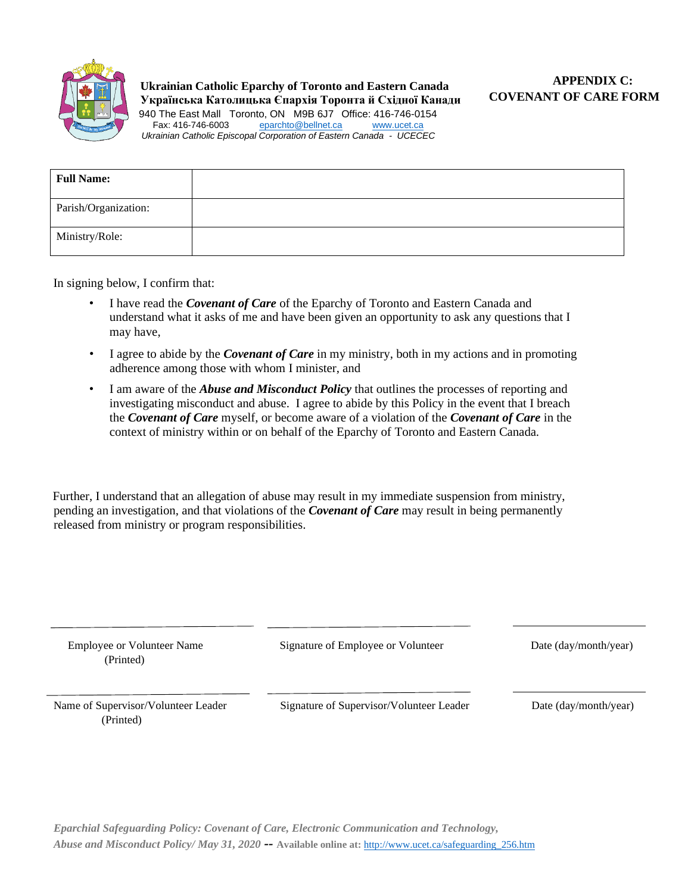**Ukrainian Catholic Eparchy of Toronto and Eastern Canada**
**Українська Католицька Єпархія Торонта й Східної Канади**
940 The East Mall Toronto, ON M9B 6J7 Office: 416-746-0154
Fax: 416-746-6003 eparchto@bellnet.ca www.ucet.ca
*Ukrainian Catholic Episcopal Corporation of Eastern Canada - UCECEC*

# APPENDIX C: COVENANT OF CARE FORM

| **Full Name:** | |
|---|---|
| Parish/Organization: | |
| Ministry/Role: | |

In signing below, I confirm that:

- I have read the ***Covenant of Care*** of the Eparchy of Toronto and Eastern Canada and understand what it asks of me and have been given an opportunity to ask any questions that I may have,
- I agree to abide by the ***Covenant of Care*** in my ministry, both in my actions and in promoting adherence among those with whom I minister, and
- I am aware of the ***Abuse and Misconduct Policy*** that outlines the processes of reporting and investigating misconduct and abuse. I agree to abide by this Policy in the event that I breach the ***Covenant of Care*** myself, or become aware of a violation of the ***Covenant of Care*** in the context of ministry within or on behalf of the Eparchy of Toronto and Eastern Canada.

Further, I understand that an allegation of abuse may result in my immediate suspension from ministry, pending an investigation, and that violations of the ***Covenant of Care*** may result in being permanently released from ministry or program responsibilities.

| ______________________ | ______________________ | ______________________ |
|---|---|---|
| Employee or Volunteer Name (Printed) | Signature of Employee or Volunteer | Date (day/month/year) |
| ______________________ | ______________________ | ______________________ |
| Name of Supervisor/Volunteer Leader (Printed) | Signature of Supervisor/Volunteer Leader | Date (day/month/year) |

*Eparchial Safeguarding Policy: Covenant of Care, Electronic Communication and Technology, Abuse and Misconduct Policy/ May 31, 2020* **-- Available online at:** http://www.ucet.ca/safeguarding_256.htm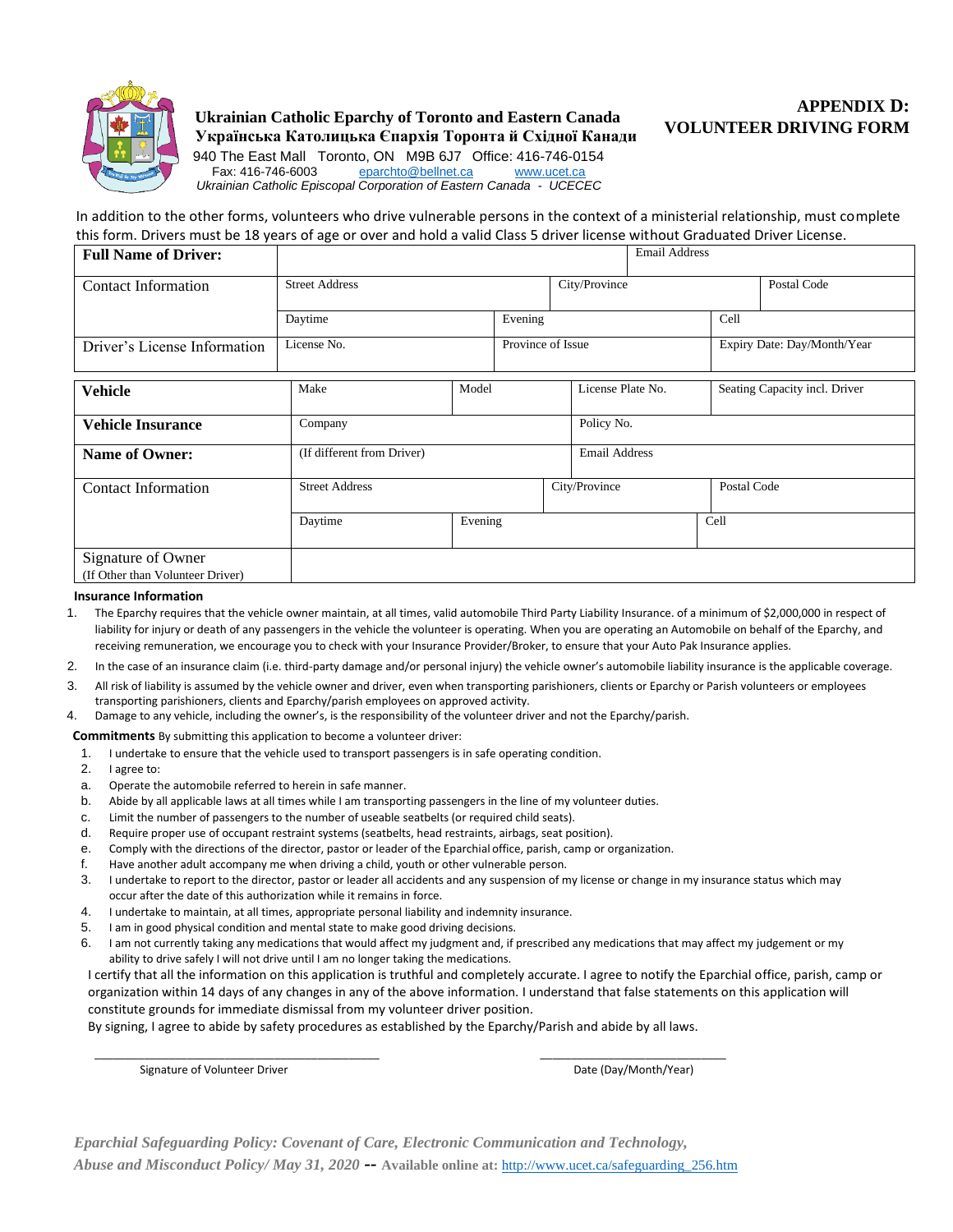**Ukrainian Catholic Eparchy of Toronto and Eastern Canada**
**Українська Католицька Єпархія Торонта й Східної Канади**
940 The East Mall Toronto, ON M9B 6J7 Office: 416-746-0154
Fax: 416-746-6003 eparchto@bellnet.ca www.ucet.ca
*Ukrainian Catholic Episcopal Corporation of Eastern Canada - UCECEC*

# APPENDIX D: VOLUNTEER DRIVING FORM

In addition to the other forms, volunteers who drive vulnerable persons in the context of a ministerial relationship, must complete this form. Drivers must be 18 years of age or over and hold a valid Class 5 driver license without Graduated Driver License.

| **Full Name of Driver:** | | | Email Address | |
|---|---|---|---|---|
| Contact Information | Street Address | | City/Province | Postal Code |
| | Daytime | Evening | | Cell |
| Driver's License Information | License No. | Province of Issue | | Expiry Date: Day/Month/Year |

| **Vehicle** | Make | Model | License Plate No. | Seating Capacity incl. Driver |
|---|---|---|---|---|
| **Vehicle Insurance** | Company | | Policy No. | |
| **Name of Owner:** | (If different from Driver) | | Email Address | |
| Contact Information | Street Address | | City/Province | Postal Code |
| | Daytime | Evening | | Cell |
| Signature of Owner (If Other than Volunteer Driver) | | | | |

**Insurance Information**

1. The Eparchy requires that the vehicle owner maintain, at all times, valid automobile Third Party Liability Insurance. of a minimum of $2,000,000 in respect of liability for injury or death of any passengers in the vehicle the volunteer is operating. When you are operating an Automobile on behalf of the Eparchy, and receiving remuneration, we encourage you to check with your Insurance Provider/Broker, to ensure that your Auto Pak Insurance applies.
2. In the case of an insurance claim (i.e. third-party damage and/or personal injury) the vehicle owner's automobile liability insurance is the applicable coverage.
3. All risk of liability is assumed by the vehicle owner and driver, even when transporting parishioners, clients or Eparchy or Parish volunteers or employees transporting parishioners, clients and Eparchy/parish employees on approved activity.
4. Damage to any vehicle, including the owner's, is the responsibility of the volunteer driver and not the Eparchy/parish.

**Commitments** By submitting this application to become a volunteer driver:

1. I undertake to ensure that the vehicle used to transport passengers is in safe operating condition.
2. I agree to:
   a. Operate the automobile referred to herein in safe manner.
   b. Abide by all applicable laws at all times while I am transporting passengers in the line of my volunteer duties.
   c. Limit the number of passengers to the number of useable seatbelts (or required child seats).
   d. Require proper use of occupant restraint systems (seatbelts, head restraints, airbags, seat position).
   e. Comply with the directions of the director, pastor or leader of the Eparchial office, parish, camp or organization.
   f. Have another adult accompany me when driving a child, youth or other vulnerable person.
3. I undertake to report to the director, pastor or leader all accidents and any suspension of my license or change in my insurance status which may occur after the date of this authorization while it remains in force.
4. I undertake to maintain, at all times, appropriate personal liability and indemnity insurance.
5. I am in good physical condition and mental state to make good driving decisions.
6. I am not currently taking any medications that would affect my judgment and, if prescribed any medications that may affect my judgement or my ability to drive safely I will not drive until I am no longer taking the medications.

I certify that all the information on this application is truthful and completely accurate. I agree to notify the Eparchial office, parish, camp or organization within 14 days of any changes in any of the above information. I understand that false statements on this application will constitute grounds for immediate dismissal from my volunteer driver position.

By signing, I agree to abide by safety procedures as established by the Eparchy/Parish and abide by all laws.

\_\_\_\_\_\_\_\_\_\_\_\_\_\_\_\_\_\_\_\_\_\_\_\_\_\_\_\_\_\_\_\_\_\_\_\_\_\_\_\_ \_\_\_\_\_\_\_\_\_\_\_\_\_\_\_\_\_\_\_\_\_\_\_\_\_\_\_\_

Signature of Volunteer Driver Date (Day/Month/Year)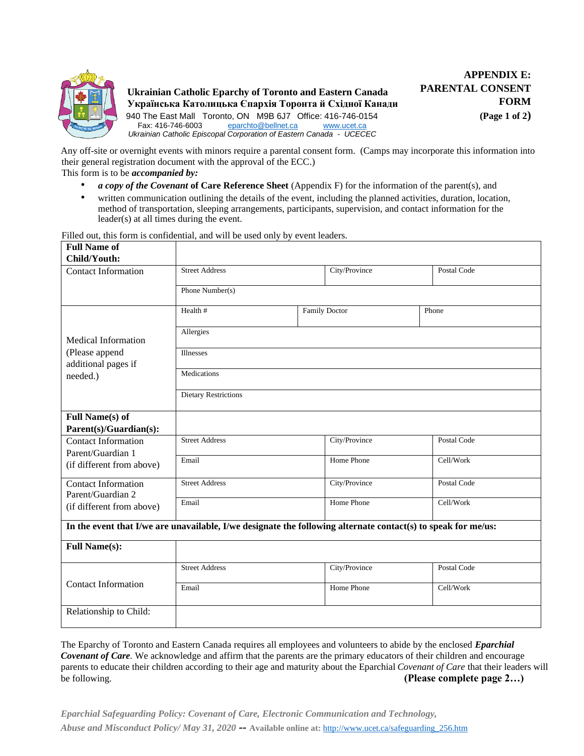**Ukrainian Catholic Eparchy of Toronto and Eastern Canada**
**Українська Католицька Єпархія Торонта й Східної Канади**
940 The East Mall Toronto, ON M9B 6J7 Office: 416-746-0154
Fax: 416-746-6003 eparchto@bellnet.ca www.ucet.ca
*Ukrainian Catholic Episcopal Corporation of Eastern Canada - UCECEC*

# APPENDIX E: PARENTAL CONSENT FORM

**(Page 1 of 2)**

Any off-site or overnight events with minors require a parental consent form. (Camps may incorporate this information into their general registration document with the approval of the ECC.)
This form is to be ***accompanied by:***

- ***a copy of the Covenant* of Care Reference Sheet** (Appendix F) for the information of the parent(s), and
- written communication outlining the details of the event, including the planned activities, duration, location, method of transportation, sleeping arrangements, participants, supervision, and contact information for the leader(s) at all times during the event.

Filled out, this form is confidential, and will be used only by event leaders.

| | | | |
|---|---|---|---|
| **Full Name of Child/Youth:** | | | |
| Contact Information | Street Address | City/Province | Postal Code |
| | Phone Number(s) | | |
| Medical Information (Please append additional pages if needed.) | Health # | Family Doctor | Phone |
| | Allergies | | |
| | Illnesses | | |
| | Medications | | |
| | Dietary Restrictions | | |
| **Full Name(s) of Parent(s)/Guardian(s):** | | | |
| Contact Information Parent/Guardian 1 (if different from above) | Street Address | City/Province | Postal Code |
| | Email | Home Phone | Cell/Work |
| Contact Information Parent/Guardian 2 (if different from above) | Street Address | City/Province | Postal Code |
| | Email | Home Phone | Cell/Work |
| **In the event that I/we are unavailable, I/we designate the following alternate contact(s) to speak for me/us:** | | | |
| **Full Name(s):** | | | |
| Contact Information | Street Address | City/Province | Postal Code |
| | Email | Home Phone | Cell/Work |
| Relationship to Child: | | | |

The Eparchy of Toronto and Eastern Canada requires all employees and volunteers to abide by the enclosed ***Eparchial Covenant of Care***. We acknowledge and affirm that the parents are the primary educators of their children and encourage parents to educate their children according to their age and maturity about the Eparchial *Covenant of Care* that their leaders will be following. **(Please complete page 2…)**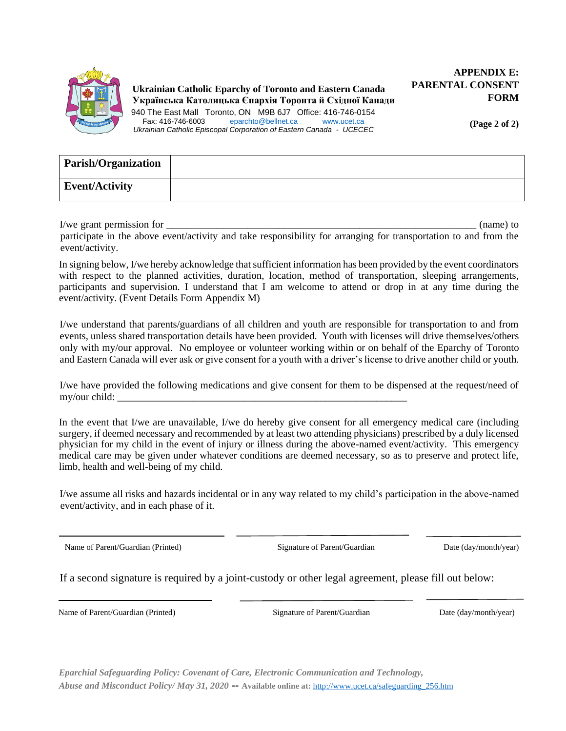**Ukrainian Catholic Eparchy of Toronto and Eastern Canada**
**Українська Католицька Єпархія Торонта й Східної Канади**
940 The East Mall Toronto, ON M9B 6J7 Office: 416-746-0154
Fax: 416-746-6003 eparchto@bellnet.ca www.ucet.ca
*Ukrainian Catholic Episcopal Corporation of Eastern Canada - UCECEC*

# APPENDIX E: PARENTAL CONSENT FORM

**(Page 2 of 2)**

| **Parish/Organization** | |
|---|---|
| **Event/Activity** | |

I/we grant permission for _____________________________________________________________ (name) to participate in the above event/activity and take responsibility for arranging for transportation to and from the event/activity.

In signing below, I/we hereby acknowledge that sufficient information has been provided by the event coordinators with respect to the planned activities, duration, location, method of transportation, sleeping arrangements, participants and supervision. I understand that I am welcome to attend or drop in at any time during the event/activity. (Event Details Form Appendix M)

I/we understand that parents/guardians of all children and youth are responsible for transportation to and from events, unless shared transportation details have been provided. Youth with licenses will drive themselves/others only with my/our approval. No employee or volunteer working within or on behalf of the Eparchy of Toronto and Eastern Canada will ever ask or give consent for a youth with a driver's license to drive another child or youth.

I/we have provided the following medications and give consent for them to be dispensed at the request/need of my/our child: _________________________________________________________

In the event that I/we are unavailable, I/we do hereby give consent for all emergency medical care (including surgery, if deemed necessary and recommended by at least two attending physicians) prescribed by a duly licensed physician for my child in the event of injury or illness during the above-named event/activity. This emergency medical care may be given under whatever conditions are deemed necessary, so as to preserve and protect life, limb, health and well-being of my child.

I/we assume all risks and hazards incidental or in any way related to my child's participation in the above-named event/activity, and in each phase of it.

| ______________________________ | ______________________________ | ____________________ |
|---|---|---|
| Name of Parent/Guardian (Printed) | Signature of Parent/Guardian | Date (day/month/year) |

If a second signature is required by a joint-custody or other legal agreement, please fill out below:

| ______________________________ | ______________________________ | ____________________ |
|---|---|---|
| Name of Parent/Guardian (Printed) | Signature of Parent/Guardian | Date (day/month/year) |

***Eparchial Safeguarding Policy: Covenant of Care, Electronic Communication and Technology, Abuse and Misconduct Policy/ May 31, 2020* -- Available online at:** http://www.ucet.ca/safeguarding_256.htm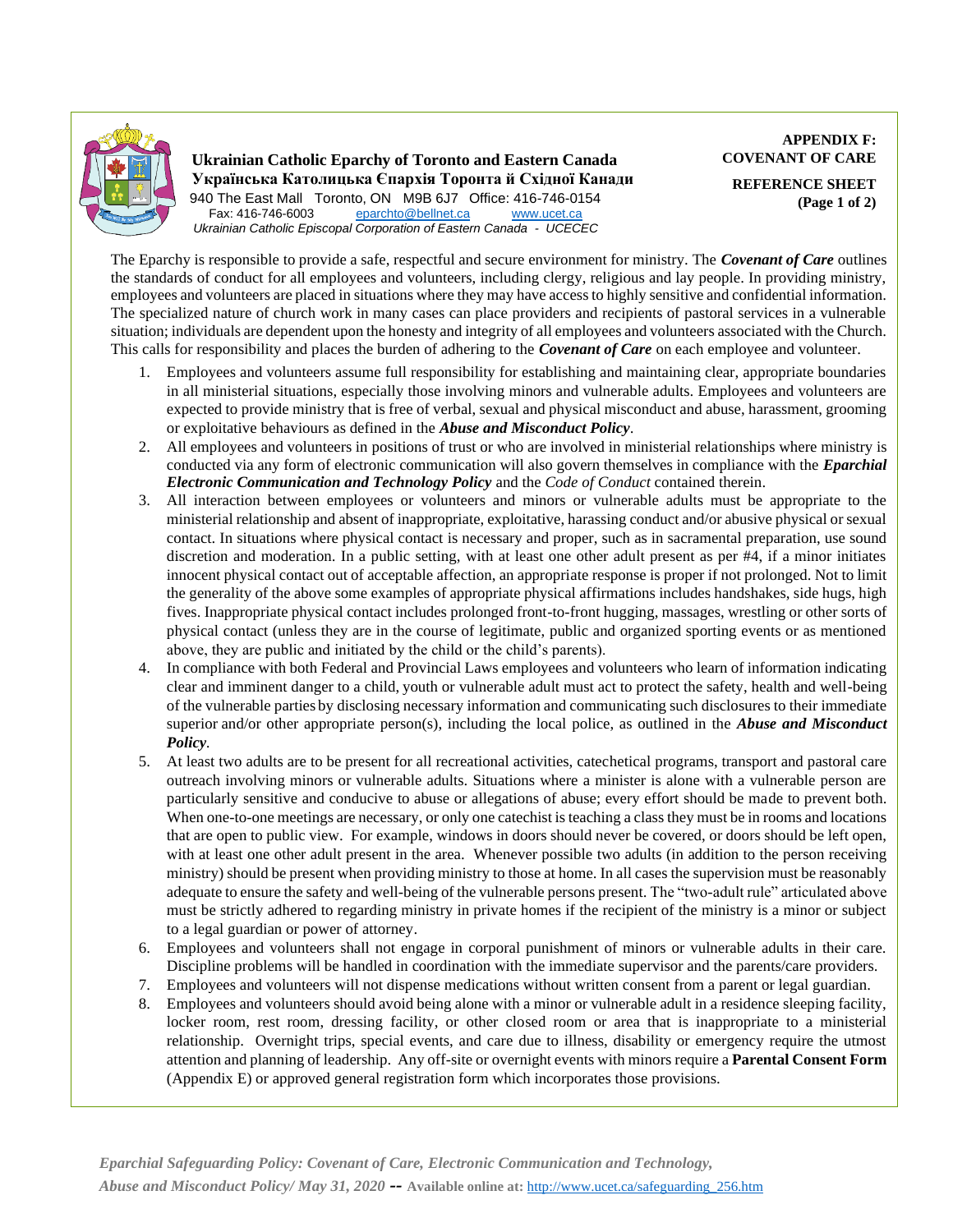**Ukrainian Catholic Eparchy of Toronto and Eastern Canada**
**Українська Католицька Єпархія Торонта й Східної Канади**
940 The East Mall Toronto, ON M9B 6J7 Office: 416-746-0154
Fax: 416-746-6003 eparchto@bellnet.ca www.ucet.ca
*Ukrainian Catholic Episcopal Corporation of Eastern Canada - UCECEC*

**APPENDIX F: COVENANT OF CARE**

**REFERENCE SHEET (Page 1 of 2)**

The Eparchy is responsible to provide a safe, respectful and secure environment for ministry. The ***Covenant of Care*** outlines the standards of conduct for all employees and volunteers, including clergy, religious and lay people. In providing ministry, employees and volunteers are placed in situations where they may have access to highly sensitive and confidential information. The specialized nature of church work in many cases can place providers and recipients of pastoral services in a vulnerable situation; individuals are dependent upon the honesty and integrity of all employees and volunteers associated with the Church. This calls for responsibility and places the burden of adhering to the ***Covenant of Care*** on each employee and volunteer.

1. Employees and volunteers assume full responsibility for establishing and maintaining clear, appropriate boundaries in all ministerial situations, especially those involving minors and vulnerable adults. Employees and volunteers are expected to provide ministry that is free of verbal, sexual and physical misconduct and abuse, harassment, grooming or exploitative behaviours as defined in the ***Abuse and Misconduct Policy***.
2. All employees and volunteers in positions of trust or who are involved in ministerial relationships where ministry is conducted via any form of electronic communication will also govern themselves in compliance with the ***Eparchial Electronic Communication and Technology Policy*** and the *Code of Conduct* contained therein.
3. All interaction between employees or volunteers and minors or vulnerable adults must be appropriate to the ministerial relationship and absent of inappropriate, exploitative, harassing conduct and/or abusive physical or sexual contact. In situations where physical contact is necessary and proper, such as in sacramental preparation, use sound discretion and moderation. In a public setting, with at least one other adult present as per #4, if a minor initiates innocent physical contact out of acceptable affection, an appropriate response is proper if not prolonged. Not to limit the generality of the above some examples of appropriate physical affirmations includes handshakes, side hugs, high fives. Inappropriate physical contact includes prolonged front-to-front hugging, massages, wrestling or other sorts of physical contact (unless they are in the course of legitimate, public and organized sporting events or as mentioned above, they are public and initiated by the child or the child's parents).
4. In compliance with both Federal and Provincial Laws employees and volunteers who learn of information indicating clear and imminent danger to a child, youth or vulnerable adult must act to protect the safety, health and well-being of the vulnerable parties by disclosing necessary information and communicating such disclosures to their immediate superior and/or other appropriate person(s), including the local police, as outlined in the ***Abuse and Misconduct Policy***.
5. At least two adults are to be present for all recreational activities, catechetical programs, transport and pastoral care outreach involving minors or vulnerable adults. Situations where a minister is alone with a vulnerable person are particularly sensitive and conducive to abuse or allegations of abuse; every effort should be made to prevent both. When one-to-one meetings are necessary, or only one catechist is teaching a class they must be in rooms and locations that are open to public view. For example, windows in doors should never be covered, or doors should be left open, with at least one other adult present in the area. Whenever possible two adults (in addition to the person receiving ministry) should be present when providing ministry to those at home. In all cases the supervision must be reasonably adequate to ensure the safety and well-being of the vulnerable persons present. The "two-adult rule" articulated above must be strictly adhered to regarding ministry in private homes if the recipient of the ministry is a minor or subject to a legal guardian or power of attorney.
6. Employees and volunteers shall not engage in corporal punishment of minors or vulnerable adults in their care. Discipline problems will be handled in coordination with the immediate supervisor and the parents/care providers.
7. Employees and volunteers will not dispense medications without written consent from a parent or legal guardian.
8. Employees and volunteers should avoid being alone with a minor or vulnerable adult in a residence sleeping facility, locker room, rest room, dressing facility, or other closed room or area that is inappropriate to a ministerial relationship. Overnight trips, special events, and care due to illness, disability or emergency require the utmost attention and planning of leadership. Any off-site or overnight events with minors require a **Parental Consent Form** (Appendix E) or approved general registration form which incorporates those provisions.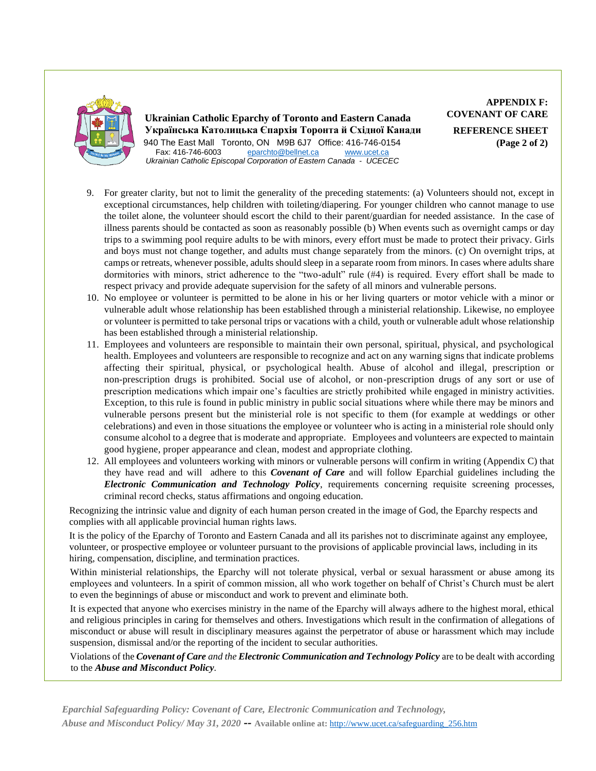**Ukrainian Catholic Eparchy of Toronto and Eastern Canada**
**Українська Католицька Єпархія Торонта й Східної Канади**
940 The East Mall Toronto, ON M9B 6J7 Office: 416-746-0154
Fax: 416-746-6003 eparchto@bellnet.ca www.ucet.ca
*Ukrainian Catholic Episcopal Corporation of Eastern Canada - UCECEC*

**APPENDIX F: COVENANT OF CARE**

**REFERENCE SHEET (Page 2 of 2)**

9. For greater clarity, but not to limit the generality of the preceding statements: (a) Volunteers should not, except in exceptional circumstances, help children with toileting/diapering. For younger children who cannot manage to use the toilet alone, the volunteer should escort the child to their parent/guardian for needed assistance. In the case of illness parents should be contacted as soon as reasonably possible (b) When events such as overnight camps or day trips to a swimming pool require adults to be with minors, every effort must be made to protect their privacy. Girls and boys must not change together, and adults must change separately from the minors. (c) On overnight trips, at camps or retreats, whenever possible, adults should sleep in a separate room from minors. In cases where adults share dormitories with minors, strict adherence to the "two-adult" rule (#4) is required. Every effort shall be made to respect privacy and provide adequate supervision for the safety of all minors and vulnerable persons.
10. No employee or volunteer is permitted to be alone in his or her living quarters or motor vehicle with a minor or vulnerable adult whose relationship has been established through a ministerial relationship. Likewise, no employee or volunteer is permitted to take personal trips or vacations with a child, youth or vulnerable adult whose relationship has been established through a ministerial relationship.
11. Employees and volunteers are responsible to maintain their own personal, spiritual, physical, and psychological health. Employees and volunteers are responsible to recognize and act on any warning signs that indicate problems affecting their spiritual, physical, or psychological health. Abuse of alcohol and illegal, prescription or non-prescription drugs is prohibited. Social use of alcohol, or non-prescription drugs of any sort or use of prescription medications which impair one's faculties are strictly prohibited while engaged in ministry activities. Exception, to this rule is found in public ministry in public social situations where while there may be minors and vulnerable persons present but the ministerial role is not specific to them (for example at weddings or other celebrations) and even in those situations the employee or volunteer who is acting in a ministerial role should only consume alcohol to a degree that is moderate and appropriate. Employees and volunteers are expected to maintain good hygiene, proper appearance and clean, modest and appropriate clothing.
12. All employees and volunteers working with minors or vulnerable persons will confirm in writing (Appendix C) that they have read and will adhere to this ***Covenant of Care*** and will follow Eparchial guidelines including the ***Electronic Communication and Technology Policy***, requirements concerning requisite screening processes, criminal record checks, status affirmations and ongoing education.

Recognizing the intrinsic value and dignity of each human person created in the image of God, the Eparchy respects and complies with all applicable provincial human rights laws.

It is the policy of the Eparchy of Toronto and Eastern Canada and all its parishes not to discriminate against any employee, volunteer, or prospective employee or volunteer pursuant to the provisions of applicable provincial laws, including in its hiring, compensation, discipline, and termination practices.

Within ministerial relationships, the Eparchy will not tolerate physical, verbal or sexual harassment or abuse among its employees and volunteers. In a spirit of common mission, all who work together on behalf of Christ's Church must be alert to even the beginnings of abuse or misconduct and work to prevent and eliminate both.

It is expected that anyone who exercises ministry in the name of the Eparchy will always adhere to the highest moral, ethical and religious principles in caring for themselves and others. Investigations which result in the confirmation of allegations of misconduct or abuse will result in disciplinary measures against the perpetrator of abuse or harassment which may include suspension, dismissal and/or the reporting of the incident to secular authorities.

Violations of the ***Covenant of Care*** *and the* ***Electronic Communication and Technology Policy*** are to be dealt with according to the ***Abuse and Misconduct Policy***.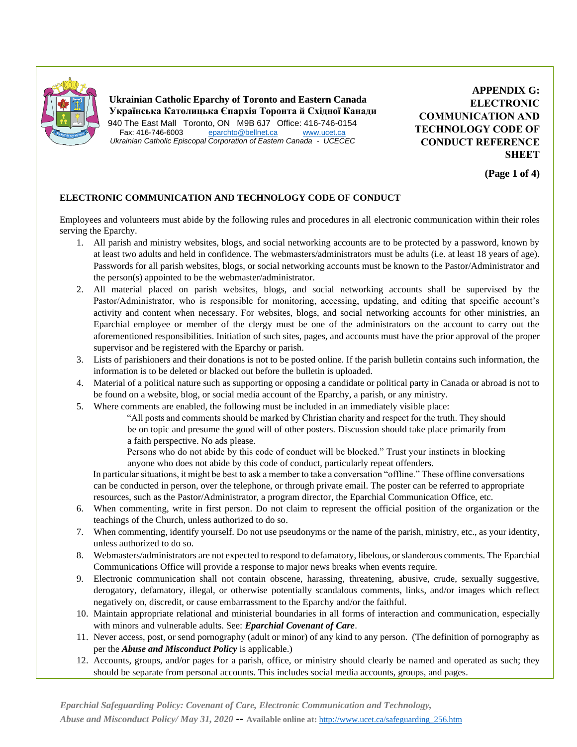**Ukrainian Catholic Eparchy of Toronto and Eastern Canada**
**Українська Католицька Єпархія Торонта й Східної Канади**
940 The East Mall Toronto, ON M9B 6J7 Office: 416-746-0154
Fax: 416-746-6003 eparchto@bellnet.ca www.ucet.ca
*Ukrainian Catholic Episcopal Corporation of Eastern Canada - UCECEC*

**APPENDIX G: ELECTRONIC COMMUNICATION AND TECHNOLOGY CODE OF CONDUCT REFERENCE SHEET**

**(Page 1 of 4)**

## ELECTRONIC COMMUNICATION AND TECHNOLOGY CODE OF CONDUCT

Employees and volunteers must abide by the following rules and procedures in all electronic communication within their roles serving the Eparchy.

1. All parish and ministry websites, blogs, and social networking accounts are to be protected by a password, known by at least two adults and held in confidence. The webmasters/administrators must be adults (i.e. at least 18 years of age). Passwords for all parish websites, blogs, or social networking accounts must be known to the Pastor/Administrator and the person(s) appointed to be the webmaster/administrator.
2. All material placed on parish websites, blogs, and social networking accounts shall be supervised by the Pastor/Administrator, who is responsible for monitoring, accessing, updating, and editing that specific account's activity and content when necessary. For websites, blogs, and social networking accounts for other ministries, an Eparchial employee or member of the clergy must be one of the administrators on the account to carry out the aforementioned responsibilities. Initiation of such sites, pages, and accounts must have the prior approval of the proper supervisor and be registered with the Eparchy or parish.
3. Lists of parishioners and their donations is not to be posted online. If the parish bulletin contains such information, the information is to be deleted or blacked out before the bulletin is uploaded.
4. Material of a political nature such as supporting or opposing a candidate or political party in Canada or abroad is not to be found on a website, blog, or social media account of the Eparchy, a parish, or any ministry.
5. Where comments are enabled, the following must be included in an immediately visible place:

   > "All posts and comments should be marked by Christian charity and respect for the truth. They should be on topic and presume the good will of other posters. Discussion should take place primarily from a faith perspective. No ads please.
   >
   > Persons who do not abide by this code of conduct will be blocked." Trust your instincts in blocking anyone who does not abide by this code of conduct, particularly repeat offenders.

   In particular situations, it might be best to ask a member to take a conversation "offline." These offline conversations can be conducted in person, over the telephone, or through private email. The poster can be referred to appropriate resources, such as the Pastor/Administrator, a program director, the Eparchial Communication Office, etc.
6. When commenting, write in first person. Do not claim to represent the official position of the organization or the teachings of the Church, unless authorized to do so.
7. When commenting, identify yourself. Do not use pseudonyms or the name of the parish, ministry, etc., as your identity, unless authorized to do so.
8. Webmasters/administrators are not expected to respond to defamatory, libelous, or slanderous comments. The Eparchial Communications Office will provide a response to major news breaks when events require.
9. Electronic communication shall not contain obscene, harassing, threatening, abusive, crude, sexually suggestive, derogatory, defamatory, illegal, or otherwise potentially scandalous comments, links, and/or images which reflect negatively on, discredit, or cause embarrassment to the Eparchy and/or the faithful.
10. Maintain appropriate relational and ministerial boundaries in all forms of interaction and communication, especially with minors and vulnerable adults. See: ***Eparchial Covenant of Care***.
11. Never access, post, or send pornography (adult or minor) of any kind to any person. (The definition of pornography as per the ***Abuse and Misconduct Policy*** is applicable.)
12. Accounts, groups, and/or pages for a parish, office, or ministry should clearly be named and operated as such; they should be separate from personal accounts. This includes social media accounts, groups, and pages.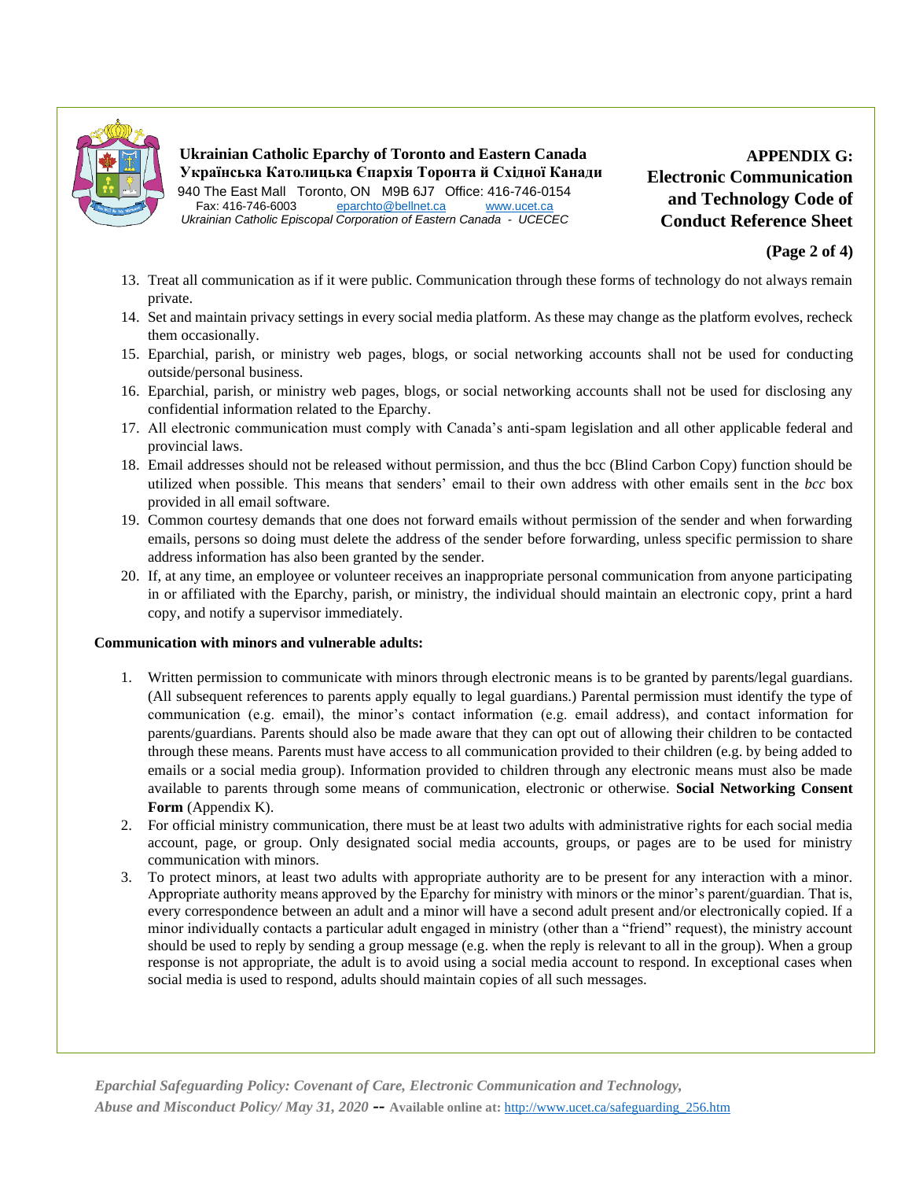13. Treat all communication as if it were public. Communication through these forms of technology do not always remain private.
14. Set and maintain privacy settings in every social media platform. As these may change as the platform evolves, recheck them occasionally.
15. Eparchial, parish, or ministry web pages, blogs, or social networking accounts shall not be used for conducting outside/personal business.
16. Eparchial, parish, or ministry web pages, blogs, or social networking accounts shall not be used for disclosing any confidential information related to the Eparchy.
17. All electronic communication must comply with Canada's anti-spam legislation and all other applicable federal and provincial laws.
18. Email addresses should not be released without permission, and thus the bcc (Blind Carbon Copy) function should be utilized when possible. This means that senders' email to their own address with other emails sent in the *bcc* box provided in all email software.
19. Common courtesy demands that one does not forward emails without permission of the sender and when forwarding emails, persons so doing must delete the address of the sender before forwarding, unless specific permission to share address information has also been granted by the sender.
20. If, at any time, an employee or volunteer receives an inappropriate personal communication from anyone participating in or affiliated with the Eparchy, parish, or ministry, the individual should maintain an electronic copy, print a hard copy, and notify a supervisor immediately.

**Communication with minors and vulnerable adults:**

1. Written permission to communicate with minors through electronic means is to be granted by parents/legal guardians. (All subsequent references to parents apply equally to legal guardians.) Parental permission must identify the type of communication (e.g. email), the minor's contact information (e.g. email address), and contact information for parents/guardians. Parents should also be made aware that they can opt out of allowing their children to be contacted through these means. Parents must have access to all communication provided to their children (e.g. by being added to emails or a social media group). Information provided to children through any electronic means must also be made available to parents through some means of communication, electronic or otherwise. **Social Networking Consent Form** (Appendix K).
2. For official ministry communication, there must be at least two adults with administrative rights for each social media account, page, or group. Only designated social media accounts, groups, or pages are to be used for ministry communication with minors.
3. To protect minors, at least two adults with appropriate authority are to be present for any interaction with a minor. Appropriate authority means approved by the Eparchy for ministry with minors or the minor's parent/guardian. That is, every correspondence between an adult and a minor will have a second adult present and/or electronically copied. If a minor individually contacts a particular adult engaged in ministry (other than a "friend" request), the ministry account should be used to reply by sending a group message (e.g. when the reply is relevant to all in the group). When a group response is not appropriate, the adult is to avoid using a social media account to respond. In exceptional cases when social media is used to respond, adults should maintain copies of all such messages.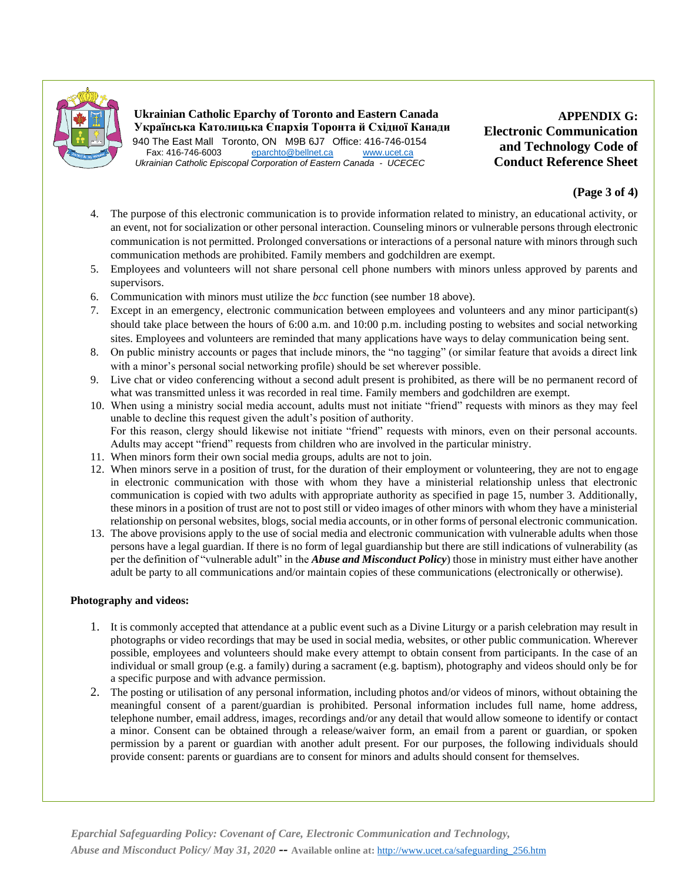**Ukrainian Catholic Eparchy of Toronto and Eastern Canada**
**Українська Католицька Єпархія Торонта й Східної Канади**
940 The East Mall Toronto, ON M9B 6J7 Office: 416-746-0154
Fax: 416-746-6003 eparchto@bellnet.ca www.ucet.ca
*Ukrainian Catholic Episcopal Corporation of Eastern Canada - UCECEC*

# APPENDIX G: Electronic Communication and Technology Code of Conduct Reference Sheet

**(Page 3 of 4)**

4. The purpose of this electronic communication is to provide information related to ministry, an educational activity, or an event, not for socialization or other personal interaction. Counseling minors or vulnerable persons through electronic communication is not permitted. Prolonged conversations or interactions of a personal nature with minors through such communication methods are prohibited. Family members and godchildren are exempt.
5. Employees and volunteers will not share personal cell phone numbers with minors unless approved by parents and supervisors.
6. Communication with minors must utilize the *bcc* function (see number 18 above).
7. Except in an emergency, electronic communication between employees and volunteers and any minor participant(s) should take place between the hours of 6:00 a.m. and 10:00 p.m. including posting to websites and social networking sites. Employees and volunteers are reminded that many applications have ways to delay communication being sent.
8. On public ministry accounts or pages that include minors, the "no tagging" (or similar feature that avoids a direct link with a minor's personal social networking profile) should be set wherever possible.
9. Live chat or video conferencing without a second adult present is prohibited, as there will be no permanent record of what was transmitted unless it was recorded in real time. Family members and godchildren are exempt.
10. When using a ministry social media account, adults must not initiate "friend" requests with minors as they may feel unable to decline this request given the adult's position of authority.
    For this reason, clergy should likewise not initiate "friend" requests with minors, even on their personal accounts. Adults may accept "friend" requests from children who are involved in the particular ministry.
11. When minors form their own social media groups, adults are not to join.
12. When minors serve in a position of trust, for the duration of their employment or volunteering, they are not to engage in electronic communication with those with whom they have a ministerial relationship unless that electronic communication is copied with two adults with appropriate authority as specified in page 15, number 3. Additionally, these minors in a position of trust are not to post still or video images of other minors with whom they have a ministerial relationship on personal websites, blogs, social media accounts, or in other forms of personal electronic communication.
13. The above provisions apply to the use of social media and electronic communication with vulnerable adults when those persons have a legal guardian. If there is no form of legal guardianship but there are still indications of vulnerability (as per the definition of "vulnerable adult" in the ***Abuse and Misconduct Policy***) those in ministry must either have another adult be party to all communications and/or maintain copies of these communications (electronically or otherwise).

**Photography and videos:**

1. It is commonly accepted that attendance at a public event such as a Divine Liturgy or a parish celebration may result in photographs or video recordings that may be used in social media, websites, or other public communication. Wherever possible, employees and volunteers should make every attempt to obtain consent from participants. In the case of an individual or small group (e.g. a family) during a sacrament (e.g. baptism), photography and videos should only be for a specific purpose and with advance permission.
2. The posting or utilisation of any personal information, including photos and/or videos of minors, without obtaining the meaningful consent of a parent/guardian is prohibited. Personal information includes full name, home address, telephone number, email address, images, recordings and/or any detail that would allow someone to identify or contact a minor. Consent can be obtained through a release/waiver form, an email from a parent or guardian, or spoken permission by a parent or guardian with another adult present. For our purposes, the following individuals should provide consent: parents or guardians are to consent for minors and adults should consent for themselves.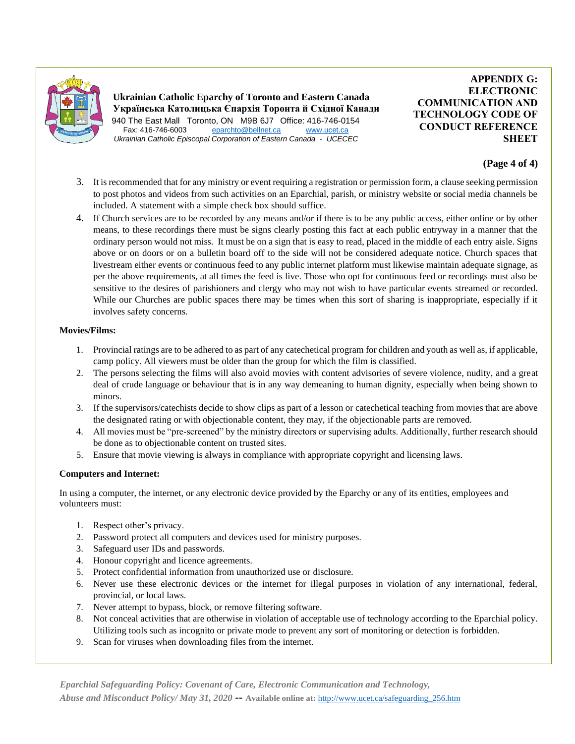3. It is recommended that for any ministry or event requiring a registration or permission form, a clause seeking permission to post photos and videos from such activities on an Eparchial, parish, or ministry website or social media channels be included. A statement with a simple check box should suffice.
4. If Church services are to be recorded by any means and/or if there is to be any public access, either online or by other means, to these recordings there must be signs clearly posting this fact at each public entryway in a manner that the ordinary person would not miss. It must be on a sign that is easy to read, placed in the middle of each entry aisle. Signs above or on doors or on a bulletin board off to the side will not be considered adequate notice. Church spaces that livestream either events or continuous feed to any public internet platform must likewise maintain adequate signage, as per the above requirements, at all times the feed is live. Those who opt for continuous feed or recordings must also be sensitive to the desires of parishioners and clergy who may not wish to have particular events streamed or recorded. While our Churches are public spaces there may be times when this sort of sharing is inappropriate, especially if it involves safety concerns.

**Movies/Films:**

1. Provincial ratings are to be adhered to as part of any catechetical program for children and youth as well as, if applicable, camp policy. All viewers must be older than the group for which the film is classified.
2. The persons selecting the films will also avoid movies with content advisories of severe violence, nudity, and a great deal of crude language or behaviour that is in any way demeaning to human dignity, especially when being shown to minors.
3. If the supervisors/catechists decide to show clips as part of a lesson or catechetical teaching from movies that are above the designated rating or with objectionable content, they may, if the objectionable parts are removed.
4. All movies must be "pre-screened" by the ministry directors or supervising adults. Additionally, further research should be done as to objectionable content on trusted sites.
5. Ensure that movie viewing is always in compliance with appropriate copyright and licensing laws.

**Computers and Internet:**

In using a computer, the internet, or any electronic device provided by the Eparchy or any of its entities, employees and volunteers must:

1. Respect other's privacy.
2. Password protect all computers and devices used for ministry purposes.
3. Safeguard user IDs and passwords.
4. Honour copyright and licence agreements.
5. Protect confidential information from unauthorized use or disclosure.
6. Never use these electronic devices or the internet for illegal purposes in violation of any international, federal, provincial, or local laws.
7. Never attempt to bypass, block, or remove filtering software.
8. Not conceal activities that are otherwise in violation of acceptable use of technology according to the Eparchial policy. Utilizing tools such as incognito or private mode to prevent any sort of monitoring or detection is forbidden.
9. Scan for viruses when downloading files from the internet.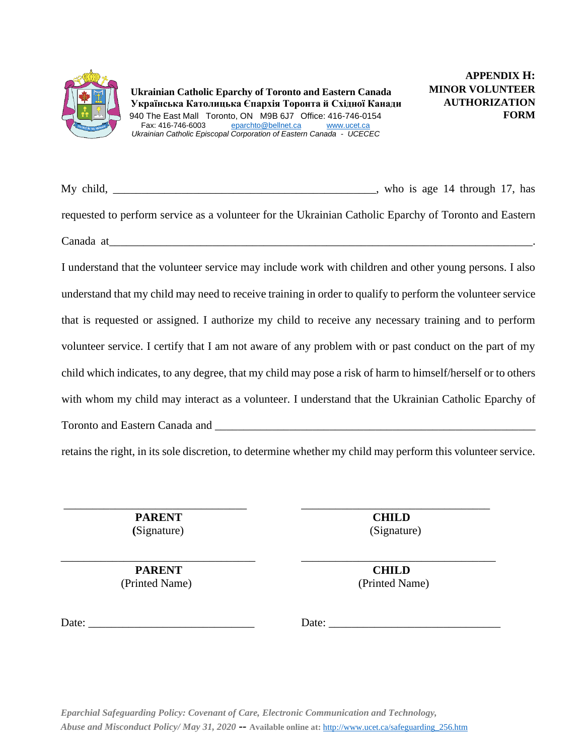**Ukrainian Catholic Eparchy of Toronto and Eastern Canada**
**Українська Католицька Єпархія Торонта й Східної Канади**
940 The East Mall Toronto, ON M9B 6J7 Office: 416-746-0154
Fax: 416-746-6003 eparchto@bellnet.ca www.ucet.ca
*Ukrainian Catholic Episcopal Corporation of Eastern Canada - UCECEC*

# APPENDIX H: MINOR VOLUNTEER AUTHORIZATION FORM

My child, _______________________________________________, who is age 14 through 17, has requested to perform service as a volunteer for the Ukrainian Catholic Eparchy of Toronto and Eastern Canada at_____________________________________________________________________________.

I understand that the volunteer service may include work with children and other young persons. I also understand that my child may need to receive training in order to qualify to perform the volunteer service that is requested or assigned. I authorize my child to receive any necessary training and to perform volunteer service. I certify that I am not aware of any problem with or past conduct on the part of my child which indicates, to any degree, that my child may pose a risk of harm to himself/herself or to others with whom my child may interact as a volunteer. I understand that the Ukrainian Catholic Eparchy of Toronto and Eastern Canada and __________________________________________________________ retains the right, in its sole discretion, to determine whether my child may perform this volunteer service.

_________________________________ **PARENT** (Signature)

_________________________________ **CHILD** (Signature)

_________________________________ **PARENT** (Printed Name)

_________________________________ **CHILD** (Printed Name)

Date: ____________________________

Date: ____________________________

*Eparchial Safeguarding Policy: Covenant of Care, Electronic Communication and Technology, Abuse and Misconduct Policy/ May 31, 2020* -- **Available online at:** http://www.ucet.ca/safeguarding_256.htm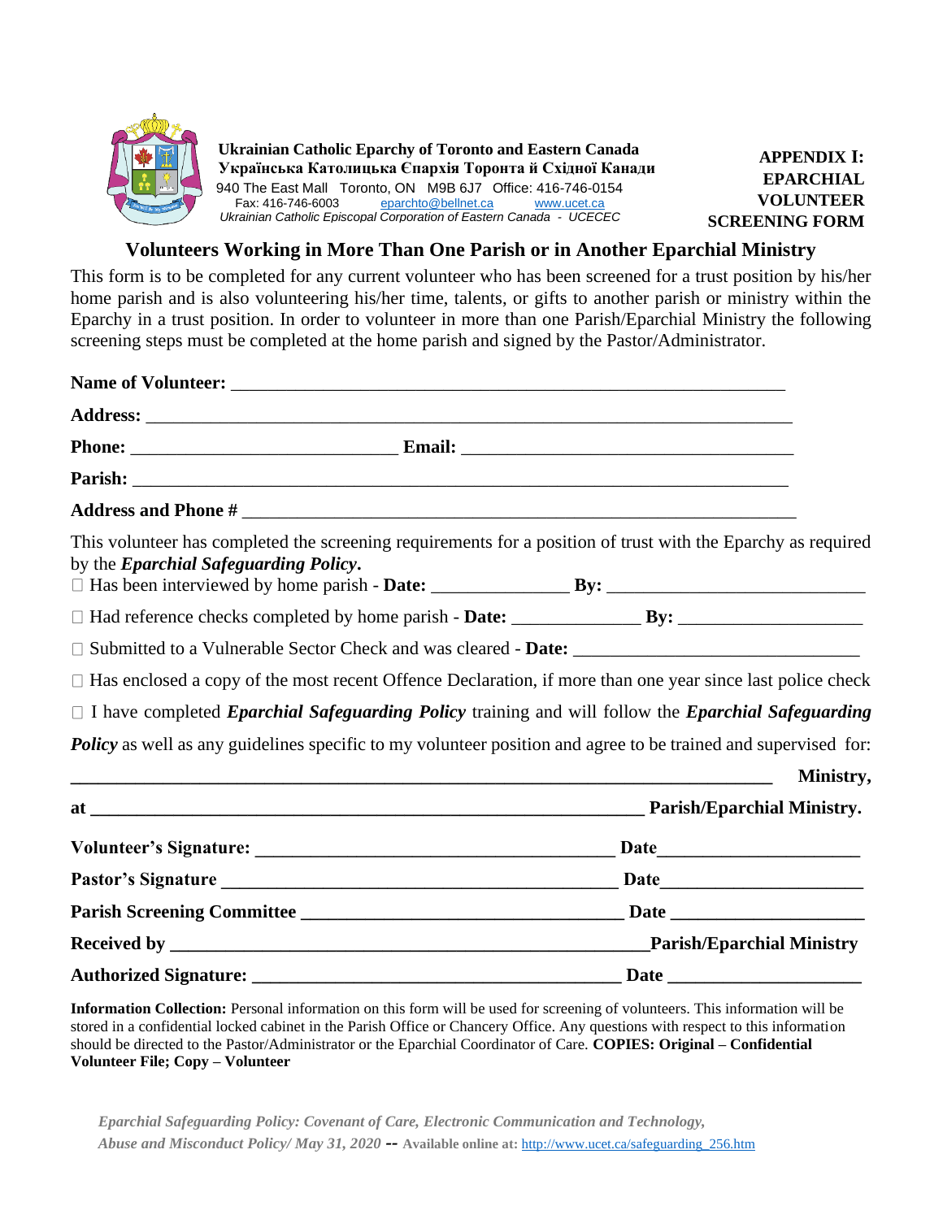**Ukrainian Catholic Eparchy of Toronto and Eastern Canada**
**Українська Католицька Єпархія Торонта й Східної Канади**
940 The East Mall Toronto, ON M9B 6J7 Office: 416-746-0154
Fax: 416-746-6003 eparchto@bellnet.ca www.ucet.ca
*Ukrainian Catholic Episcopal Corporation of Eastern Canada - UCECEC*

**APPENDIX I: EPARCHIAL VOLUNTEER SCREENING FORM**

## Volunteers Working in More Than One Parish or in Another Eparchial Ministry

This form is to be completed for any current volunteer who has been screened for a trust position by his/her home parish and is also volunteering his/her time, talents, or gifts to another parish or ministry within the Eparchy in a trust position. In order to volunteer in more than one Parish/Eparchial Ministry the following screening steps must be completed at the home parish and signed by the Pastor/Administrator.

**Name of Volunteer:** ___________________________________________________________

**Address:** ______________________________________________________________________

**Phone:** ____________________________ **Email:** ___________________________________

**Parish:** _______________________________________________________________________

**Address and Phone #** __________________________________________________________

This volunteer has completed the screening requirements for a position of trust with the Eparchy as required by the ***Eparchial Safeguarding Policy***.

☐ Has been interviewed by home parish - **Date:** _______________ **By:** ___________________________

☐ Had reference checks completed by home parish - **Date:** ______________ **By:** ____________________

☐ Submitted to a Vulnerable Sector Check and was cleared - **Date:** _______________________________

☐ Has enclosed a copy of the most recent Offence Declaration, if more than one year since last police check

☐ I have completed ***Eparchial Safeguarding Policy*** training and will follow the ***Eparchial Safeguarding Policy*** as well as any guidelines specific to my volunteer position and agree to be trained and supervised for:

__________________________________________________________________________ **Ministry,**

**at** ____________________________________________________________ **Parish/Eparchial Ministry.**

**Volunteer's Signature:** ________________________________________ **Date**_____________________

**Pastor's Signature** ___________________________________________ **Date**_____________________

**Parish Screening Committee** __________________________________ **Date** ____________________

**Received by** _________________________________________________ **Parish/Eparchial Ministry**

**Authorized Signature:** ________________________________________ **Date** ____________________

**Information Collection:** Personal information on this form will be used for screening of volunteers. This information will be stored in a confidential locked cabinet in the Parish Office or Chancery Office. Any questions with respect to this information should be directed to the Pastor/Administrator or the Eparchial Coordinator of Care. **COPIES: Original – Confidential Volunteer File; Copy – Volunteer**

*Eparchial Safeguarding Policy: Covenant of Care, Electronic Communication and Technology, Abuse and Misconduct Policy/ May 31, 2020* **-- Available online at:** http://www.ucet.ca/safeguarding_256.htm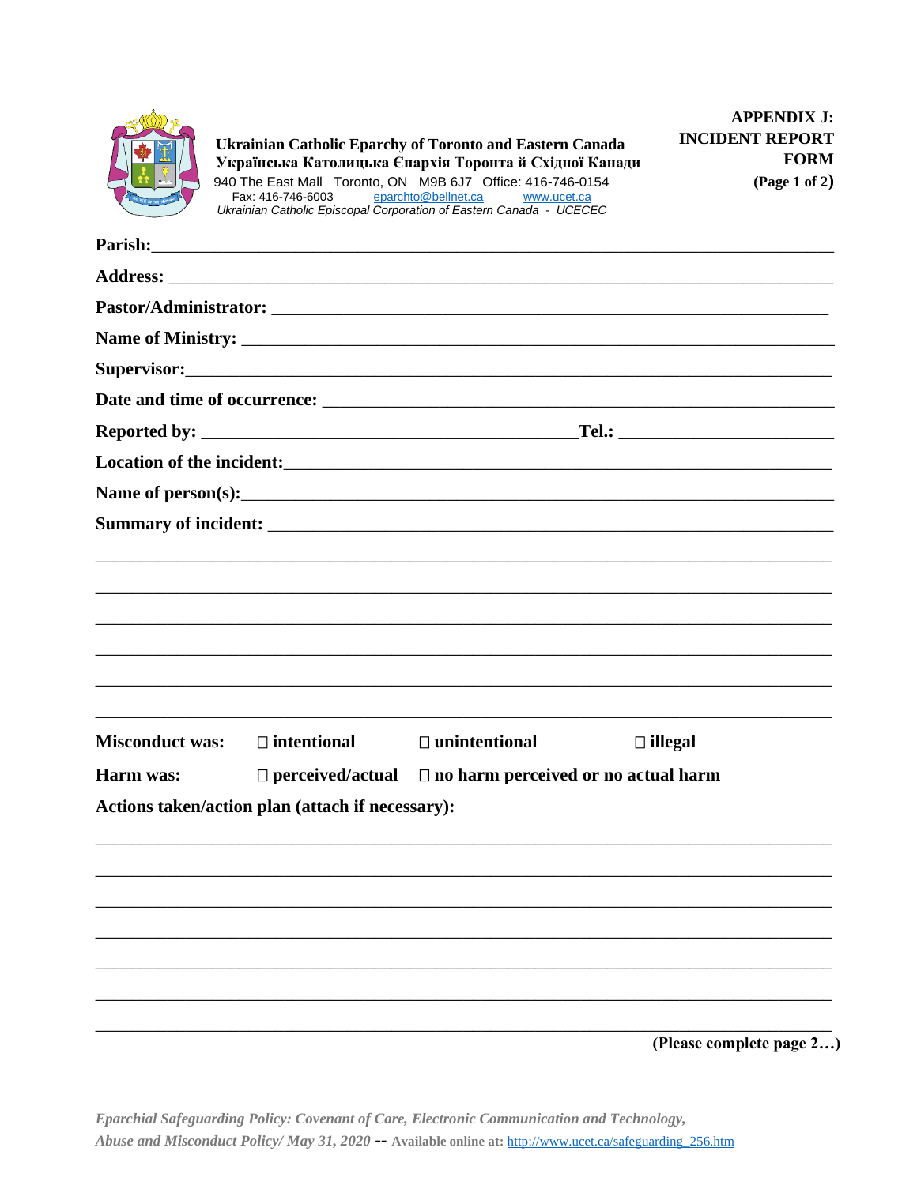**Ukrainian Catholic Eparchy of Toronto and Eastern Canada**
**Українська Католицька Єпархія Торонта й Східної Канади**
940 The East Mall Toronto, ON M9B 6J7 Office: 416-746-0154
Fax: 416-746-6003 eparchto@bellnet.ca www.ucet.ca
*Ukrainian Catholic Episcopal Corporation of Eastern Canada - UCECEC*

**APPENDIX J: INCIDENT REPORT FORM**
**(Page 1 of 2)**

**Parish:**_______________________________________________________________

**Address:** _______________________________________________________________

**Pastor/Administrator:** ______________________________________________________

**Name of Ministry:** _________________________________________________________

**Supervisor:**_______________________________________________________________

**Date and time of occurrence:** _________________________________________________

**Reported by:** _________________________________**Tel.:** ______________________

**Location of the incident:**____________________________________________________

**Name of person(s):**_________________________________________________________

**Summary of incident:** _______________________________________________________

______________________________________________________________________

______________________________________________________________________

______________________________________________________________________

______________________________________________________________________

______________________________________________________________________

______________________________________________________________________

**Misconduct was:** ☐ **intentional** ☐ **unintentional** ☐ **illegal**

**Harm was:** ☐ **perceived/actual** ☐ **no harm perceived or no actual harm**

**Actions taken/action plan (attach if necessary):**

______________________________________________________________________

______________________________________________________________________

______________________________________________________________________

______________________________________________________________________

______________________________________________________________________

______________________________________________________________________

______________________________________________________________________

**(Please complete page 2…)**

*Eparchial Safeguarding Policy: Covenant of Care, Electronic Communication and Technology, Abuse and Misconduct Policy/ May 31, 2020* -- **Available online at:** http://www.ucet.ca/safeguarding_256.htm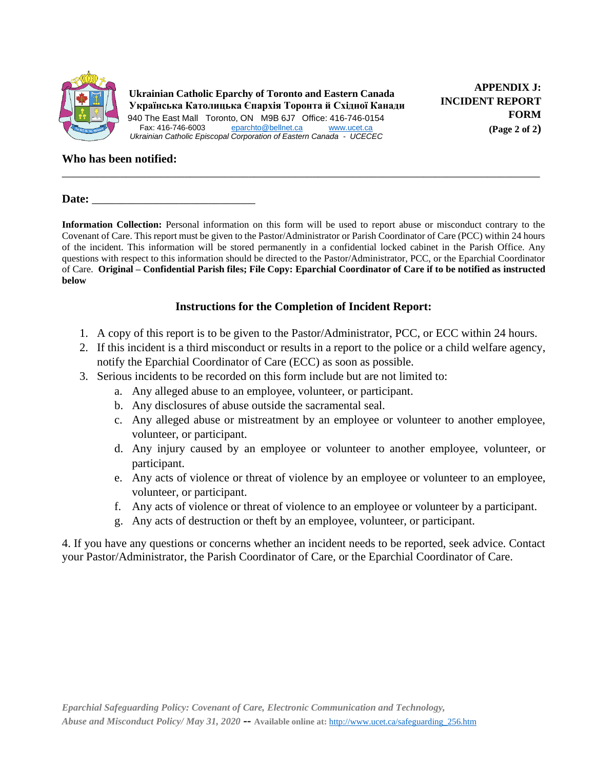**Ukrainian Catholic Eparchy of Toronto and Eastern Canada**
**Українська Католицька Єпархія Торонта й Східної Канади**
940 The East Mall Toronto, ON M9B 6J7 Office: 416-746-0154
Fax: 416-746-6003 eparchto@bellnet.ca www.ucet.ca
*Ukrainian Catholic Episcopal Corporation of Eastern Canada - UCECEC*

**APPENDIX J: INCIDENT REPORT FORM**
**(Page 2 of 2)**

**Who has been notified:**

______________________________________________________________________________

**Date:** ____________________________

**Information Collection:** Personal information on this form will be used to report abuse or misconduct contrary to the Covenant of Care. This report must be given to the Pastor/Administrator or Parish Coordinator of Care (PCC) within 24 hours of the incident. This information will be stored permanently in a confidential locked cabinet in the Parish Office. Any questions with respect to this information should be directed to the Pastor/Administrator, PCC, or the Eparchial Coordinator of Care. **Original – Confidential Parish files; File Copy: Eparchial Coordinator of Care if to be notified as instructed below**

## Instructions for the Completion of Incident Report:

1. A copy of this report is to be given to the Pastor/Administrator, PCC, or ECC within 24 hours.
2. If this incident is a third misconduct or results in a report to the police or a child welfare agency, notify the Eparchial Coordinator of Care (ECC) as soon as possible.
3. Serious incidents to be recorded on this form include but are not limited to:
   a. Any alleged abuse to an employee, volunteer, or participant.
   b. Any disclosures of abuse outside the sacramental seal.
   c. Any alleged abuse or mistreatment by an employee or volunteer to another employee, volunteer, or participant.
   d. Any injury caused by an employee or volunteer to another employee, volunteer, or participant.
   e. Any acts of violence or threat of violence by an employee or volunteer to an employee, volunteer, or participant.
   f. Any acts of violence or threat of violence to an employee or volunteer by a participant.
   g. Any acts of destruction or theft by an employee, volunteer, or participant.

4. If you have any questions or concerns whether an incident needs to be reported, seek advice. Contact your Pastor/Administrator, the Parish Coordinator of Care, or the Eparchial Coordinator of Care.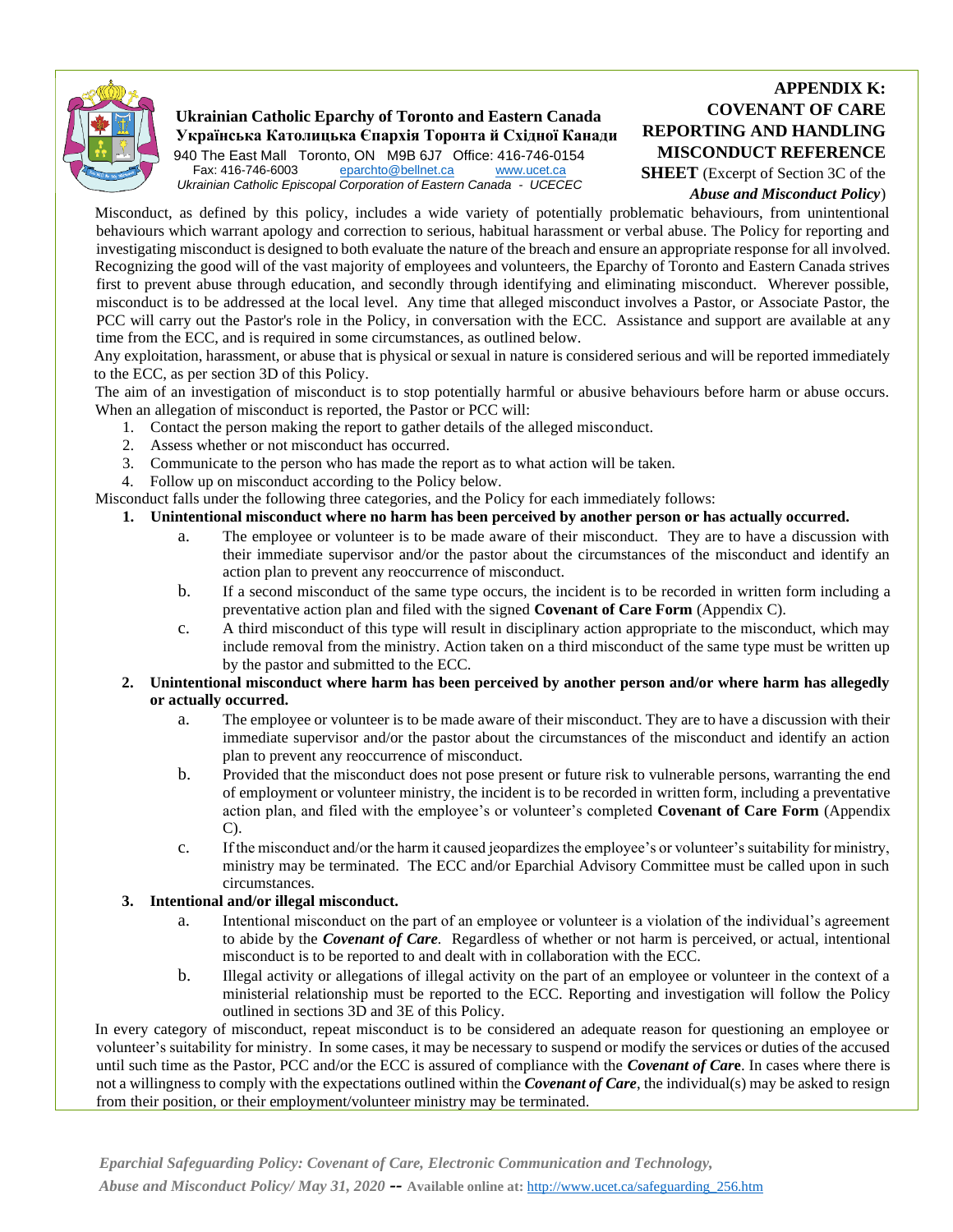**Ukrainian Catholic Eparchy of Toronto and Eastern Canada**
**Українська Католицька Єпархія Торонта й Східної Канади**
940 The East Mall Toronto, ON M9B 6J7 Office: 416-746-0154
Fax: 416-746-6003 eparchto@bellnet.ca www.ucet.ca
*Ukrainian Catholic Episcopal Corporation of Eastern Canada - UCECEC*

# APPENDIX K: COVENANT OF CARE REPORTING AND HANDLING MISCONDUCT REFERENCE SHEET (Excerpt of Section 3C of the *Abuse and Misconduct Policy*)

Misconduct, as defined by this policy, includes a wide variety of potentially problematic behaviours, from unintentional behaviours which warrant apology and correction to serious, habitual harassment or verbal abuse. The Policy for reporting and investigating misconduct is designed to both evaluate the nature of the breach and ensure an appropriate response for all involved. Recognizing the good will of the vast majority of employees and volunteers, the Eparchy of Toronto and Eastern Canada strives first to prevent abuse through education, and secondly through identifying and eliminating misconduct. Wherever possible, misconduct is to be addressed at the local level. Any time that alleged misconduct involves a Pastor, or Associate Pastor, the PCC will carry out the Pastor's role in the Policy, in conversation with the ECC. Assistance and support are available at any time from the ECC, and is required in some circumstances, as outlined below.

Any exploitation, harassment, or abuse that is physical or sexual in nature is considered serious and will be reported immediately to the ECC, as per section 3D of this Policy.

The aim of an investigation of misconduct is to stop potentially harmful or abusive behaviours before harm or abuse occurs. When an allegation of misconduct is reported, the Pastor or PCC will:

1. Contact the person making the report to gather details of the alleged misconduct.
2. Assess whether or not misconduct has occurred.
3. Communicate to the person who has made the report as to what action will be taken.
4. Follow up on misconduct according to the Policy below.

Misconduct falls under the following three categories, and the Policy for each immediately follows:

1. **Unintentional misconduct where no harm has been perceived by another person or has actually occurred.**
   a. The employee or volunteer is to be made aware of their misconduct. They are to have a discussion with their immediate supervisor and/or the pastor about the circumstances of the misconduct and identify an action plan to prevent any reoccurrence of misconduct.
   b. If a second misconduct of the same type occurs, the incident is to be recorded in written form including a preventative action plan and filed with the signed **Covenant of Care Form** (Appendix C).
   c. A third misconduct of this type will result in disciplinary action appropriate to the misconduct, which may include removal from the ministry. Action taken on a third misconduct of the same type must be written up by the pastor and submitted to the ECC.
2. **Unintentional misconduct where harm has been perceived by another person and/or where harm has allegedly or actually occurred.**
   a. The employee or volunteer is to be made aware of their misconduct. They are to have a discussion with their immediate supervisor and/or the pastor about the circumstances of the misconduct and identify an action plan to prevent any reoccurrence of misconduct.
   b. Provided that the misconduct does not pose present or future risk to vulnerable persons, warranting the end of employment or volunteer ministry, the incident is to be recorded in written form, including a preventative action plan, and filed with the employee's or volunteer's completed **Covenant of Care Form** (Appendix C).
   c. If the misconduct and/or the harm it caused jeopardizes the employee's or volunteer's suitability for ministry, ministry may be terminated. The ECC and/or Eparchial Advisory Committee must be called upon in such circumstances.
3. **Intentional and/or illegal misconduct.**
   a. Intentional misconduct on the part of an employee or volunteer is a violation of the individual's agreement to abide by the ***Covenant of Care***. Regardless of whether or not harm is perceived, or actual, intentional misconduct is to be reported to and dealt with in collaboration with the ECC.
   b. Illegal activity or allegations of illegal activity on the part of an employee or volunteer in the context of a ministerial relationship must be reported to the ECC. Reporting and investigation will follow the Policy outlined in sections 3D and 3E of this Policy.

In every category of misconduct, repeat misconduct is to be considered an adequate reason for questioning an employee or volunteer's suitability for ministry. In some cases, it may be necessary to suspend or modify the services or duties of the accused until such time as the Pastor, PCC and/or the ECC is assured of compliance with the ***Covenant of Care***. In cases where there is not a willingness to comply with the expectations outlined within the ***Covenant of Care***, the individual(s) may be asked to resign from their position, or their employment/volunteer ministry may be terminated.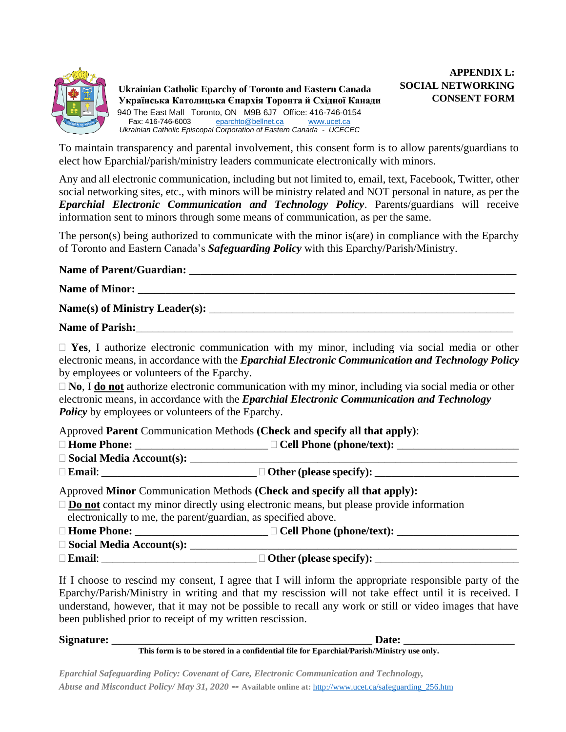**Ukrainian Catholic Eparchy of Toronto and Eastern Canada**
**Українська Католицька Єпархія Торонта й Східної Канади**
940 The East Mall Toronto, ON M9B 6J7 Office: 416-746-0154
Fax: 416-746-6003 eparchto@bellnet.ca www.ucet.ca
*Ukrainian Catholic Episcopal Corporation of Eastern Canada - UCECEC*

# APPENDIX L: SOCIAL NETWORKING CONSENT FORM

To maintain transparency and parental involvement, this consent form is to allow parents/guardians to elect how Eparchial/parish/ministry leaders communicate electronically with minors.

Any and all electronic communication, including but not limited to, email, text, Facebook, Twitter, other social networking sites, etc., with minors will be ministry related and NOT personal in nature, as per the ***Eparchial Electronic Communication and Technology Policy***. Parents/guardians will receive information sent to minors through some means of communication, as per the same.

The person(s) being authorized to communicate with the minor is(are) in compliance with the Eparchy of Toronto and Eastern Canada's ***Safeguarding Policy*** with this Eparchy/Parish/Ministry.

**Name of Parent/Guardian:** ____________________________________________

**Name of Minor:** ____________________________________________

**Name(s) of Ministry Leader(s):** ____________________________________________

**Name of Parish:**____________________________________________

☐ **Yes**, I authorize electronic communication with my minor, including via social media or other electronic means, in accordance with the ***Eparchial Electronic Communication and Technology Policy*** by employees or volunteers of the Eparchy.

☐ **No**, I **do not** authorize electronic communication with my minor, including via social media or other electronic means, in accordance with the ***Eparchial Electronic Communication and Technology Policy*** by employees or volunteers of the Eparchy.

Approved **Parent** Communication Methods **(Check and specify all that apply)**:

☐ **Home Phone:** ______________________ ☐ **Cell Phone (phone/text):** ______________________

☐ **Social Media Account(s):** ____________________________________________

☐ **Email**: ______________________ ☐ **Other (please specify):** ______________________

Approved **Minor** Communication Methods **(Check and specify all that apply):**

☐ **Do not** contact my minor directly using electronic means, but please provide information electronically to me, the parent/guardian, as specified above.

☐ **Home Phone:** ______________________ ☐ **Cell Phone (phone/text):** ______________________

☐ **Social Media Account(s):** ____________________________________________

☐ **Email**: ______________________ ☐ **Other (please specify):** ______________________

If I choose to rescind my consent, I agree that I will inform the appropriate responsible party of the Eparchy/Parish/Ministry in writing and that my rescission will not take effect until it is received. I understand, however, that it may not be possible to recall any work or still or video images that have been published prior to receipt of my written rescission.

**Signature:** ____________________________________________ **Date:** ______________________

**This form is to be stored in a confidential file for Eparchial/Parish/Ministry use only.**

*Eparchial Safeguarding Policy: Covenant of Care, Electronic Communication and Technology, Abuse and Misconduct Policy/ May 31, 2020* **-- Available online at:** http://www.ucet.ca/safeguarding_256.htm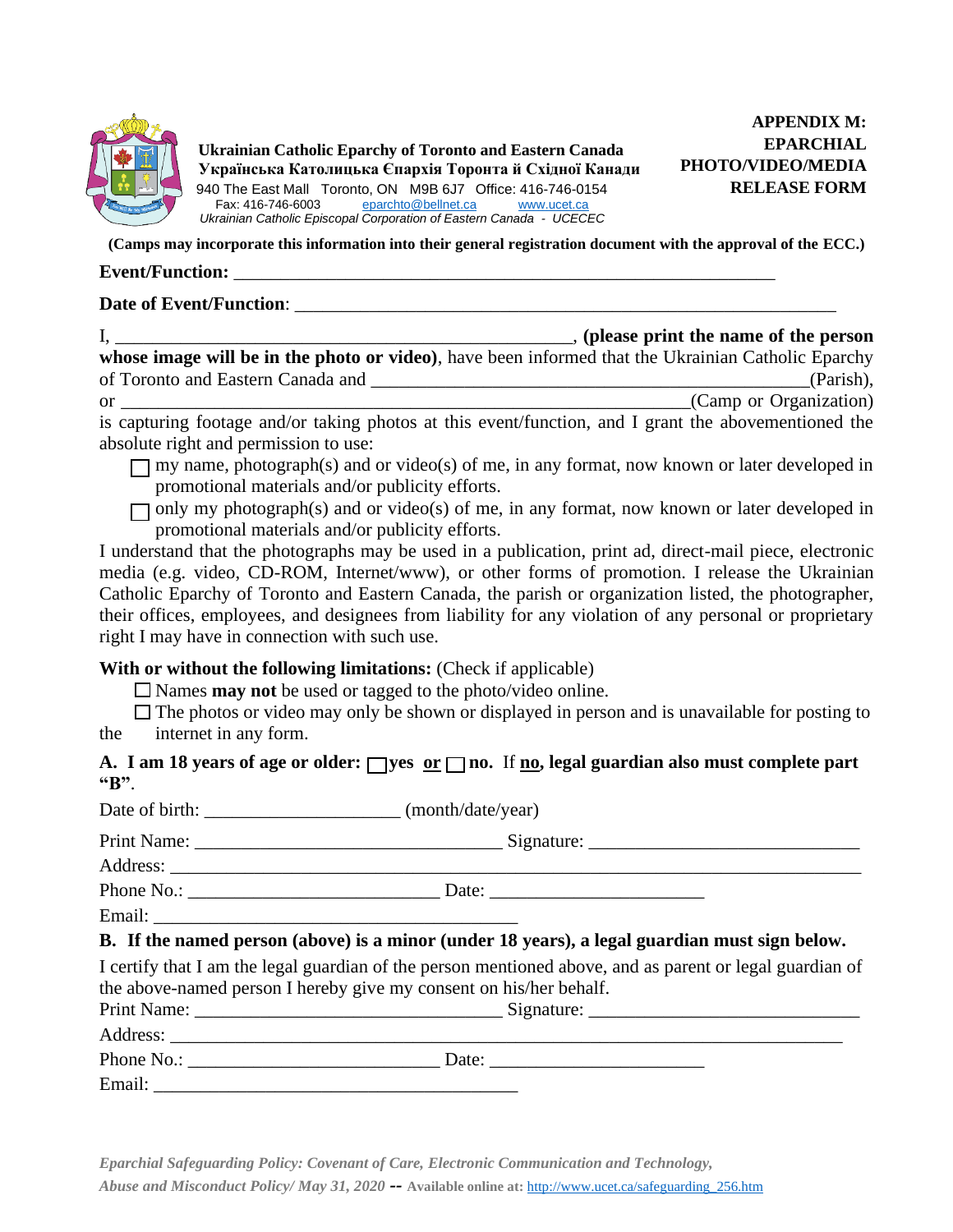**Ukrainian Catholic Eparchy of Toronto and Eastern Canada**
**Українська Католицька Єпархія Торонта й Східної Канади**
940 The East Mall Toronto, ON M9B 6J7 Office: 416-746-0154
Fax: 416-746-6003 eparchto@bellnet.ca www.ucet.ca
*Ukrainian Catholic Episcopal Corporation of Eastern Canada - UCECEC*

**APPENDIX M: EPARCHIAL PHOTO/VIDEO/MEDIA RELEASE FORM**

**(Camps may incorporate this information into their general registration document with the approval of the ECC.)**

**Event/Function:** ____________________________________________________________

**Date of Event/Function**: ____________________________________________________________

I, __________________________________________________, **(please print the name of the person whose image will be in the photo or video)**, have been informed that the Ukrainian Catholic Eparchy of Toronto and Eastern Canada and _______________________________________________(Parish), or ________________________________________________________________(Camp or Organization) is capturing footage and/or taking photos at this event/function, and I grant the abovementioned the absolute right and permission to use:

- ☐ my name, photograph(s) and or video(s) of me, in any format, now known or later developed in promotional materials and/or publicity efforts.
- ☐ only my photograph(s) and or video(s) of me, in any format, now known or later developed in promotional materials and/or publicity efforts.

I understand that the photographs may be used in a publication, print ad, direct-mail piece, electronic media (e.g. video, CD-ROM, Internet/www), or other forms of promotion. I release the Ukrainian Catholic Eparchy of Toronto and Eastern Canada, the parish or organization listed, the photographer, their offices, employees, and designees from liability for any violation of any personal or proprietary right I may have in connection with such use.

**With or without the following limitations:** (Check if applicable)

- ☐ Names **may not** be used or tagged to the photo/video online.
- ☐ The photos or video may only be shown or displayed in person and is unavailable for posting to the internet in any form.

**A. I am 18 years of age or older: ☐ yes <u>or</u> ☐ no.** If **<u>no</u>, legal guardian also must complete part "B"**.

Date of birth: ____________________ (month/date/year)

Print Name: ________________________________ Signature: ____________________________

Address: ________________________________________________________________________

Phone No.: __________________________ Date: ______________________

Email: ______________________________________

**B. If the named person (above) is a minor (under 18 years), a legal guardian must sign below.**

I certify that I am the legal guardian of the person mentioned above, and as parent or legal guardian of the above-named person I hereby give my consent on his/her behalf.

Print Name: ________________________________ Signature: ____________________________

Address: ________________________________________________________________________

Phone No.: __________________________ Date: ______________________

Email: ______________________________________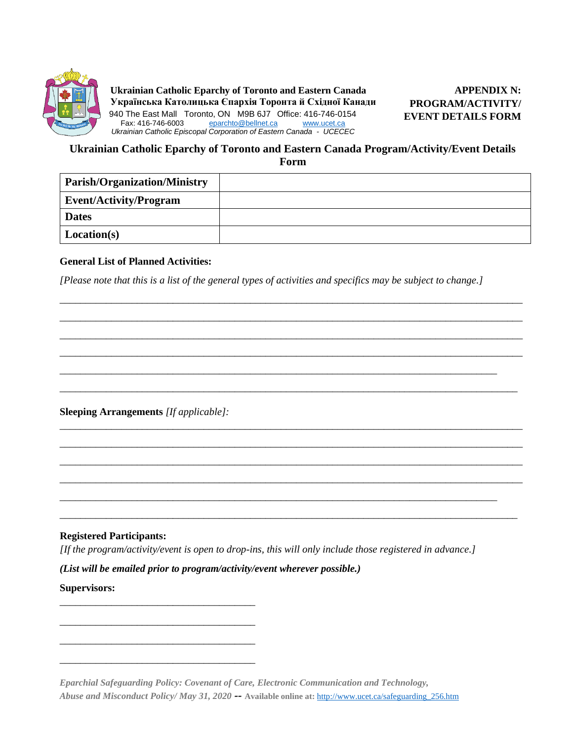**Ukrainian Catholic Eparchy of Toronto and Eastern Canada**
**Українська Католицька Єпархія Торонта й Східної Канади**
940 The East Mall Toronto, ON M9B 6J7 Office: 416-746-0154
Fax: 416-746-6003 eparchto@bellnet.ca www.ucet.ca
*Ukrainian Catholic Episcopal Corporation of Eastern Canada - UCECEC*

**APPENDIX N: PROGRAM/ACTIVITY/ EVENT DETAILS FORM**

## Ukrainian Catholic Eparchy of Toronto and Eastern Canada Program/Activity/Event Details Form

| **Parish/Organization/Ministry** | |
|---|---|
| **Event/Activity/Program** | |
| **Dates** | |
| **Location(s)** | |

**General List of Planned Activities:**

*[Please note that this is a list of the general types of activities and specifics may be subject to change.]*

______________________________________________________________________________

______________________________________________________________________________

______________________________________________________________________________

______________________________________________________________________________

______________________________________________________________________________

______________________________________________________________________________

**Sleeping Arrangements** *[If applicable]:*

______________________________________________________________________________

______________________________________________________________________________

______________________________________________________________________________

______________________________________________________________________________

______________________________________________________________________________

______________________________________________________________________________

**Registered Participants:**

*[If the program/activity/event is open to drop-ins, this will only include those registered in advance.]*

***(List will be emailed prior to program/activity/event wherever possible.)***

**Supervisors:**

_________________________________

_________________________________

_________________________________

_________________________________

*Eparchial Safeguarding Policy: Covenant of Care, Electronic Communication and Technology, Abuse and Misconduct Policy/ May 31, 2020* -- **Available online at:** http://www.ucet.ca/safeguarding_256.htm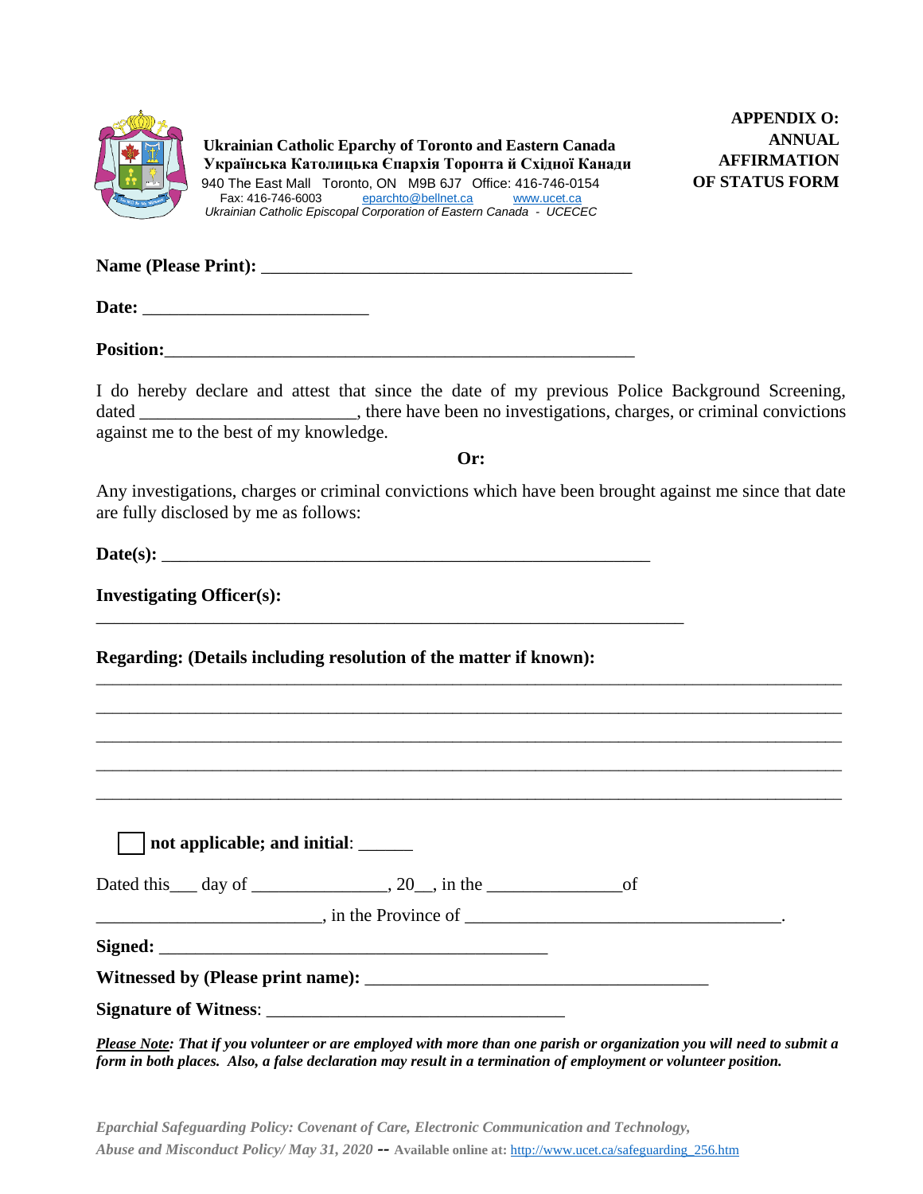**Ukrainian Catholic Eparchy of Toronto and Eastern Canada**
**Українська Католицька Єпархія Торонта й Східної Канади**
940 The East Mall Toronto, ON M9B 6J7 Office: 416-746-0154
Fax: 416-746-6003 eparchto@bellnet.ca www.ucet.ca
*Ukrainian Catholic Episcopal Corporation of Eastern Canada - UCECEC*

# APPENDIX O: ANNUAL AFFIRMATION OF STATUS FORM

**Name (Please Print):** ___________________________________________

**Date:** __________________________

**Position:**_______________________________________________________

I do hereby declare and attest that since the date of my previous Police Background Screening, dated ________________________, there have been no investigations, charges, or criminal convictions against me to the best of my knowledge.

**Or:**

Any investigations, charges or criminal convictions which have been brought against me since that date are fully disclosed by me as follows:

**Date(s):** ________________________________________________________

**Investigating Officer(s):**

____________________________________________________________________

**Regarding: (Details including resolution of the matter if known):**

______________________________________________________________________________

______________________________________________________________________________

______________________________________________________________________________

______________________________________________________________________________

______________________________________________________________________________

☐ **not applicable; and initial**: ______

Dated this___ day of _______________, 20__, in the _______________of

________________________, in the Province of ___________________________________.

**Signed:** _____________________________________________

**Witnessed by (Please print name):** ______________________________________

**Signature of Witness**: _________________________________

***<u>Please Note</u>: That if you volunteer or are employed with more than one parish or organization you will need to submit a form in both places. Also, a false declaration may result in a termination of employment or volunteer position.***

*Eparchial Safeguarding Policy: Covenant of Care, Electronic Communication and Technology, Abuse and Misconduct Policy/ May 31, 2020* -- **Available online at:** http://www.ucet.ca/safeguarding_256.htm